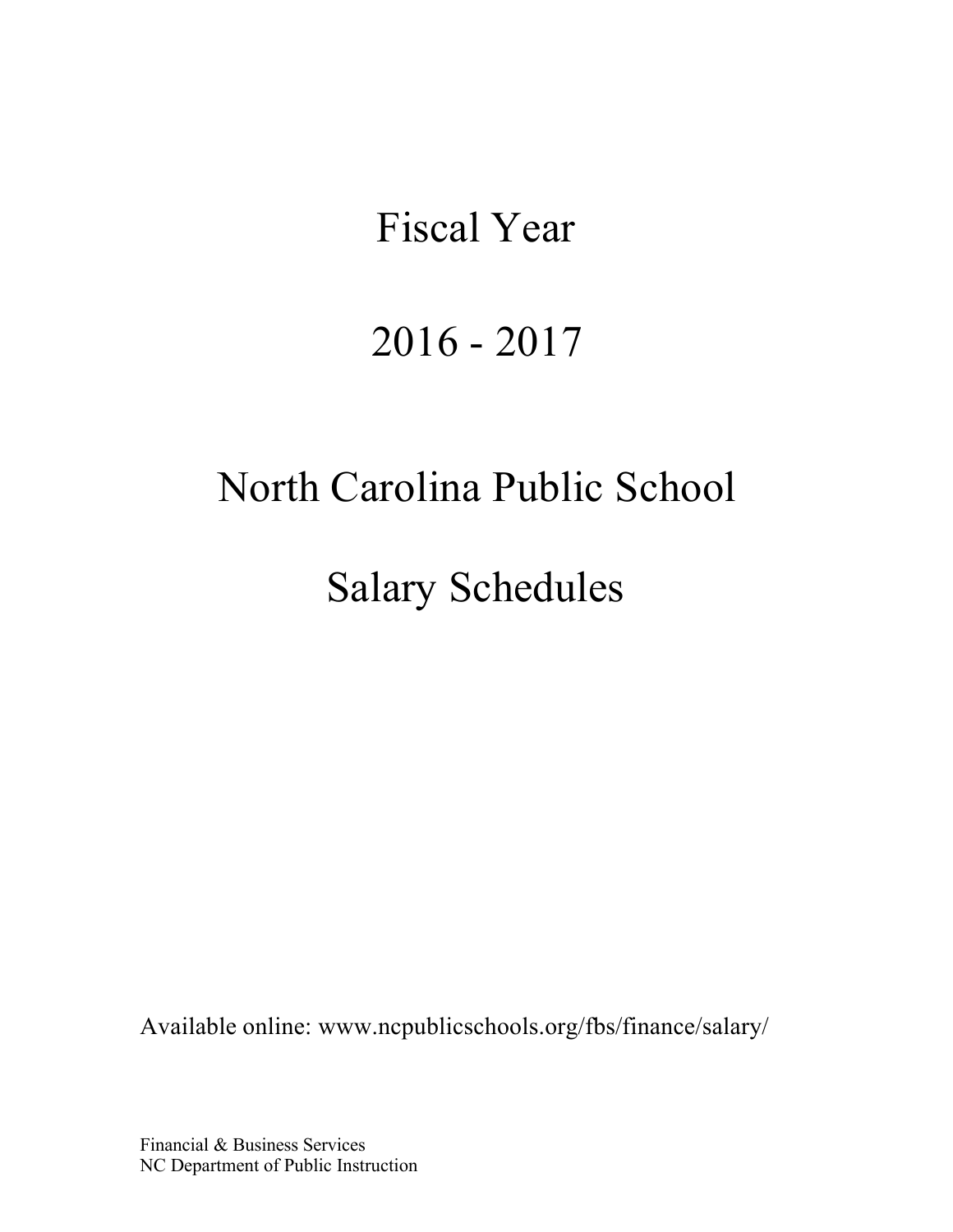# Fiscal Year

# 2016 - 2017

# North Carolina Public School

# Salary Schedules

Available online: www.ncpublicschools.org/fbs/finance/salary/

Financial & Business Services
NC Department of Public Instruction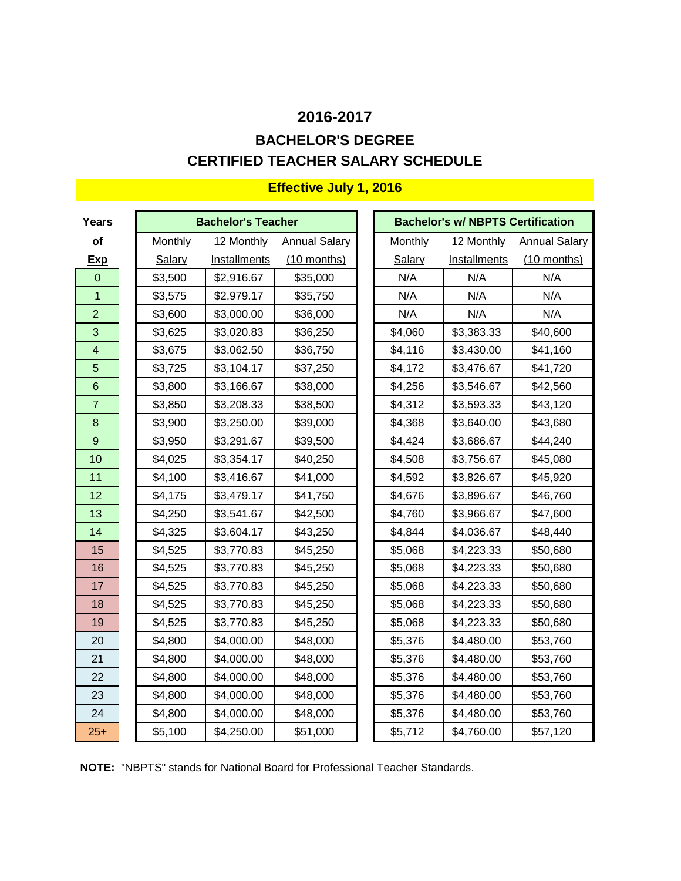# 2016-2017

## BACHELOR'S DEGREE

## CERTIFIED TEACHER SALARY SCHEDULE

**Effective July 1, 2016**

| Years of Exp | Bachelor's Teacher | | | Bachelor's w/ NBPTS Certification | | |
|---|---|---|---|---|---|---|
| | Monthly Salary | 12 Monthly Installments | Annual Salary (10 months) | Monthly Salary | 12 Monthly Installments | Annual Salary (10 months) |
| 0 | $3,500 | $2,916.67 | $35,000 | N/A | N/A | N/A |
| 1 | $3,575 | $2,979.17 | $35,750 | N/A | N/A | N/A |
| 2 | $3,600 | $3,000.00 | $36,000 | N/A | N/A | N/A |
| 3 | $3,625 | $3,020.83 | $36,250 | $4,060 | $3,383.33 | $40,600 |
| 4 | $3,675 | $3,062.50 | $36,750 | $4,116 | $3,430.00 | $41,160 |
| 5 | $3,725 | $3,104.17 | $37,250 | $4,172 | $3,476.67 | $41,720 |
| 6 | $3,800 | $3,166.67 | $38,000 | $4,256 | $3,546.67 | $42,560 |
| 7 | $3,850 | $3,208.33 | $38,500 | $4,312 | $3,593.33 | $43,120 |
| 8 | $3,900 | $3,250.00 | $39,000 | $4,368 | $3,640.00 | $43,680 |
| 9 | $3,950 | $3,291.67 | $39,500 | $4,424 | $3,686.67 | $44,240 |
| 10 | $4,025 | $3,354.17 | $40,250 | $4,508 | $3,756.67 | $45,080 |
| 11 | $4,100 | $3,416.67 | $41,000 | $4,592 | $3,826.67 | $45,920 |
| 12 | $4,175 | $3,479.17 | $41,750 | $4,676 | $3,896.67 | $46,760 |
| 13 | $4,250 | $3,541.67 | $42,500 | $4,760 | $3,966.67 | $47,600 |
| 14 | $4,325 | $3,604.17 | $43,250 | $4,844 | $4,036.67 | $48,440 |
| 15 | $4,525 | $3,770.83 | $45,250 | $5,068 | $4,223.33 | $50,680 |
| 16 | $4,525 | $3,770.83 | $45,250 | $5,068 | $4,223.33 | $50,680 |
| 17 | $4,525 | $3,770.83 | $45,250 | $5,068 | $4,223.33 | $50,680 |
| 18 | $4,525 | $3,770.83 | $45,250 | $5,068 | $4,223.33 | $50,680 |
| 19 | $4,525 | $3,770.83 | $45,250 | $5,068 | $4,223.33 | $50,680 |
| 20 | $4,800 | $4,000.00 | $48,000 | $5,376 | $4,480.00 | $53,760 |
| 21 | $4,800 | $4,000.00 | $48,000 | $5,376 | $4,480.00 | $53,760 |
| 22 | $4,800 | $4,000.00 | $48,000 | $5,376 | $4,480.00 | $53,760 |
| 23 | $4,800 | $4,000.00 | $48,000 | $5,376 | $4,480.00 | $53,760 |
| 24 | $4,800 | $4,000.00 | $48,000 | $5,376 | $4,480.00 | $53,760 |
| 25+ | $5,100 | $4,250.00 | $51,000 | $5,712 | $4,760.00 | $57,120 |

**NOTE:** "NBPTS" stands for National Board for Professional Teacher Standards.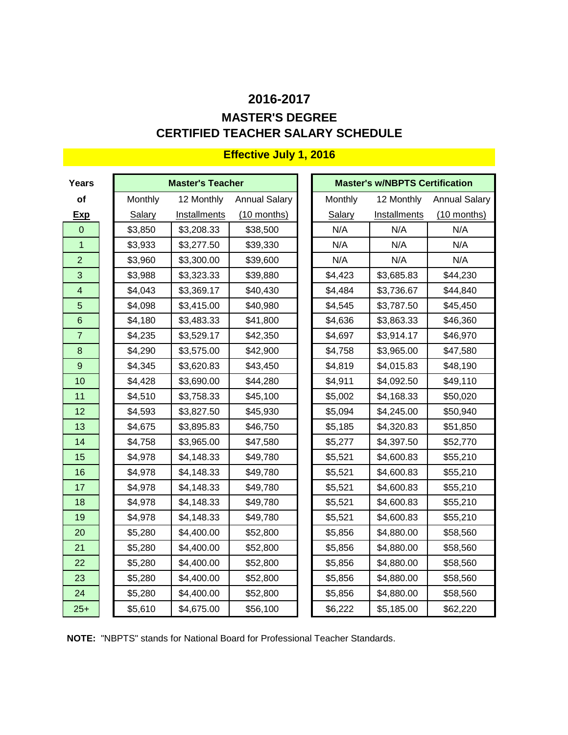# 2016-2017

## MASTER'S DEGREE
## CERTIFIED TEACHER SALARY SCHEDULE

**Effective July 1, 2016**

| Years of Exp | Master's Teacher | | | Master's w/NBPTS Certification | | |
|---|---|---|---|---|---|---|
| | Monthly Salary | 12 Monthly Installments | Annual Salary (10 months) | Monthly Salary | 12 Monthly Installments | Annual Salary (10 months) |
| 0 | $3,850 | $3,208.33 | $38,500 | N/A | N/A | N/A |
| 1 | $3,933 | $3,277.50 | $39,330 | N/A | N/A | N/A |
| 2 | $3,960 | $3,300.00 | $39,600 | N/A | N/A | N/A |
| 3 | $3,988 | $3,323.33 | $39,880 | $4,423 | $3,685.83 | $44,230 |
| 4 | $4,043 | $3,369.17 | $40,430 | $4,484 | $3,736.67 | $44,840 |
| 5 | $4,098 | $3,415.00 | $40,980 | $4,545 | $3,787.50 | $45,450 |
| 6 | $4,180 | $3,483.33 | $41,800 | $4,636 | $3,863.33 | $46,360 |
| 7 | $4,235 | $3,529.17 | $42,350 | $4,697 | $3,914.17 | $46,970 |
| 8 | $4,290 | $3,575.00 | $42,900 | $4,758 | $3,965.00 | $47,580 |
| 9 | $4,345 | $3,620.83 | $43,450 | $4,819 | $4,015.83 | $48,190 |
| 10 | $4,428 | $3,690.00 | $44,280 | $4,911 | $4,092.50 | $49,110 |
| 11 | $4,510 | $3,758.33 | $45,100 | $5,002 | $4,168.33 | $50,020 |
| 12 | $4,593 | $3,827.50 | $45,930 | $5,094 | $4,245.00 | $50,940 |
| 13 | $4,675 | $3,895.83 | $46,750 | $5,185 | $4,320.83 | $51,850 |
| 14 | $4,758 | $3,965.00 | $47,580 | $5,277 | $4,397.50 | $52,770 |
| 15 | $4,978 | $4,148.33 | $49,780 | $5,521 | $4,600.83 | $55,210 |
| 16 | $4,978 | $4,148.33 | $49,780 | $5,521 | $4,600.83 | $55,210 |
| 17 | $4,978 | $4,148.33 | $49,780 | $5,521 | $4,600.83 | $55,210 |
| 18 | $4,978 | $4,148.33 | $49,780 | $5,521 | $4,600.83 | $55,210 |
| 19 | $4,978 | $4,148.33 | $49,780 | $5,521 | $4,600.83 | $55,210 |
| 20 | $5,280 | $4,400.00 | $52,800 | $5,856 | $4,880.00 | $58,560 |
| 21 | $5,280 | $4,400.00 | $52,800 | $5,856 | $4,880.00 | $58,560 |
| 22 | $5,280 | $4,400.00 | $52,800 | $5,856 | $4,880.00 | $58,560 |
| 23 | $5,280 | $4,400.00 | $52,800 | $5,856 | $4,880.00 | $58,560 |
| 24 | $5,280 | $4,400.00 | $52,800 | $5,856 | $4,880.00 | $58,560 |
| 25+ | $5,610 | $4,675.00 | $56,100 | $6,222 | $5,185.00 | $62,220 |

**NOTE:** "NBPTS" stands for National Board for Professional Teacher Standards.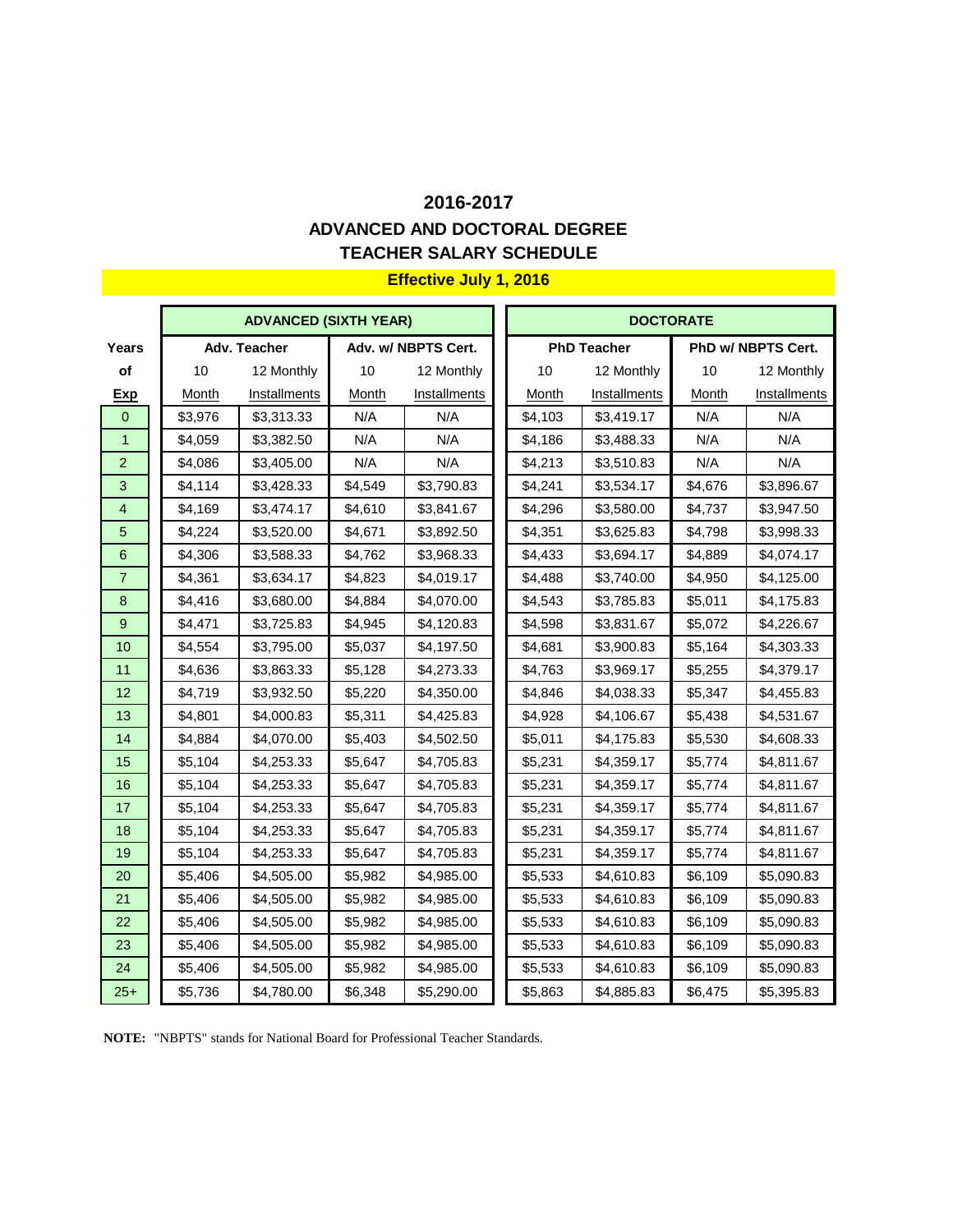# 2016-2017
## ADVANCED AND DOCTORAL DEGREE
## TEACHER SALARY SCHEDULE

**Effective July 1, 2016**

| Years of Exp | ADVANCED (SIXTH YEAR) | | | | DOCTORATE | | | |
|---|---|---|---|---|---|---|---|---|
| | Adv. Teacher | | Adv. w/ NBPTS Cert. | | PhD Teacher | | PhD w/ NBPTS Cert. | |
| | 10 Month | 12 Monthly Installments | 10 Month | 12 Monthly Installments | 10 Month | 12 Monthly Installments | 10 Month | 12 Monthly Installments |
| 0 | $3,976 | $3,313.33 | N/A | N/A | $4,103 | $3,419.17 | N/A | N/A |
| 1 | $4,059 | $3,382.50 | N/A | N/A | $4,186 | $3,488.33 | N/A | N/A |
| 2 | $4,086 | $3,405.00 | N/A | N/A | $4,213 | $3,510.83 | N/A | N/A |
| 3 | $4,114 | $3,428.33 | $4,549 | $3,790.83 | $4,241 | $3,534.17 | $4,676 | $3,896.67 |
| 4 | $4,169 | $3,474.17 | $4,610 | $3,841.67 | $4,296 | $3,580.00 | $4,737 | $3,947.50 |
| 5 | $4,224 | $3,520.00 | $4,671 | $3,892.50 | $4,351 | $3,625.83 | $4,798 | $3,998.33 |
| 6 | $4,306 | $3,588.33 | $4,762 | $3,968.33 | $4,433 | $3,694.17 | $4,889 | $4,074.17 |
| 7 | $4,361 | $3,634.17 | $4,823 | $4,019.17 | $4,488 | $3,740.00 | $4,950 | $4,125.00 |
| 8 | $4,416 | $3,680.00 | $4,884 | $4,070.00 | $4,543 | $3,785.83 | $5,011 | $4,175.83 |
| 9 | $4,471 | $3,725.83 | $4,945 | $4,120.83 | $4,598 | $3,831.67 | $5,072 | $4,226.67 |
| 10 | $4,554 | $3,795.00 | $5,037 | $4,197.50 | $4,681 | $3,900.83 | $5,164 | $4,303.33 |
| 11 | $4,636 | $3,863.33 | $5,128 | $4,273.33 | $4,763 | $3,969.17 | $5,255 | $4,379.17 |
| 12 | $4,719 | $3,932.50 | $5,220 | $4,350.00 | $4,846 | $4,038.33 | $5,347 | $4,455.83 |
| 13 | $4,801 | $4,000.83 | $5,311 | $4,425.83 | $4,928 | $4,106.67 | $5,438 | $4,531.67 |
| 14 | $4,884 | $4,070.00 | $5,403 | $4,502.50 | $5,011 | $4,175.83 | $5,530 | $4,608.33 |
| 15 | $5,104 | $4,253.33 | $5,647 | $4,705.83 | $5,231 | $4,359.17 | $5,774 | $4,811.67 |
| 16 | $5,104 | $4,253.33 | $5,647 | $4,705.83 | $5,231 | $4,359.17 | $5,774 | $4,811.67 |
| 17 | $5,104 | $4,253.33 | $5,647 | $4,705.83 | $5,231 | $4,359.17 | $5,774 | $4,811.67 |
| 18 | $5,104 | $4,253.33 | $5,647 | $4,705.83 | $5,231 | $4,359.17 | $5,774 | $4,811.67 |
| 19 | $5,104 | $4,253.33 | $5,647 | $4,705.83 | $5,231 | $4,359.17 | $5,774 | $4,811.67 |
| 20 | $5,406 | $4,505.00 | $5,982 | $4,985.00 | $5,533 | $4,610.83 | $6,109 | $5,090.83 |
| 21 | $5,406 | $4,505.00 | $5,982 | $4,985.00 | $5,533 | $4,610.83 | $6,109 | $5,090.83 |
| 22 | $5,406 | $4,505.00 | $5,982 | $4,985.00 | $5,533 | $4,610.83 | $6,109 | $5,090.83 |
| 23 | $5,406 | $4,505.00 | $5,982 | $4,985.00 | $5,533 | $4,610.83 | $6,109 | $5,090.83 |
| 24 | $5,406 | $4,505.00 | $5,982 | $4,985.00 | $5,533 | $4,610.83 | $6,109 | $5,090.83 |
| 25+ | $5,736 | $4,780.00 | $6,348 | $5,290.00 | $5,863 | $4,885.83 | $6,475 | $5,395.83 |

**NOTE:** "NBPTS" stands for National Board for Professional Teacher Standards.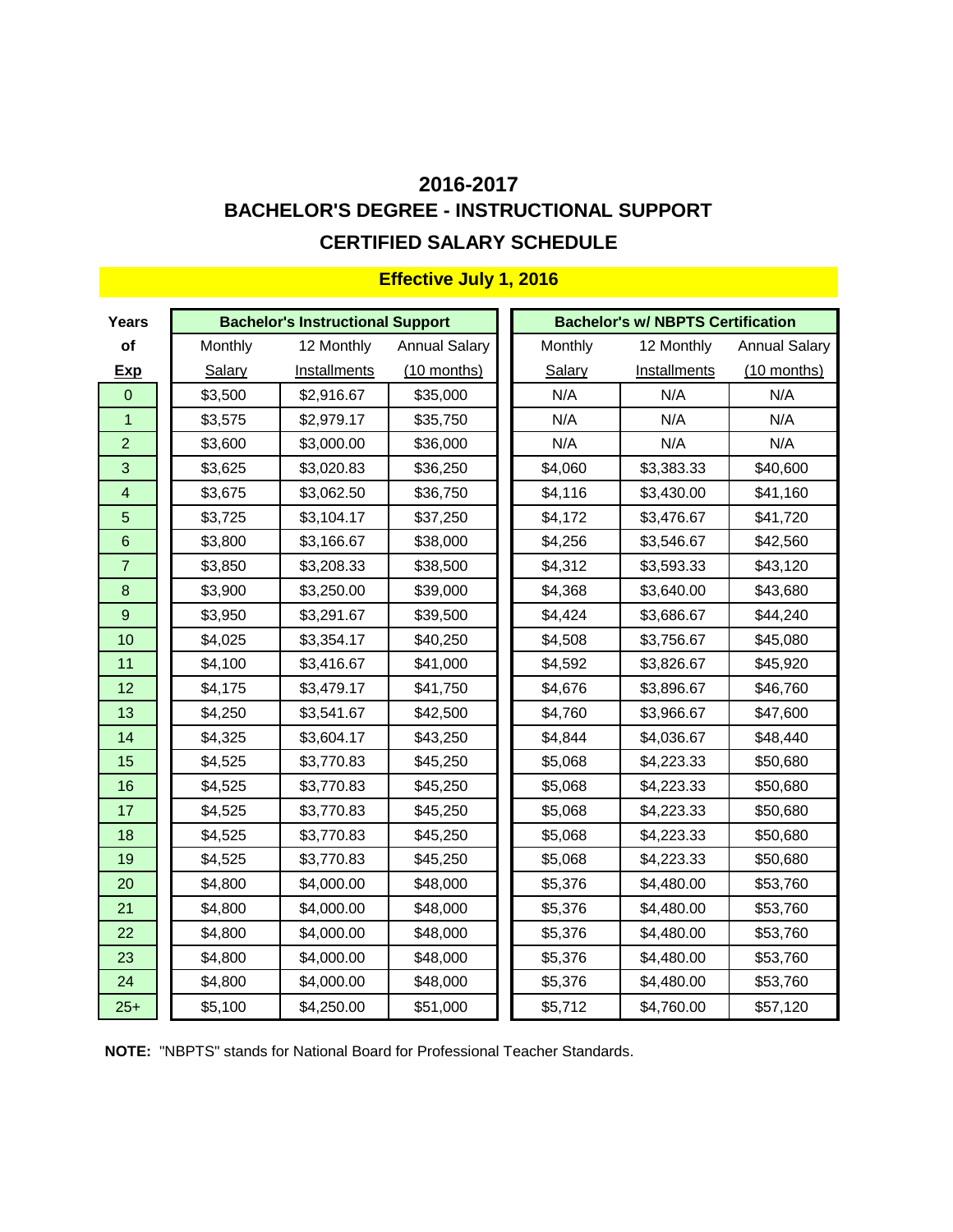# 2016-2017
## BACHELOR'S DEGREE - INSTRUCTIONAL SUPPORT
## CERTIFIED SALARY SCHEDULE

### Effective July 1, 2016

| Years of Exp | Bachelor's Instructional Support | | | Bachelor's w/ NBPTS Certification | | |
|---|---|---|---|---|---|---|
| | Monthly Salary | 12 Monthly Installments | Annual Salary (10 months) | Monthly Salary | 12 Monthly Installments | Annual Salary (10 months) |
| 0 | $3,500 | $2,916.67 | $35,000 | N/A | N/A | N/A |
| 1 | $3,575 | $2,979.17 | $35,750 | N/A | N/A | N/A |
| 2 | $3,600 | $3,000.00 | $36,000 | N/A | N/A | N/A |
| 3 | $3,625 | $3,020.83 | $36,250 | $4,060 | $3,383.33 | $40,600 |
| 4 | $3,675 | $3,062.50 | $36,750 | $4,116 | $3,430.00 | $41,160 |
| 5 | $3,725 | $3,104.17 | $37,250 | $4,172 | $3,476.67 | $41,720 |
| 6 | $3,800 | $3,166.67 | $38,000 | $4,256 | $3,546.67 | $42,560 |
| 7 | $3,850 | $3,208.33 | $38,500 | $4,312 | $3,593.33 | $43,120 |
| 8 | $3,900 | $3,250.00 | $39,000 | $4,368 | $3,640.00 | $43,680 |
| 9 | $3,950 | $3,291.67 | $39,500 | $4,424 | $3,686.67 | $44,240 |
| 10 | $4,025 | $3,354.17 | $40,250 | $4,508 | $3,756.67 | $45,080 |
| 11 | $4,100 | $3,416.67 | $41,000 | $4,592 | $3,826.67 | $45,920 |
| 12 | $4,175 | $3,479.17 | $41,750 | $4,676 | $3,896.67 | $46,760 |
| 13 | $4,250 | $3,541.67 | $42,500 | $4,760 | $3,966.67 | $47,600 |
| 14 | $4,325 | $3,604.17 | $43,250 | $4,844 | $4,036.67 | $48,440 |
| 15 | $4,525 | $3,770.83 | $45,250 | $5,068 | $4,223.33 | $50,680 |
| 16 | $4,525 | $3,770.83 | $45,250 | $5,068 | $4,223.33 | $50,680 |
| 17 | $4,525 | $3,770.83 | $45,250 | $5,068 | $4,223.33 | $50,680 |
| 18 | $4,525 | $3,770.83 | $45,250 | $5,068 | $4,223.33 | $50,680 |
| 19 | $4,525 | $3,770.83 | $45,250 | $5,068 | $4,223.33 | $50,680 |
| 20 | $4,800 | $4,000.00 | $48,000 | $5,376 | $4,480.00 | $53,760 |
| 21 | $4,800 | $4,000.00 | $48,000 | $5,376 | $4,480.00 | $53,760 |
| 22 | $4,800 | $4,000.00 | $48,000 | $5,376 | $4,480.00 | $53,760 |
| 23 | $4,800 | $4,000.00 | $48,000 | $5,376 | $4,480.00 | $53,760 |
| 24 | $4,800 | $4,000.00 | $48,000 | $5,376 | $4,480.00 | $53,760 |
| 25+ | $5,100 | $4,250.00 | $51,000 | $5,712 | $4,760.00 | $57,120 |

**NOTE:** "NBPTS" stands for National Board for Professional Teacher Standards.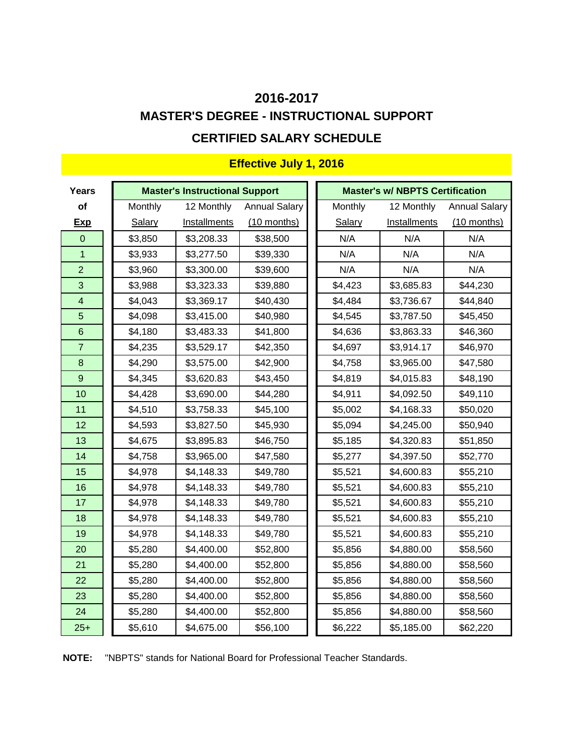# 2016-2017

## MASTER'S DEGREE - INSTRUCTIONAL SUPPORT

## CERTIFIED SALARY SCHEDULE

**Effective July 1, 2016**

| Years of Exp | Master's Instructional Support | | | Master's w/ NBPTS Certification | | |
|---|---|---|---|---|---|---|
| | Monthly Salary | 12 Monthly Installments | Annual Salary (10 months) | Monthly Salary | 12 Monthly Installments | Annual Salary (10 months) |
| 0 | $3,850 | $3,208.33 | $38,500 | N/A | N/A | N/A |
| 1 | $3,933 | $3,277.50 | $39,330 | N/A | N/A | N/A |
| 2 | $3,960 | $3,300.00 | $39,600 | N/A | N/A | N/A |
| 3 | $3,988 | $3,323.33 | $39,880 | $4,423 | $3,685.83 | $44,230 |
| 4 | $4,043 | $3,369.17 | $40,430 | $4,484 | $3,736.67 | $44,840 |
| 5 | $4,098 | $3,415.00 | $40,980 | $4,545 | $3,787.50 | $45,450 |
| 6 | $4,180 | $3,483.33 | $41,800 | $4,636 | $3,863.33 | $46,360 |
| 7 | $4,235 | $3,529.17 | $42,350 | $4,697 | $3,914.17 | $46,970 |
| 8 | $4,290 | $3,575.00 | $42,900 | $4,758 | $3,965.00 | $47,580 |
| 9 | $4,345 | $3,620.83 | $43,450 | $4,819 | $4,015.83 | $48,190 |
| 10 | $4,428 | $3,690.00 | $44,280 | $4,911 | $4,092.50 | $49,110 |
| 11 | $4,510 | $3,758.33 | $45,100 | $5,002 | $4,168.33 | $50,020 |
| 12 | $4,593 | $3,827.50 | $45,930 | $5,094 | $4,245.00 | $50,940 |
| 13 | $4,675 | $3,895.83 | $46,750 | $5,185 | $4,320.83 | $51,850 |
| 14 | $4,758 | $3,965.00 | $47,580 | $5,277 | $4,397.50 | $52,770 |
| 15 | $4,978 | $4,148.33 | $49,780 | $5,521 | $4,600.83 | $55,210 |
| 16 | $4,978 | $4,148.33 | $49,780 | $5,521 | $4,600.83 | $55,210 |
| 17 | $4,978 | $4,148.33 | $49,780 | $5,521 | $4,600.83 | $55,210 |
| 18 | $4,978 | $4,148.33 | $49,780 | $5,521 | $4,600.83 | $55,210 |
| 19 | $4,978 | $4,148.33 | $49,780 | $5,521 | $4,600.83 | $55,210 |
| 20 | $5,280 | $4,400.00 | $52,800 | $5,856 | $4,880.00 | $58,560 |
| 21 | $5,280 | $4,400.00 | $52,800 | $5,856 | $4,880.00 | $58,560 |
| 22 | $5,280 | $4,400.00 | $52,800 | $5,856 | $4,880.00 | $58,560 |
| 23 | $5,280 | $4,400.00 | $52,800 | $5,856 | $4,880.00 | $58,560 |
| 24 | $5,280 | $4,400.00 | $52,800 | $5,856 | $4,880.00 | $58,560 |
| 25+ | $5,610 | $4,675.00 | $56,100 | $6,222 | $5,185.00 | $62,220 |

**NOTE:** "NBPTS" stands for National Board for Professional Teacher Standards.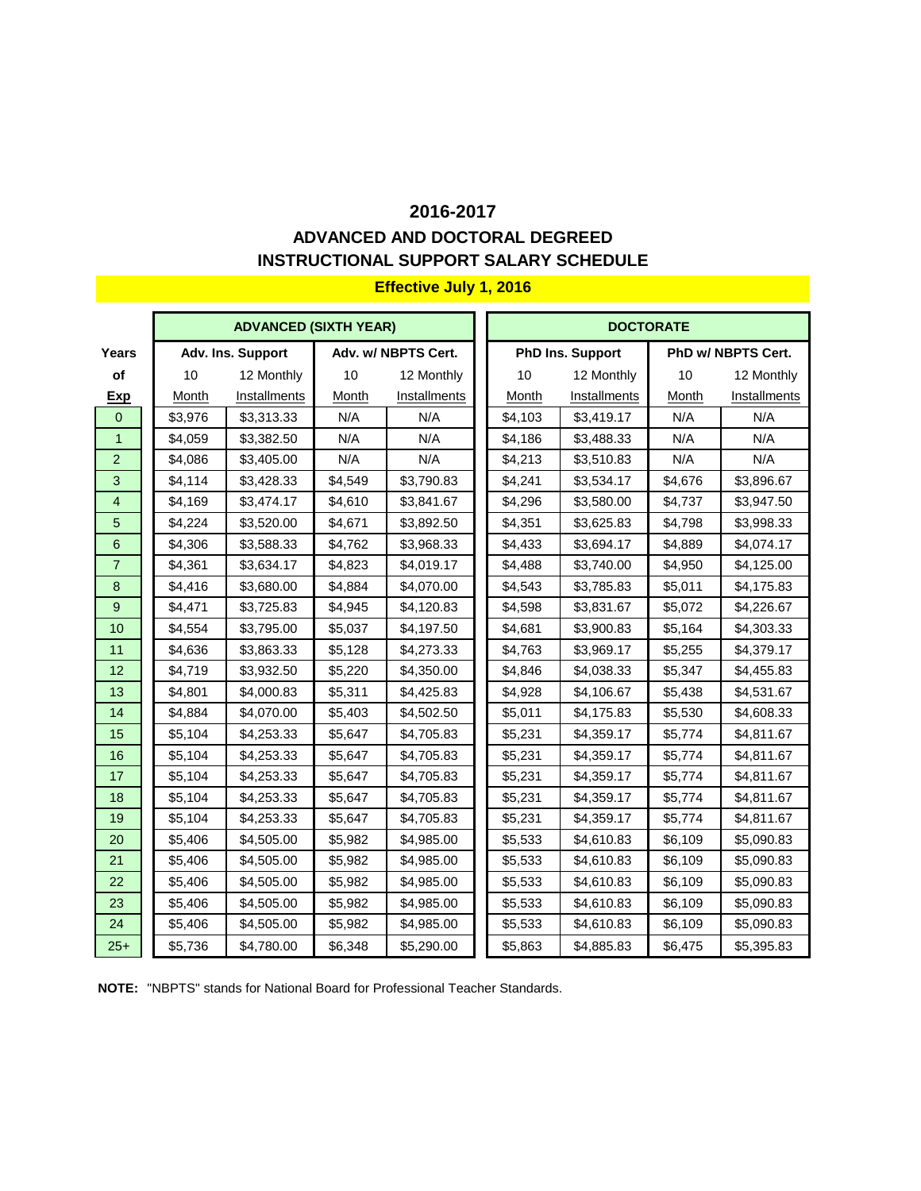# 2016-2017

## ADVANCED AND DOCTORAL DEGREED INSTRUCTIONAL SUPPORT SALARY SCHEDULE

**Effective July 1, 2016**

| Years | ADVANCED (SIXTH YEAR) | | | | DOCTORATE | | | |
|---|---|---|---|---|---|---|---|---|
| | Adv. Ins. Support | | Adv. w/ NBPTS Cert. | | PhD Ins. Support | | PhD w/ NBPTS Cert. | |
| of Exp | 10 Month | 12 Monthly Installments | 10 Month | 12 Monthly Installments | 10 Month | 12 Monthly Installments | 10 Month | 12 Monthly Installments |
| 0 | $3,976 | $3,313.33 | N/A | N/A | $4,103 | $3,419.17 | N/A | N/A |
| 1 | $4,059 | $3,382.50 | N/A | N/A | $4,186 | $3,488.33 | N/A | N/A |
| 2 | $4,086 | $3,405.00 | N/A | N/A | $4,213 | $3,510.83 | N/A | N/A |
| 3 | $4,114 | $3,428.33 | $4,549 | $3,790.83 | $4,241 | $3,534.17 | $4,676 | $3,896.67 |
| 4 | $4,169 | $3,474.17 | $4,610 | $3,841.67 | $4,296 | $3,580.00 | $4,737 | $3,947.50 |
| 5 | $4,224 | $3,520.00 | $4,671 | $3,892.50 | $4,351 | $3,625.83 | $4,798 | $3,998.33 |
| 6 | $4,306 | $3,588.33 | $4,762 | $3,968.33 | $4,433 | $3,694.17 | $4,889 | $4,074.17 |
| 7 | $4,361 | $3,634.17 | $4,823 | $4,019.17 | $4,488 | $3,740.00 | $4,950 | $4,125.00 |
| 8 | $4,416 | $3,680.00 | $4,884 | $4,070.00 | $4,543 | $3,785.83 | $5,011 | $4,175.83 |
| 9 | $4,471 | $3,725.83 | $4,945 | $4,120.83 | $4,598 | $3,831.67 | $5,072 | $4,226.67 |
| 10 | $4,554 | $3,795.00 | $5,037 | $4,197.50 | $4,681 | $3,900.83 | $5,164 | $4,303.33 |
| 11 | $4,636 | $3,863.33 | $5,128 | $4,273.33 | $4,763 | $3,969.17 | $5,255 | $4,379.17 |
| 12 | $4,719 | $3,932.50 | $5,220 | $4,350.00 | $4,846 | $4,038.33 | $5,347 | $4,455.83 |
| 13 | $4,801 | $4,000.83 | $5,311 | $4,425.83 | $4,928 | $4,106.67 | $5,438 | $4,531.67 |
| 14 | $4,884 | $4,070.00 | $5,403 | $4,502.50 | $5,011 | $4,175.83 | $5,530 | $4,608.33 |
| 15 | $5,104 | $4,253.33 | $5,647 | $4,705.83 | $5,231 | $4,359.17 | $5,774 | $4,811.67 |
| 16 | $5,104 | $4,253.33 | $5,647 | $4,705.83 | $5,231 | $4,359.17 | $5,774 | $4,811.67 |
| 17 | $5,104 | $4,253.33 | $5,647 | $4,705.83 | $5,231 | $4,359.17 | $5,774 | $4,811.67 |
| 18 | $5,104 | $4,253.33 | $5,647 | $4,705.83 | $5,231 | $4,359.17 | $5,774 | $4,811.67 |
| 19 | $5,104 | $4,253.33 | $5,647 | $4,705.83 | $5,231 | $4,359.17 | $5,774 | $4,811.67 |
| 20 | $5,406 | $4,505.00 | $5,982 | $4,985.00 | $5,533 | $4,610.83 | $6,109 | $5,090.83 |
| 21 | $5,406 | $4,505.00 | $5,982 | $4,985.00 | $5,533 | $4,610.83 | $6,109 | $5,090.83 |
| 22 | $5,406 | $4,505.00 | $5,982 | $4,985.00 | $5,533 | $4,610.83 | $6,109 | $5,090.83 |
| 23 | $5,406 | $4,505.00 | $5,982 | $4,985.00 | $5,533 | $4,610.83 | $6,109 | $5,090.83 |
| 24 | $5,406 | $4,505.00 | $5,982 | $4,985.00 | $5,533 | $4,610.83 | $6,109 | $5,090.83 |
| 25+ | $5,736 | $4,780.00 | $6,348 | $5,290.00 | $5,863 | $4,885.83 | $6,475 | $5,395.83 |

**NOTE:** "NBPTS" stands for National Board for Professional Teacher Standards.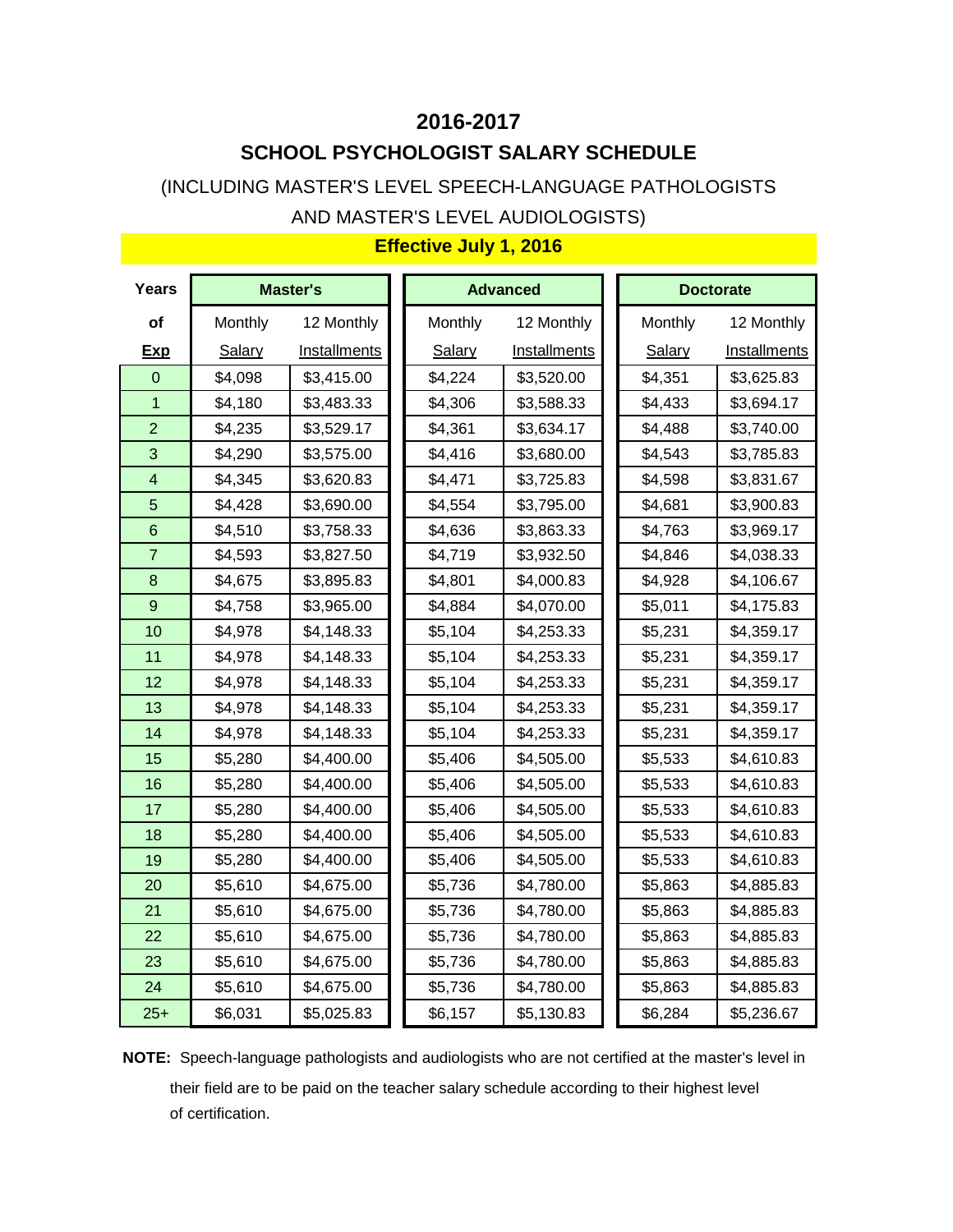# 2016-2017

## SCHOOL PSYCHOLOGIST SALARY SCHEDULE

(INCLUDING MASTER'S LEVEL SPEECH-LANGUAGE PATHOLOGISTS AND MASTER'S LEVEL AUDIOLOGISTS)

**Effective July 1, 2016**

| Years of Exp | Master's | | Advanced | | Doctorate | |
|---|---|---|---|---|---|---|
| | Monthly Salary | 12 Monthly Installments | Monthly Salary | 12 Monthly Installments | Monthly Salary | 12 Monthly Installments |
| 0 | $4,098 | $3,415.00 | $4,224 | $3,520.00 | $4,351 | $3,625.83 |
| 1 | $4,180 | $3,483.33 | $4,306 | $3,588.33 | $4,433 | $3,694.17 |
| 2 | $4,235 | $3,529.17 | $4,361 | $3,634.17 | $4,488 | $3,740.00 |
| 3 | $4,290 | $3,575.00 | $4,416 | $3,680.00 | $4,543 | $3,785.83 |
| 4 | $4,345 | $3,620.83 | $4,471 | $3,725.83 | $4,598 | $3,831.67 |
| 5 | $4,428 | $3,690.00 | $4,554 | $3,795.00 | $4,681 | $3,900.83 |
| 6 | $4,510 | $3,758.33 | $4,636 | $3,863.33 | $4,763 | $3,969.17 |
| 7 | $4,593 | $3,827.50 | $4,719 | $3,932.50 | $4,846 | $4,038.33 |
| 8 | $4,675 | $3,895.83 | $4,801 | $4,000.83 | $4,928 | $4,106.67 |
| 9 | $4,758 | $3,965.00 | $4,884 | $4,070.00 | $5,011 | $4,175.83 |
| 10 | $4,978 | $4,148.33 | $5,104 | $4,253.33 | $5,231 | $4,359.17 |
| 11 | $4,978 | $4,148.33 | $5,104 | $4,253.33 | $5,231 | $4,359.17 |
| 12 | $4,978 | $4,148.33 | $5,104 | $4,253.33 | $5,231 | $4,359.17 |
| 13 | $4,978 | $4,148.33 | $5,104 | $4,253.33 | $5,231 | $4,359.17 |
| 14 | $4,978 | $4,148.33 | $5,104 | $4,253.33 | $5,231 | $4,359.17 |
| 15 | $5,280 | $4,400.00 | $5,406 | $4,505.00 | $5,533 | $4,610.83 |
| 16 | $5,280 | $4,400.00 | $5,406 | $4,505.00 | $5,533 | $4,610.83 |
| 17 | $5,280 | $4,400.00 | $5,406 | $4,505.00 | $5,533 | $4,610.83 |
| 18 | $5,280 | $4,400.00 | $5,406 | $4,505.00 | $5,533 | $4,610.83 |
| 19 | $5,280 | $4,400.00 | $5,406 | $4,505.00 | $5,533 | $4,610.83 |
| 20 | $5,610 | $4,675.00 | $5,736 | $4,780.00 | $5,863 | $4,885.83 |
| 21 | $5,610 | $4,675.00 | $5,736 | $4,780.00 | $5,863 | $4,885.83 |
| 22 | $5,610 | $4,675.00 | $5,736 | $4,780.00 | $5,863 | $4,885.83 |
| 23 | $5,610 | $4,675.00 | $5,736 | $4,780.00 | $5,863 | $4,885.83 |
| 24 | $5,610 | $4,675.00 | $5,736 | $4,780.00 | $5,863 | $4,885.83 |
| 25+ | $6,031 | $5,025.83 | $6,157 | $5,130.83 | $6,284 | $5,236.67 |

**NOTE:** Speech-language pathologists and audiologists who are not certified at the master's level in their field are to be paid on the teacher salary schedule according to their highest level of certification.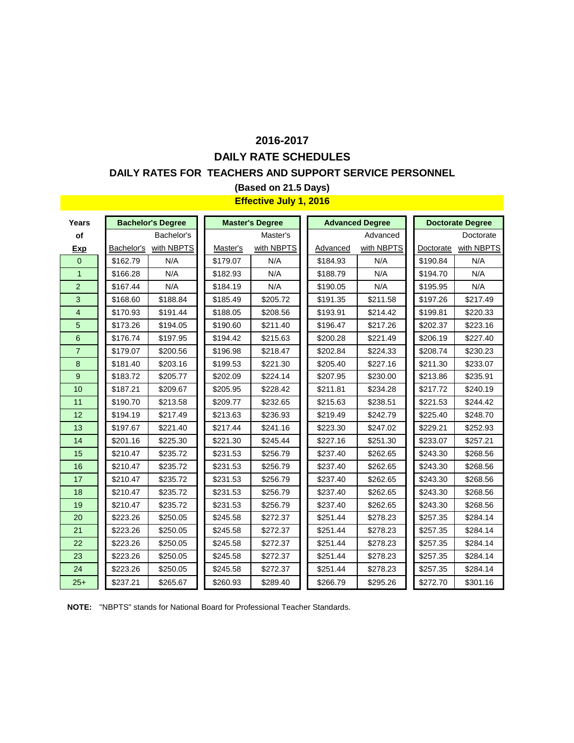# 2016-2017

## DAILY RATE SCHEDULES

### DAILY RATES FOR TEACHERS AND SUPPORT SERVICE PERSONNEL

**(Based on 21.5 Days)**

**Effective July 1, 2016**

| Years of Exp | Bachelor's Degree | | Master's Degree | | Advanced Degree | | Doctorate Degree | |
|---|---|---|---|---|---|---|---|---|
| | Bachelor's | Bachelor's with NBPTS | Master's | Master's with NBPTS | Advanced | Advanced with NBPTS | Doctorate | Doctorate with NBPTS |
| 0 | $162.79 | N/A | $179.07 | N/A | $184.93 | N/A | $190.84 | N/A |
| 1 | $166.28 | N/A | $182.93 | N/A | $188.79 | N/A | $194.70 | N/A |
| 2 | $167.44 | N/A | $184.19 | N/A | $190.05 | N/A | $195.95 | N/A |
| 3 | $168.60 | $188.84 | $185.49 | $205.72 | $191.35 | $211.58 | $197.26 | $217.49 |
| 4 | $170.93 | $191.44 | $188.05 | $208.56 | $193.91 | $214.42 | $199.81 | $220.33 |
| 5 | $173.26 | $194.05 | $190.60 | $211.40 | $196.47 | $217.26 | $202.37 | $223.16 |
| 6 | $176.74 | $197.95 | $194.42 | $215.63 | $200.28 | $221.49 | $206.19 | $227.40 |
| 7 | $179.07 | $200.56 | $196.98 | $218.47 | $202.84 | $224.33 | $208.74 | $230.23 |
| 8 | $181.40 | $203.16 | $199.53 | $221.30 | $205.40 | $227.16 | $211.30 | $233.07 |
| 9 | $183.72 | $205.77 | $202.09 | $224.14 | $207.95 | $230.00 | $213.86 | $235.91 |
| 10 | $187.21 | $209.67 | $205.95 | $228.42 | $211.81 | $234.28 | $217.72 | $240.19 |
| 11 | $190.70 | $213.58 | $209.77 | $232.65 | $215.63 | $238.51 | $221.53 | $244.42 |
| 12 | $194.19 | $217.49 | $213.63 | $236.93 | $219.49 | $242.79 | $225.40 | $248.70 |
| 13 | $197.67 | $221.40 | $217.44 | $241.16 | $223.30 | $247.02 | $229.21 | $252.93 |
| 14 | $201.16 | $225.30 | $221.30 | $245.44 | $227.16 | $251.30 | $233.07 | $257.21 |
| 15 | $210.47 | $235.72 | $231.53 | $256.79 | $237.40 | $262.65 | $243.30 | $268.56 |
| 16 | $210.47 | $235.72 | $231.53 | $256.79 | $237.40 | $262.65 | $243.30 | $268.56 |
| 17 | $210.47 | $235.72 | $231.53 | $256.79 | $237.40 | $262.65 | $243.30 | $268.56 |
| 18 | $210.47 | $235.72 | $231.53 | $256.79 | $237.40 | $262.65 | $243.30 | $268.56 |
| 19 | $210.47 | $235.72 | $231.53 | $256.79 | $237.40 | $262.65 | $243.30 | $268.56 |
| 20 | $223.26 | $250.05 | $245.58 | $272.37 | $251.44 | $278.23 | $257.35 | $284.14 |
| 21 | $223.26 | $250.05 | $245.58 | $272.37 | $251.44 | $278.23 | $257.35 | $284.14 |
| 22 | $223.26 | $250.05 | $245.58 | $272.37 | $251.44 | $278.23 | $257.35 | $284.14 |
| 23 | $223.26 | $250.05 | $245.58 | $272.37 | $251.44 | $278.23 | $257.35 | $284.14 |
| 24 | $223.26 | $250.05 | $245.58 | $272.37 | $251.44 | $278.23 | $257.35 | $284.14 |
| 25+ | $237.21 | $265.67 | $260.93 | $289.40 | $266.79 | $295.26 | $272.70 | $301.16 |

**NOTE:** "NBPTS" stands for National Board for Professional Teacher Standards.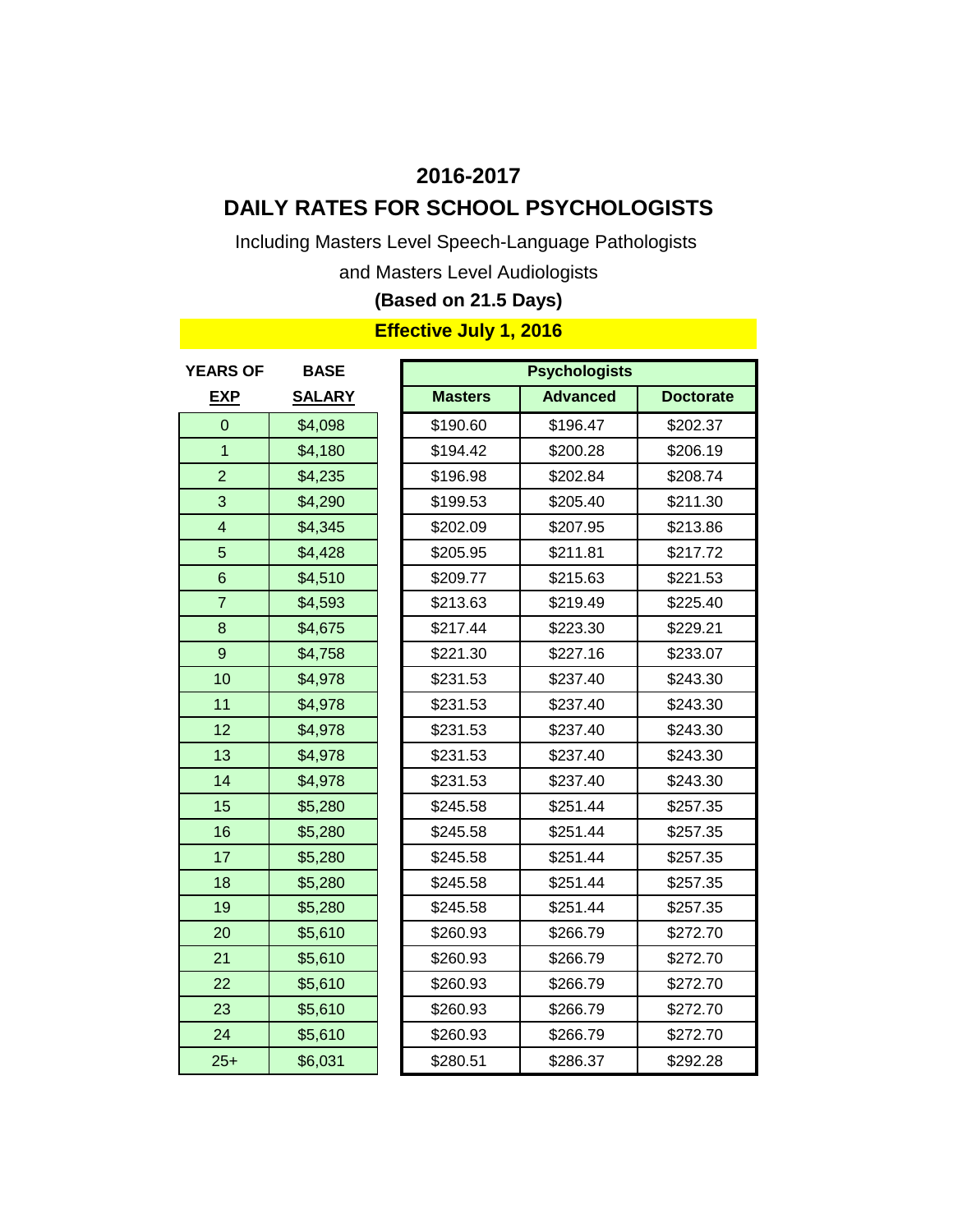# 2016-2017

# DAILY RATES FOR SCHOOL PSYCHOLOGISTS

Including Masters Level Speech-Language Pathologists

and Masters Level Audiologists

**(Based on 21.5 Days)**

**Effective July 1, 2016**

| YEARS OF EXP | BASE SALARY | Psychologists | | |
|---|---|---|---|---|
| | | Masters | Advanced | Doctorate |
| 0 | $4,098 | $190.60 | $196.47 | $202.37 |
| 1 | $4,180 | $194.42 | $200.28 | $206.19 |
| 2 | $4,235 | $196.98 | $202.84 | $208.74 |
| 3 | $4,290 | $199.53 | $205.40 | $211.30 |
| 4 | $4,345 | $202.09 | $207.95 | $213.86 |
| 5 | $4,428 | $205.95 | $211.81 | $217.72 |
| 6 | $4,510 | $209.77 | $215.63 | $221.53 |
| 7 | $4,593 | $213.63 | $219.49 | $225.40 |
| 8 | $4,675 | $217.44 | $223.30 | $229.21 |
| 9 | $4,758 | $221.30 | $227.16 | $233.07 |
| 10 | $4,978 | $231.53 | $237.40 | $243.30 |
| 11 | $4,978 | $231.53 | $237.40 | $243.30 |
| 12 | $4,978 | $231.53 | $237.40 | $243.30 |
| 13 | $4,978 | $231.53 | $237.40 | $243.30 |
| 14 | $4,978 | $231.53 | $237.40 | $243.30 |
| 15 | $5,280 | $245.58 | $251.44 | $257.35 |
| 16 | $5,280 | $245.58 | $251.44 | $257.35 |
| 17 | $5,280 | $245.58 | $251.44 | $257.35 |
| 18 | $5,280 | $245.58 | $251.44 | $257.35 |
| 19 | $5,280 | $245.58 | $251.44 | $257.35 |
| 20 | $5,610 | $260.93 | $266.79 | $272.70 |
| 21 | $5,610 | $260.93 | $266.79 | $272.70 |
| 22 | $5,610 | $260.93 | $266.79 | $272.70 |
| 23 | $5,610 | $260.93 | $266.79 | $272.70 |
| 24 | $5,610 | $260.93 | $266.79 | $272.70 |
| 25+ | $6,031 | $280.51 | $286.37 | $292.28 |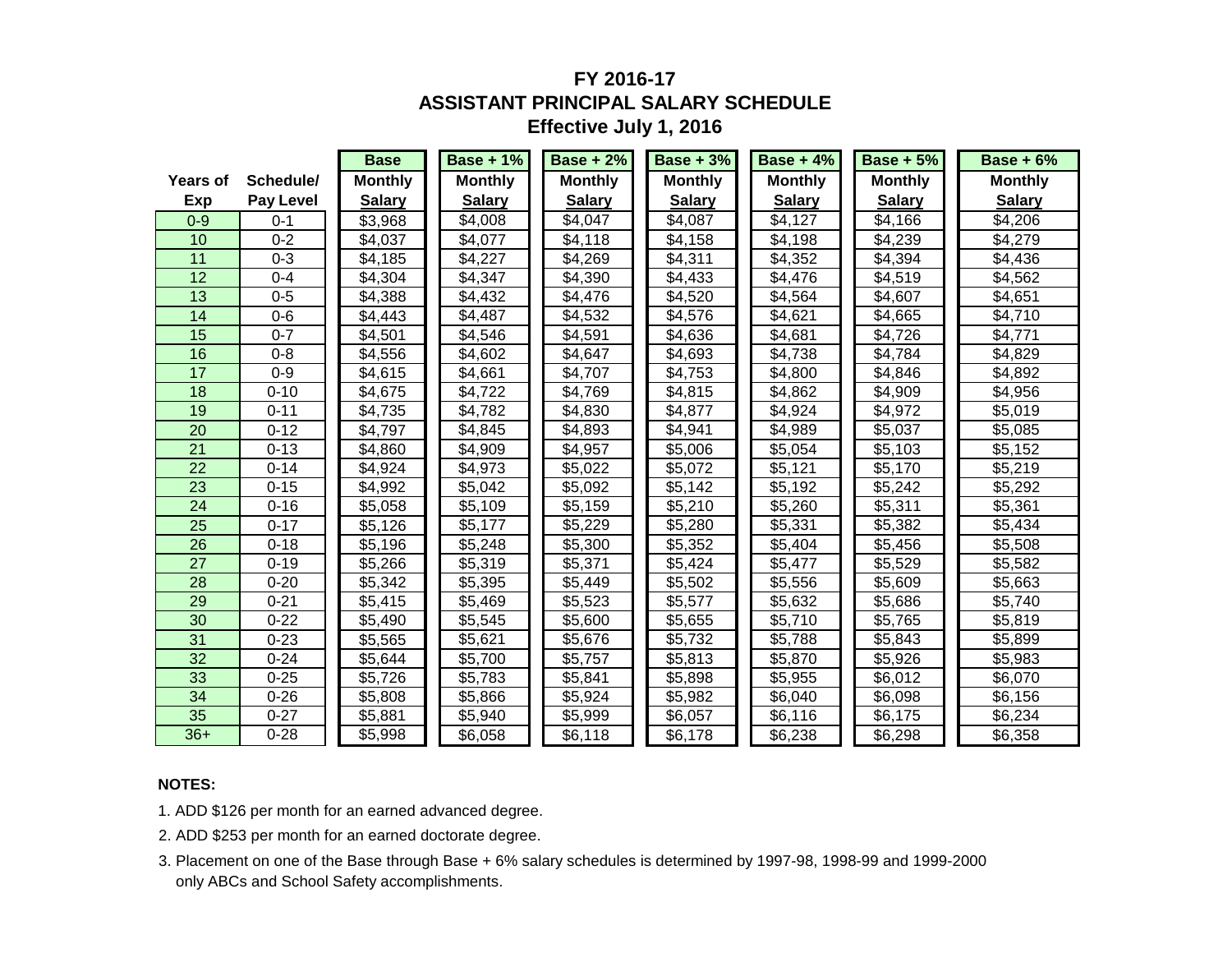# FY 2016-17
# ASSISTANT PRINCIPAL SALARY SCHEDULE
## Effective July 1, 2016

| Years of Exp | Schedule/ Pay Level | Base Monthly Salary | Base + 1% Monthly Salary | Base + 2% Monthly Salary | Base + 3% Monthly Salary | Base + 4% Monthly Salary | Base + 5% Monthly Salary | Base + 6% Monthly Salary |
|---|---|---|---|---|---|---|---|---|
| 0-9 | 0-1 | $3,968 | $4,008 | $4,047 | $4,087 | $4,127 | $4,166 | $4,206 |
| 10 | 0-2 | $4,037 | $4,077 | $4,118 | $4,158 | $4,198 | $4,239 | $4,279 |
| 11 | 0-3 | $4,185 | $4,227 | $4,269 | $4,311 | $4,352 | $4,394 | $4,436 |
| 12 | 0-4 | $4,304 | $4,347 | $4,390 | $4,433 | $4,476 | $4,519 | $4,562 |
| 13 | 0-5 | $4,388 | $4,432 | $4,476 | $4,520 | $4,564 | $4,607 | $4,651 |
| 14 | 0-6 | $4,443 | $4,487 | $4,532 | $4,576 | $4,621 | $4,665 | $4,710 |
| 15 | 0-7 | $4,501 | $4,546 | $4,591 | $4,636 | $4,681 | $4,726 | $4,771 |
| 16 | 0-8 | $4,556 | $4,602 | $4,647 | $4,693 | $4,738 | $4,784 | $4,829 |
| 17 | 0-9 | $4,615 | $4,661 | $4,707 | $4,753 | $4,800 | $4,846 | $4,892 |
| 18 | 0-10 | $4,675 | $4,722 | $4,769 | $4,815 | $4,862 | $4,909 | $4,956 |
| 19 | 0-11 | $4,735 | $4,782 | $4,830 | $4,877 | $4,924 | $4,972 | $5,019 |
| 20 | 0-12 | $4,797 | $4,845 | $4,893 | $4,941 | $4,989 | $5,037 | $5,085 |
| 21 | 0-13 | $4,860 | $4,909 | $4,957 | $5,006 | $5,054 | $5,103 | $5,152 |
| 22 | 0-14 | $4,924 | $4,973 | $5,022 | $5,072 | $5,121 | $5,170 | $5,219 |
| 23 | 0-15 | $4,992 | $5,042 | $5,092 | $5,142 | $5,192 | $5,242 | $5,292 |
| 24 | 0-16 | $5,058 | $5,109 | $5,159 | $5,210 | $5,260 | $5,311 | $5,361 |
| 25 | 0-17 | $5,126 | $5,177 | $5,229 | $5,280 | $5,331 | $5,382 | $5,434 |
| 26 | 0-18 | $5,196 | $5,248 | $5,300 | $5,352 | $5,404 | $5,456 | $5,508 |
| 27 | 0-19 | $5,266 | $5,319 | $5,371 | $5,424 | $5,477 | $5,529 | $5,582 |
| 28 | 0-20 | $5,342 | $5,395 | $5,449 | $5,502 | $5,556 | $5,609 | $5,663 |
| 29 | 0-21 | $5,415 | $5,469 | $5,523 | $5,577 | $5,632 | $5,686 | $5,740 |
| 30 | 0-22 | $5,490 | $5,545 | $5,600 | $5,655 | $5,710 | $5,765 | $5,819 |
| 31 | 0-23 | $5,565 | $5,621 | $5,676 | $5,732 | $5,788 | $5,843 | $5,899 |
| 32 | 0-24 | $5,644 | $5,700 | $5,757 | $5,813 | $5,870 | $5,926 | $5,983 |
| 33 | 0-25 | $5,726 | $5,783 | $5,841 | $5,898 | $5,955 | $6,012 | $6,070 |
| 34 | 0-26 | $5,808 | $5,866 | $5,924 | $5,982 | $6,040 | $6,098 | $6,156 |
| 35 | 0-27 | $5,881 | $5,940 | $5,999 | $6,057 | $6,116 | $6,175 | $6,234 |
| 36+ | 0-28 | $5,998 | $6,058 | $6,118 | $6,178 | $6,238 | $6,298 | $6,358 |

**NOTES:**

1. ADD $126 per month for an earned advanced degree.
2. ADD $253 per month for an earned doctorate degree.
3. Placement on one of the Base through Base + 6% salary schedules is determined by 1997-98, 1998-99 and 1999-2000 only ABCs and School Safety accomplishments.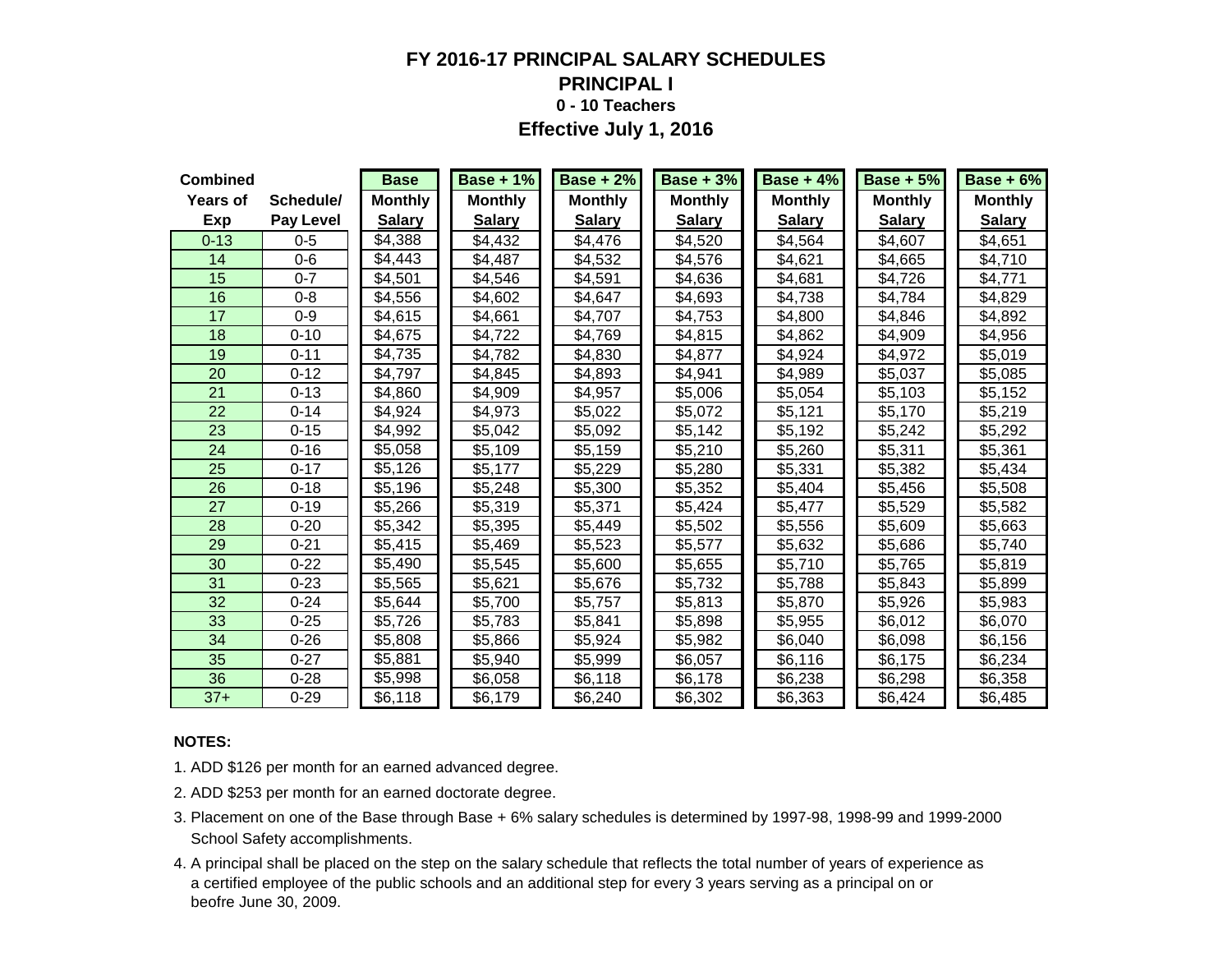# FY 2016-17 PRINCIPAL SALARY SCHEDULES

## PRINCIPAL I

### 0 - 10 Teachers

### Effective July 1, 2016

| Combined Years of Exp | Schedule/ Pay Level | Base Monthly Salary | Base + 1% Monthly Salary | Base + 2% Monthly Salary | Base + 3% Monthly Salary | Base + 4% Monthly Salary | Base + 5% Monthly Salary | Base + 6% Monthly Salary |
|---|---|---|---|---|---|---|---|---|
| 0-13 | 0-5 | $4,388 | $4,432 | $4,476 | $4,520 | $4,564 | $4,607 | $4,651 |
| 14 | 0-6 | $4,443 | $4,487 | $4,532 | $4,576 | $4,621 | $4,665 | $4,710 |
| 15 | 0-7 | $4,501 | $4,546 | $4,591 | $4,636 | $4,681 | $4,726 | $4,771 |
| 16 | 0-8 | $4,556 | $4,602 | $4,647 | $4,693 | $4,738 | $4,784 | $4,829 |
| 17 | 0-9 | $4,615 | $4,661 | $4,707 | $4,753 | $4,800 | $4,846 | $4,892 |
| 18 | 0-10 | $4,675 | $4,722 | $4,769 | $4,815 | $4,862 | $4,909 | $4,956 |
| 19 | 0-11 | $4,735 | $4,782 | $4,830 | $4,877 | $4,924 | $4,972 | $5,019 |
| 20 | 0-12 | $4,797 | $4,845 | $4,893 | $4,941 | $4,989 | $5,037 | $5,085 |
| 21 | 0-13 | $4,860 | $4,909 | $4,957 | $5,006 | $5,054 | $5,103 | $5,152 |
| 22 | 0-14 | $4,924 | $4,973 | $5,022 | $5,072 | $5,121 | $5,170 | $5,219 |
| 23 | 0-15 | $4,992 | $5,042 | $5,092 | $5,142 | $5,192 | $5,242 | $5,292 |
| 24 | 0-16 | $5,058 | $5,109 | $5,159 | $5,210 | $5,260 | $5,311 | $5,361 |
| 25 | 0-17 | $5,126 | $5,177 | $5,229 | $5,280 | $5,331 | $5,382 | $5,434 |
| 26 | 0-18 | $5,196 | $5,248 | $5,300 | $5,352 | $5,404 | $5,456 | $5,508 |
| 27 | 0-19 | $5,266 | $5,319 | $5,371 | $5,424 | $5,477 | $5,529 | $5,582 |
| 28 | 0-20 | $5,342 | $5,395 | $5,449 | $5,502 | $5,556 | $5,609 | $5,663 |
| 29 | 0-21 | $5,415 | $5,469 | $5,523 | $5,577 | $5,632 | $5,686 | $5,740 |
| 30 | 0-22 | $5,490 | $5,545 | $5,600 | $5,655 | $5,710 | $5,765 | $5,819 |
| 31 | 0-23 | $5,565 | $5,621 | $5,676 | $5,732 | $5,788 | $5,843 | $5,899 |
| 32 | 0-24 | $5,644 | $5,700 | $5,757 | $5,813 | $5,870 | $5,926 | $5,983 |
| 33 | 0-25 | $5,726 | $5,783 | $5,841 | $5,898 | $5,955 | $6,012 | $6,070 |
| 34 | 0-26 | $5,808 | $5,866 | $5,924 | $5,982 | $6,040 | $6,098 | $6,156 |
| 35 | 0-27 | $5,881 | $5,940 | $5,999 | $6,057 | $6,116 | $6,175 | $6,234 |
| 36 | 0-28 | $5,998 | $6,058 | $6,118 | $6,178 | $6,238 | $6,298 | $6,358 |
| 37+ | 0-29 | $6,118 | $6,179 | $6,240 | $6,302 | $6,363 | $6,424 | $6,485 |

**NOTES:**

1. ADD $126 per month for an earned advanced degree.
2. ADD $253 per month for an earned doctorate degree.
3. Placement on one of the Base through Base + 6% salary schedules is determined by 1997-98, 1998-99 and 1999-2000 School Safety accomplishments.
4. A principal shall be placed on the step on the salary schedule that reflects the total number of years of experience as a certified employee of the public schools and an additional step for every 3 years serving as a principal on or beofre June 30, 2009.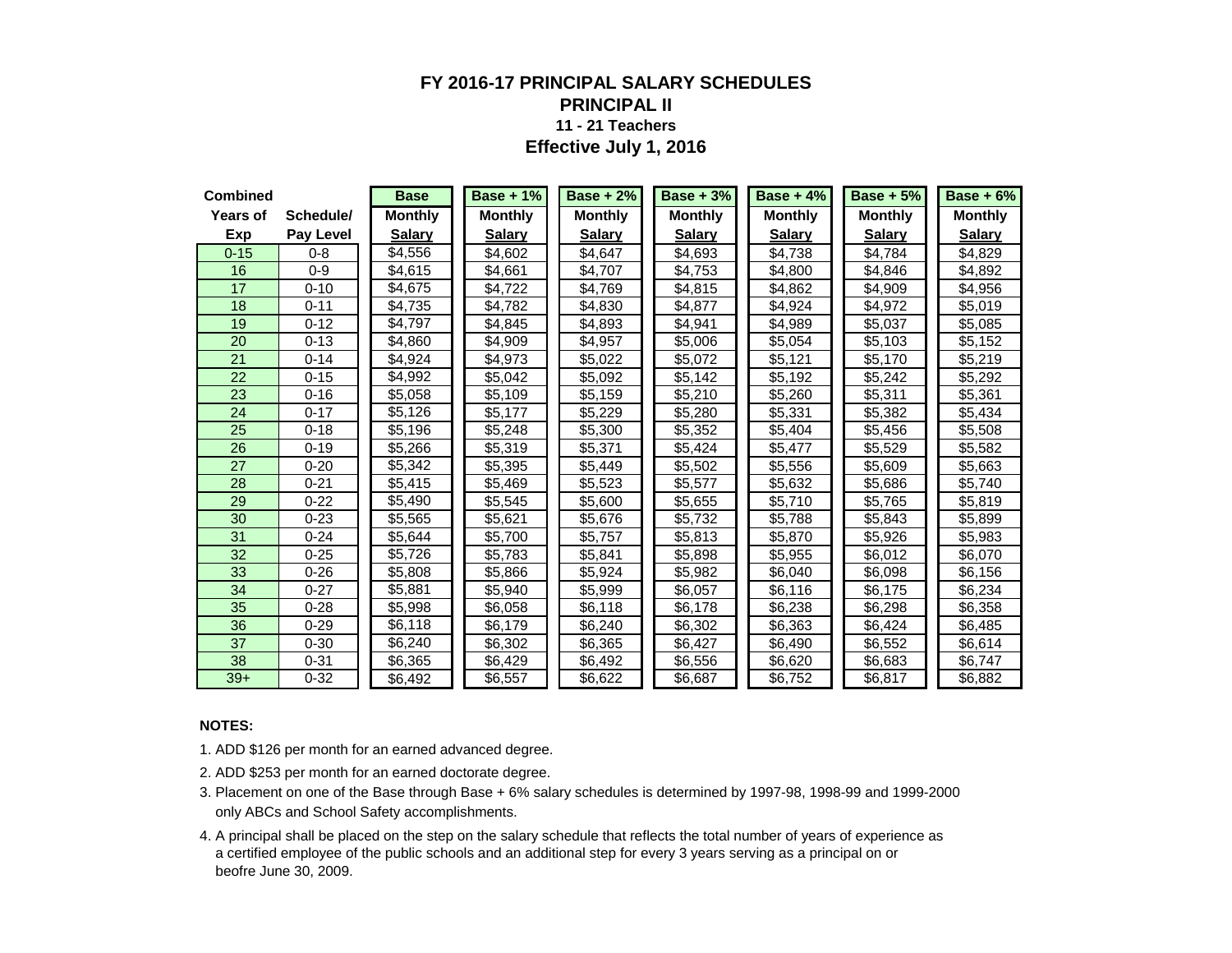# FY 2016-17 PRINCIPAL SALARY SCHEDULES
## PRINCIPAL II
### 11 - 21 Teachers
### Effective July 1, 2016

| Combined Years of Exp | Schedule/ Pay Level | Base Monthly Salary | Base + 1% Monthly Salary | Base + 2% Monthly Salary | Base + 3% Monthly Salary | Base + 4% Monthly Salary | Base + 5% Monthly Salary | Base + 6% Monthly Salary |
|---|---|---|---|---|---|---|---|---|
| 0-15 | 0-8 | $4,556 | $4,602 | $4,647 | $4,693 | $4,738 | $4,784 | $4,829 |
| 16 | 0-9 | $4,615 | $4,661 | $4,707 | $4,753 | $4,800 | $4,846 | $4,892 |
| 17 | 0-10 | $4,675 | $4,722 | $4,769 | $4,815 | $4,862 | $4,909 | $4,956 |
| 18 | 0-11 | $4,735 | $4,782 | $4,830 | $4,877 | $4,924 | $4,972 | $5,019 |
| 19 | 0-12 | $4,797 | $4,845 | $4,893 | $4,941 | $4,989 | $5,037 | $5,085 |
| 20 | 0-13 | $4,860 | $4,909 | $4,957 | $5,006 | $5,054 | $5,103 | $5,152 |
| 21 | 0-14 | $4,924 | $4,973 | $5,022 | $5,072 | $5,121 | $5,170 | $5,219 |
| 22 | 0-15 | $4,992 | $5,042 | $5,092 | $5,142 | $5,192 | $5,242 | $5,292 |
| 23 | 0-16 | $5,058 | $5,109 | $5,159 | $5,210 | $5,260 | $5,311 | $5,361 |
| 24 | 0-17 | $5,126 | $5,177 | $5,229 | $5,280 | $5,331 | $5,382 | $5,434 |
| 25 | 0-18 | $5,196 | $5,248 | $5,300 | $5,352 | $5,404 | $5,456 | $5,508 |
| 26 | 0-19 | $5,266 | $5,319 | $5,371 | $5,424 | $5,477 | $5,529 | $5,582 |
| 27 | 0-20 | $5,342 | $5,395 | $5,449 | $5,502 | $5,556 | $5,609 | $5,663 |
| 28 | 0-21 | $5,415 | $5,469 | $5,523 | $5,577 | $5,632 | $5,686 | $5,740 |
| 29 | 0-22 | $5,490 | $5,545 | $5,600 | $5,655 | $5,710 | $5,765 | $5,819 |
| 30 | 0-23 | $5,565 | $5,621 | $5,676 | $5,732 | $5,788 | $5,843 | $5,899 |
| 31 | 0-24 | $5,644 | $5,700 | $5,757 | $5,813 | $5,870 | $5,926 | $5,983 |
| 32 | 0-25 | $5,726 | $5,783 | $5,841 | $5,898 | $5,955 | $6,012 | $6,070 |
| 33 | 0-26 | $5,808 | $5,866 | $5,924 | $5,982 | $6,040 | $6,098 | $6,156 |
| 34 | 0-27 | $5,881 | $5,940 | $5,999 | $6,057 | $6,116 | $6,175 | $6,234 |
| 35 | 0-28 | $5,998 | $6,058 | $6,118 | $6,178 | $6,238 | $6,298 | $6,358 |
| 36 | 0-29 | $6,118 | $6,179 | $6,240 | $6,302 | $6,363 | $6,424 | $6,485 |
| 37 | 0-30 | $6,240 | $6,302 | $6,365 | $6,427 | $6,490 | $6,552 | $6,614 |
| 38 | 0-31 | $6,365 | $6,429 | $6,492 | $6,556 | $6,620 | $6,683 | $6,747 |
| 39+ | 0-32 | $6,492 | $6,557 | $6,622 | $6,687 | $6,752 | $6,817 | $6,882 |

**NOTES:**

1. ADD $126 per month for an earned advanced degree.
2. ADD $253 per month for an earned doctorate degree.
3. Placement on one of the Base through Base + 6% salary schedules is determined by 1997-98, 1998-99 and 1999-2000 only ABCs and School Safety accomplishments.
4. A principal shall be placed on the step on the salary schedule that reflects the total number of years of experience as a certified employee of the public schools and an additional step for every 3 years serving as a principal on or beofre June 30, 2009.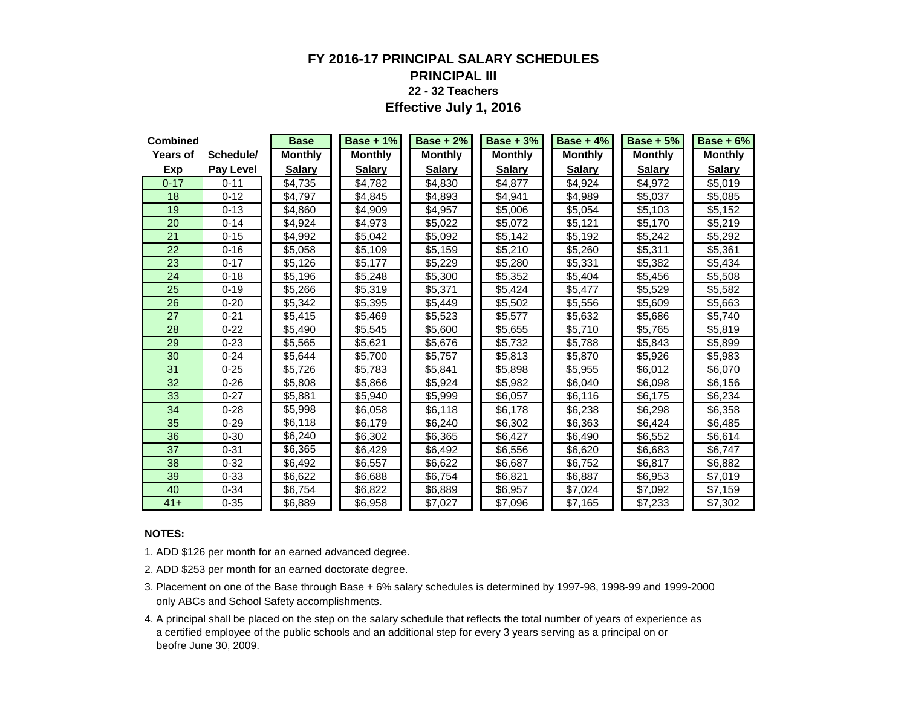# FY 2016-17 PRINCIPAL SALARY SCHEDULES

## PRINCIPAL III

### 22 - 32 Teachers

### Effective July 1, 2016

| Combined Years of Exp | Schedule/ Pay Level | Base Monthly Salary | Base + 1% Monthly Salary | Base + 2% Monthly Salary | Base + 3% Monthly Salary | Base + 4% Monthly Salary | Base + 5% Monthly Salary | Base + 6% Monthly Salary |
|---|---|---|---|---|---|---|---|---|
| 0-17 | 0-11 | $4,735 | $4,782 | $4,830 | $4,877 | $4,924 | $4,972 | $5,019 |
| 18 | 0-12 | $4,797 | $4,845 | $4,893 | $4,941 | $4,989 | $5,037 | $5,085 |
| 19 | 0-13 | $4,860 | $4,909 | $4,957 | $5,006 | $5,054 | $5,103 | $5,152 |
| 20 | 0-14 | $4,924 | $4,973 | $5,022 | $5,072 | $5,121 | $5,170 | $5,219 |
| 21 | 0-15 | $4,992 | $5,042 | $5,092 | $5,142 | $5,192 | $5,242 | $5,292 |
| 22 | 0-16 | $5,058 | $5,109 | $5,159 | $5,210 | $5,260 | $5,311 | $5,361 |
| 23 | 0-17 | $5,126 | $5,177 | $5,229 | $5,280 | $5,331 | $5,382 | $5,434 |
| 24 | 0-18 | $5,196 | $5,248 | $5,300 | $5,352 | $5,404 | $5,456 | $5,508 |
| 25 | 0-19 | $5,266 | $5,319 | $5,371 | $5,424 | $5,477 | $5,529 | $5,582 |
| 26 | 0-20 | $5,342 | $5,395 | $5,449 | $5,502 | $5,556 | $5,609 | $5,663 |
| 27 | 0-21 | $5,415 | $5,469 | $5,523 | $5,577 | $5,632 | $5,686 | $5,740 |
| 28 | 0-22 | $5,490 | $5,545 | $5,600 | $5,655 | $5,710 | $5,765 | $5,819 |
| 29 | 0-23 | $5,565 | $5,621 | $5,676 | $5,732 | $5,788 | $5,843 | $5,899 |
| 30 | 0-24 | $5,644 | $5,700 | $5,757 | $5,813 | $5,870 | $5,926 | $5,983 |
| 31 | 0-25 | $5,726 | $5,783 | $5,841 | $5,898 | $5,955 | $6,012 | $6,070 |
| 32 | 0-26 | $5,808 | $5,866 | $5,924 | $5,982 | $6,040 | $6,098 | $6,156 |
| 33 | 0-27 | $5,881 | $5,940 | $5,999 | $6,057 | $6,116 | $6,175 | $6,234 |
| 34 | 0-28 | $5,998 | $6,058 | $6,118 | $6,178 | $6,238 | $6,298 | $6,358 |
| 35 | 0-29 | $6,118 | $6,179 | $6,240 | $6,302 | $6,363 | $6,424 | $6,485 |
| 36 | 0-30 | $6,240 | $6,302 | $6,365 | $6,427 | $6,490 | $6,552 | $6,614 |
| 37 | 0-31 | $6,365 | $6,429 | $6,492 | $6,556 | $6,620 | $6,683 | $6,747 |
| 38 | 0-32 | $6,492 | $6,557 | $6,622 | $6,687 | $6,752 | $6,817 | $6,882 |
| 39 | 0-33 | $6,622 | $6,688 | $6,754 | $6,821 | $6,887 | $6,953 | $7,019 |
| 40 | 0-34 | $6,754 | $6,822 | $6,889 | $6,957 | $7,024 | $7,092 | $7,159 |
| 41+ | 0-35 | $6,889 | $6,958 | $7,027 | $7,096 | $7,165 | $7,233 | $7,302 |

**NOTES:**

1. ADD $126 per month for an earned advanced degree.
2. ADD $253 per month for an earned doctorate degree.
3. Placement on one of the Base through Base + 6% salary schedules is determined by 1997-98, 1998-99 and 1999-2000 only ABCs and School Safety accomplishments.
4. A principal shall be placed on the step on the salary schedule that reflects the total number of years of experience as a certified employee of the public schools and an additional step for every 3 years serving as a principal on or beofre June 30, 2009.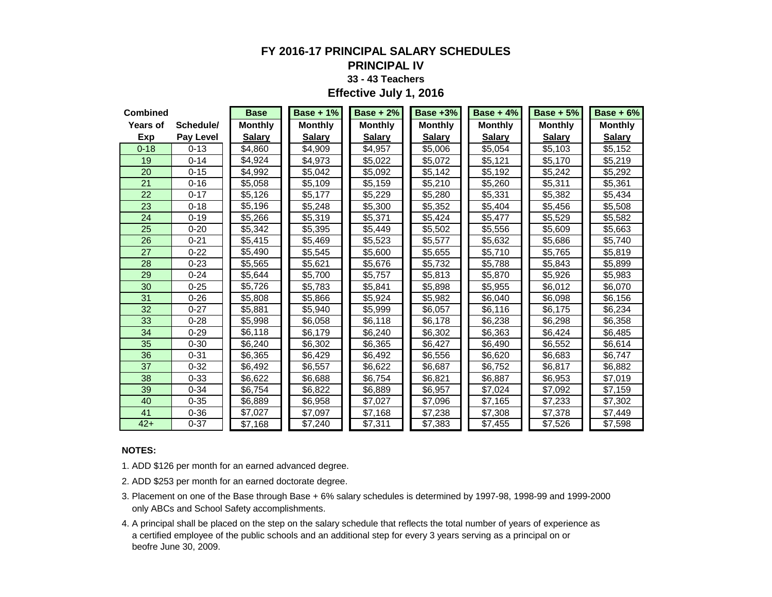# FY 2016-17 PRINCIPAL SALARY SCHEDULES

## PRINCIPAL IV

### 33 - 43 Teachers

### Effective July 1, 2016

| Combined Years of Exp | Schedule/ Pay Level | Base Monthly Salary | Base + 1% Monthly Salary | Base + 2% Monthly Salary | Base +3% Monthly Salary | Base + 4% Monthly Salary | Base + 5% Monthly Salary | Base + 6% Monthly Salary |
|---|---|---|---|---|---|---|---|---|
| 0-18 | 0-13 | $4,860 | $4,909 | $4,957 | $5,006 | $5,054 | $5,103 | $5,152 |
| 19 | 0-14 | $4,924 | $4,973 | $5,022 | $5,072 | $5,121 | $5,170 | $5,219 |
| 20 | 0-15 | $4,992 | $5,042 | $5,092 | $5,142 | $5,192 | $5,242 | $5,292 |
| 21 | 0-16 | $5,058 | $5,109 | $5,159 | $5,210 | $5,260 | $5,311 | $5,361 |
| 22 | 0-17 | $5,126 | $5,177 | $5,229 | $5,280 | $5,331 | $5,382 | $5,434 |
| 23 | 0-18 | $5,196 | $5,248 | $5,300 | $5,352 | $5,404 | $5,456 | $5,508 |
| 24 | 0-19 | $5,266 | $5,319 | $5,371 | $5,424 | $5,477 | $5,529 | $5,582 |
| 25 | 0-20 | $5,342 | $5,395 | $5,449 | $5,502 | $5,556 | $5,609 | $5,663 |
| 26 | 0-21 | $5,415 | $5,469 | $5,523 | $5,577 | $5,632 | $5,686 | $5,740 |
| 27 | 0-22 | $5,490 | $5,545 | $5,600 | $5,655 | $5,710 | $5,765 | $5,819 |
| 28 | 0-23 | $5,565 | $5,621 | $5,676 | $5,732 | $5,788 | $5,843 | $5,899 |
| 29 | 0-24 | $5,644 | $5,700 | $5,757 | $5,813 | $5,870 | $5,926 | $5,983 |
| 30 | 0-25 | $5,726 | $5,783 | $5,841 | $5,898 | $5,955 | $6,012 | $6,070 |
| 31 | 0-26 | $5,808 | $5,866 | $5,924 | $5,982 | $6,040 | $6,098 | $6,156 |
| 32 | 0-27 | $5,881 | $5,940 | $5,999 | $6,057 | $6,116 | $6,175 | $6,234 |
| 33 | 0-28 | $5,998 | $6,058 | $6,118 | $6,178 | $6,238 | $6,298 | $6,358 |
| 34 | 0-29 | $6,118 | $6,179 | $6,240 | $6,302 | $6,363 | $6,424 | $6,485 |
| 35 | 0-30 | $6,240 | $6,302 | $6,365 | $6,427 | $6,490 | $6,552 | $6,614 |
| 36 | 0-31 | $6,365 | $6,429 | $6,492 | $6,556 | $6,620 | $6,683 | $6,747 |
| 37 | 0-32 | $6,492 | $6,557 | $6,622 | $6,687 | $6,752 | $6,817 | $6,882 |
| 38 | 0-33 | $6,622 | $6,688 | $6,754 | $6,821 | $6,887 | $6,953 | $7,019 |
| 39 | 0-34 | $6,754 | $6,822 | $6,889 | $6,957 | $7,024 | $7,092 | $7,159 |
| 40 | 0-35 | $6,889 | $6,958 | $7,027 | $7,096 | $7,165 | $7,233 | $7,302 |
| 41 | 0-36 | $7,027 | $7,097 | $7,168 | $7,238 | $7,308 | $7,378 | $7,449 |
| 42+ | 0-37 | $7,168 | $7,240 | $7,311 | $7,383 | $7,455 | $7,526 | $7,598 |

**NOTES:**

1. ADD $126 per month for an earned advanced degree.
2. ADD $253 per month for an earned doctorate degree.
3. Placement on one of the Base through Base + 6% salary schedules is determined by 1997-98, 1998-99 and 1999-2000 only ABCs and School Safety accomplishments.
4. A principal shall be placed on the step on the salary schedule that reflects the total number of years of experience as a certified employee of the public schools and an additional step for every 3 years serving as a principal on or beofre June 30, 2009.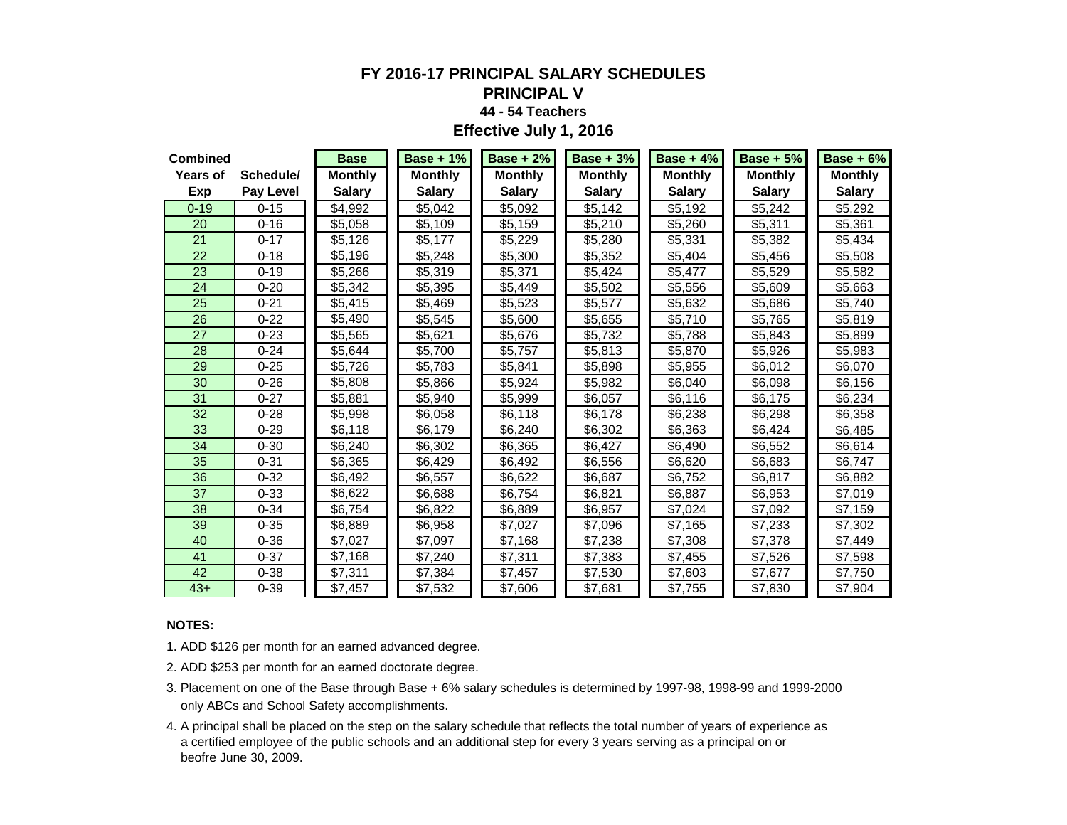# FY 2016-17 PRINCIPAL SALARY SCHEDULES

## PRINCIPAL V

### 44 - 54 Teachers

### Effective July 1, 2016

| Combined Years of Exp | Schedule/ Pay Level | Base Monthly Salary | Base + 1% Monthly Salary | Base + 2% Monthly Salary | Base + 3% Monthly Salary | Base + 4% Monthly Salary | Base + 5% Monthly Salary | Base + 6% Monthly Salary |
|---|---|---|---|---|---|---|---|---|
| 0-19 | 0-15 | $4,992 | $5,042 | $5,092 | $5,142 | $5,192 | $5,242 | $5,292 |
| 20 | 0-16 | $5,058 | $5,109 | $5,159 | $5,210 | $5,260 | $5,311 | $5,361 |
| 21 | 0-17 | $5,126 | $5,177 | $5,229 | $5,280 | $5,331 | $5,382 | $5,434 |
| 22 | 0-18 | $5,196 | $5,248 | $5,300 | $5,352 | $5,404 | $5,456 | $5,508 |
| 23 | 0-19 | $5,266 | $5,319 | $5,371 | $5,424 | $5,477 | $5,529 | $5,582 |
| 24 | 0-20 | $5,342 | $5,395 | $5,449 | $5,502 | $5,556 | $5,609 | $5,663 |
| 25 | 0-21 | $5,415 | $5,469 | $5,523 | $5,577 | $5,632 | $5,686 | $5,740 |
| 26 | 0-22 | $5,490 | $5,545 | $5,600 | $5,655 | $5,710 | $5,765 | $5,819 |
| 27 | 0-23 | $5,565 | $5,621 | $5,676 | $5,732 | $5,788 | $5,843 | $5,899 |
| 28 | 0-24 | $5,644 | $5,700 | $5,757 | $5,813 | $5,870 | $5,926 | $5,983 |
| 29 | 0-25 | $5,726 | $5,783 | $5,841 | $5,898 | $5,955 | $6,012 | $6,070 |
| 30 | 0-26 | $5,808 | $5,866 | $5,924 | $5,982 | $6,040 | $6,098 | $6,156 |
| 31 | 0-27 | $5,881 | $5,940 | $5,999 | $6,057 | $6,116 | $6,175 | $6,234 |
| 32 | 0-28 | $5,998 | $6,058 | $6,118 | $6,178 | $6,238 | $6,298 | $6,358 |
| 33 | 0-29 | $6,118 | $6,179 | $6,240 | $6,302 | $6,363 | $6,424 | $6,485 |
| 34 | 0-30 | $6,240 | $6,302 | $6,365 | $6,427 | $6,490 | $6,552 | $6,614 |
| 35 | 0-31 | $6,365 | $6,429 | $6,492 | $6,556 | $6,620 | $6,683 | $6,747 |
| 36 | 0-32 | $6,492 | $6,557 | $6,622 | $6,687 | $6,752 | $6,817 | $6,882 |
| 37 | 0-33 | $6,622 | $6,688 | $6,754 | $6,821 | $6,887 | $6,953 | $7,019 |
| 38 | 0-34 | $6,754 | $6,822 | $6,889 | $6,957 | $7,024 | $7,092 | $7,159 |
| 39 | 0-35 | $6,889 | $6,958 | $7,027 | $7,096 | $7,165 | $7,233 | $7,302 |
| 40 | 0-36 | $7,027 | $7,097 | $7,168 | $7,238 | $7,308 | $7,378 | $7,449 |
| 41 | 0-37 | $7,168 | $7,240 | $7,311 | $7,383 | $7,455 | $7,526 | $7,598 |
| 42 | 0-38 | $7,311 | $7,384 | $7,457 | $7,530 | $7,603 | $7,677 | $7,750 |
| 43+ | 0-39 | $7,457 | $7,532 | $7,606 | $7,681 | $7,755 | $7,830 | $7,904 |

**NOTES:**

1. ADD $126 per month for an earned advanced degree.
2. ADD $253 per month for an earned doctorate degree.
3. Placement on one of the Base through Base + 6% salary schedules is determined by 1997-98, 1998-99 and 1999-2000 only ABCs and School Safety accomplishments.
4. A principal shall be placed on the step on the salary schedule that reflects the total number of years of experience as a certified employee of the public schools and an additional step for every 3 years serving as a principal on or beofre June 30, 2009.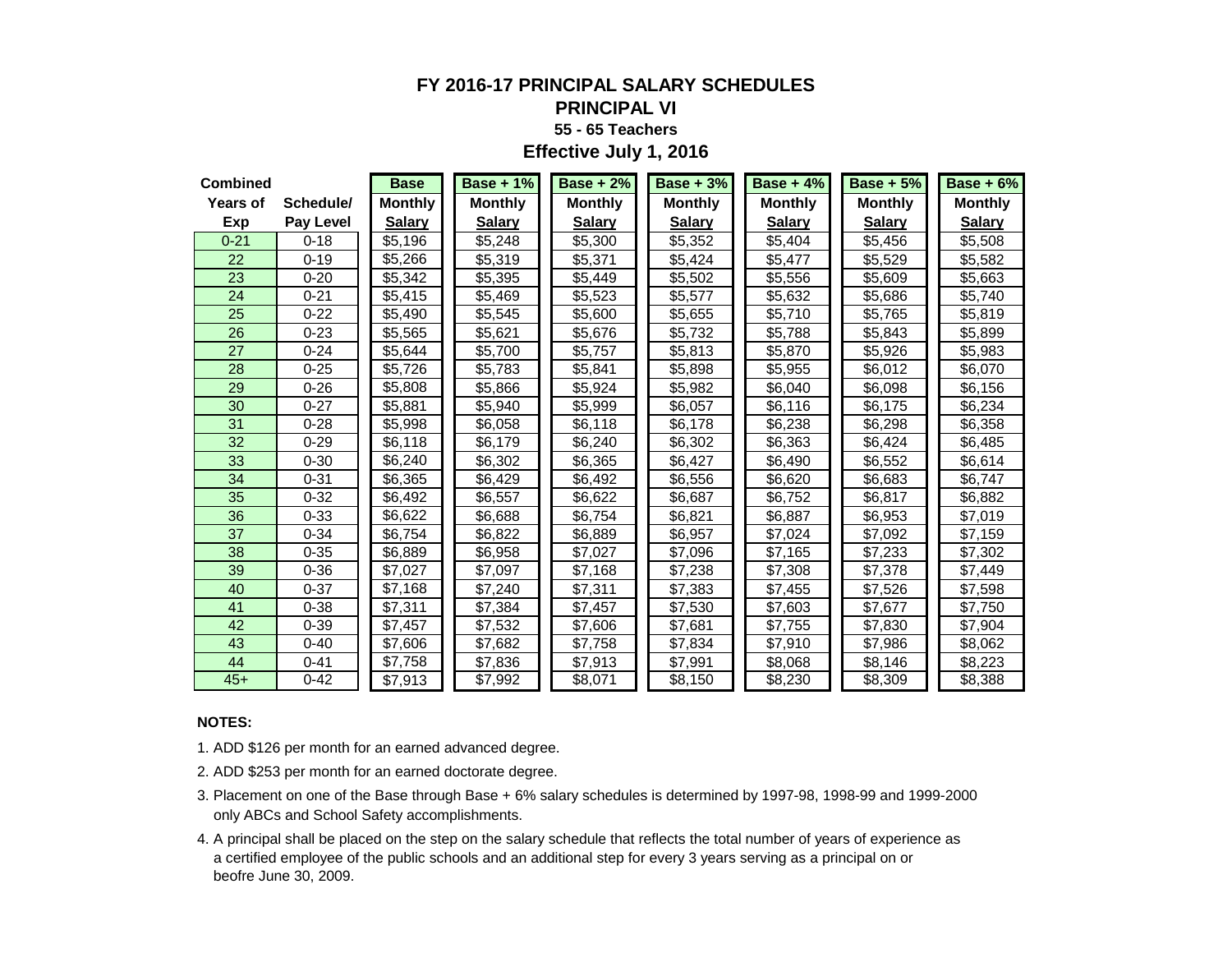# FY 2016-17 PRINCIPAL SALARY SCHEDULES

## PRINCIPAL VI

### 55 - 65 Teachers

### Effective July 1, 2016

| Combined Years of Exp | Schedule/ Pay Level | Base Monthly Salary | Base + 1% Monthly Salary | Base + 2% Monthly Salary | Base + 3% Monthly Salary | Base + 4% Monthly Salary | Base + 5% Monthly Salary | Base + 6% Monthly Salary |
|---|---|---|---|---|---|---|---|---|
| 0-21 | 0-18 | $5,196 | $5,248 | $5,300 | $5,352 | $5,404 | $5,456 | $5,508 |
| 22 | 0-19 | $5,266 | $5,319 | $5,371 | $5,424 | $5,477 | $5,529 | $5,582 |
| 23 | 0-20 | $5,342 | $5,395 | $5,449 | $5,502 | $5,556 | $5,609 | $5,663 |
| 24 | 0-21 | $5,415 | $5,469 | $5,523 | $5,577 | $5,632 | $5,686 | $5,740 |
| 25 | 0-22 | $5,490 | $5,545 | $5,600 | $5,655 | $5,710 | $5,765 | $5,819 |
| 26 | 0-23 | $5,565 | $5,621 | $5,676 | $5,732 | $5,788 | $5,843 | $5,899 |
| 27 | 0-24 | $5,644 | $5,700 | $5,757 | $5,813 | $5,870 | $5,926 | $5,983 |
| 28 | 0-25 | $5,726 | $5,783 | $5,841 | $5,898 | $5,955 | $6,012 | $6,070 |
| 29 | 0-26 | $5,808 | $5,866 | $5,924 | $5,982 | $6,040 | $6,098 | $6,156 |
| 30 | 0-27 | $5,881 | $5,940 | $5,999 | $6,057 | $6,116 | $6,175 | $6,234 |
| 31 | 0-28 | $5,998 | $6,058 | $6,118 | $6,178 | $6,238 | $6,298 | $6,358 |
| 32 | 0-29 | $6,118 | $6,179 | $6,240 | $6,302 | $6,363 | $6,424 | $6,485 |
| 33 | 0-30 | $6,240 | $6,302 | $6,365 | $6,427 | $6,490 | $6,552 | $6,614 |
| 34 | 0-31 | $6,365 | $6,429 | $6,492 | $6,556 | $6,620 | $6,683 | $6,747 |
| 35 | 0-32 | $6,492 | $6,557 | $6,622 | $6,687 | $6,752 | $6,817 | $6,882 |
| 36 | 0-33 | $6,622 | $6,688 | $6,754 | $6,821 | $6,887 | $6,953 | $7,019 |
| 37 | 0-34 | $6,754 | $6,822 | $6,889 | $6,957 | $7,024 | $7,092 | $7,159 |
| 38 | 0-35 | $6,889 | $6,958 | $7,027 | $7,096 | $7,165 | $7,233 | $7,302 |
| 39 | 0-36 | $7,027 | $7,097 | $7,168 | $7,238 | $7,308 | $7,378 | $7,449 |
| 40 | 0-37 | $7,168 | $7,240 | $7,311 | $7,383 | $7,455 | $7,526 | $7,598 |
| 41 | 0-38 | $7,311 | $7,384 | $7,457 | $7,530 | $7,603 | $7,677 | $7,750 |
| 42 | 0-39 | $7,457 | $7,532 | $7,606 | $7,681 | $7,755 | $7,830 | $7,904 |
| 43 | 0-40 | $7,606 | $7,682 | $7,758 | $7,834 | $7,910 | $7,986 | $8,062 |
| 44 | 0-41 | $7,758 | $7,836 | $7,913 | $7,991 | $8,068 | $8,146 | $8,223 |
| 45+ | 0-42 | $7,913 | $7,992 | $8,071 | $8,150 | $8,230 | $8,309 | $8,388 |

**NOTES:**

1. ADD $126 per month for an earned advanced degree.
2. ADD $253 per month for an earned doctorate degree.
3. Placement on one of the Base through Base + 6% salary schedules is determined by 1997-98, 1998-99 and 1999-2000 only ABCs and School Safety accomplishments.
4. A principal shall be placed on the step on the salary schedule that reflects the total number of years of experience as a certified employee of the public schools and an additional step for every 3 years serving as a principal on or beofre June 30, 2009.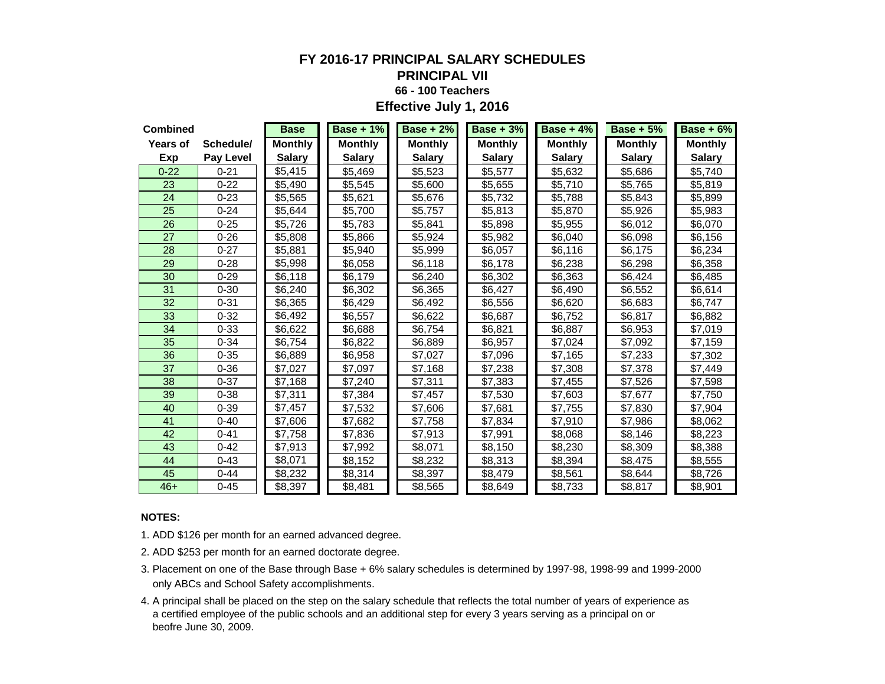# FY 2016-17 PRINCIPAL SALARY SCHEDULES

## PRINCIPAL VII

### 66 - 100 Teachers

### Effective July 1, 2016

| Combined Years of Exp | Schedule/ Pay Level | Base Monthly Salary | Base + 1% Monthly Salary | Base + 2% Monthly Salary | Base + 3% Monthly Salary | Base + 4% Monthly Salary | Base + 5% Monthly Salary | Base + 6% Monthly Salary |
|---|---|---|---|---|---|---|---|---|
| 0-22 | 0-21 | $5,415 | $5,469 | $5,523 | $5,577 | $5,632 | $5,686 | $5,740 |
| 23 | 0-22 | $5,490 | $5,545 | $5,600 | $5,655 | $5,710 | $5,765 | $5,819 |
| 24 | 0-23 | $5,565 | $5,621 | $5,676 | $5,732 | $5,788 | $5,843 | $5,899 |
| 25 | 0-24 | $5,644 | $5,700 | $5,757 | $5,813 | $5,870 | $5,926 | $5,983 |
| 26 | 0-25 | $5,726 | $5,783 | $5,841 | $5,898 | $5,955 | $6,012 | $6,070 |
| 27 | 0-26 | $5,808 | $5,866 | $5,924 | $5,982 | $6,040 | $6,098 | $6,156 |
| 28 | 0-27 | $5,881 | $5,940 | $5,999 | $6,057 | $6,116 | $6,175 | $6,234 |
| 29 | 0-28 | $5,998 | $6,058 | $6,118 | $6,178 | $6,238 | $6,298 | $6,358 |
| 30 | 0-29 | $6,118 | $6,179 | $6,240 | $6,302 | $6,363 | $6,424 | $6,485 |
| 31 | 0-30 | $6,240 | $6,302 | $6,365 | $6,427 | $6,490 | $6,552 | $6,614 |
| 32 | 0-31 | $6,365 | $6,429 | $6,492 | $6,556 | $6,620 | $6,683 | $6,747 |
| 33 | 0-32 | $6,492 | $6,557 | $6,622 | $6,687 | $6,752 | $6,817 | $6,882 |
| 34 | 0-33 | $6,622 | $6,688 | $6,754 | $6,821 | $6,887 | $6,953 | $7,019 |
| 35 | 0-34 | $6,754 | $6,822 | $6,889 | $6,957 | $7,024 | $7,092 | $7,159 |
| 36 | 0-35 | $6,889 | $6,958 | $7,027 | $7,096 | $7,165 | $7,233 | $7,302 |
| 37 | 0-36 | $7,027 | $7,097 | $7,168 | $7,238 | $7,308 | $7,378 | $7,449 |
| 38 | 0-37 | $7,168 | $7,240 | $7,311 | $7,383 | $7,455 | $7,526 | $7,598 |
| 39 | 0-38 | $7,311 | $7,384 | $7,457 | $7,530 | $7,603 | $7,677 | $7,750 |
| 40 | 0-39 | $7,457 | $7,532 | $7,606 | $7,681 | $7,755 | $7,830 | $7,904 |
| 41 | 0-40 | $7,606 | $7,682 | $7,758 | $7,834 | $7,910 | $7,986 | $8,062 |
| 42 | 0-41 | $7,758 | $7,836 | $7,913 | $7,991 | $8,068 | $8,146 | $8,223 |
| 43 | 0-42 | $7,913 | $7,992 | $8,071 | $8,150 | $8,230 | $8,309 | $8,388 |
| 44 | 0-43 | $8,071 | $8,152 | $8,232 | $8,313 | $8,394 | $8,475 | $8,555 |
| 45 | 0-44 | $8,232 | $8,314 | $8,397 | $8,479 | $8,561 | $8,644 | $8,726 |
| 46+ | 0-45 | $8,397 | $8,481 | $8,565 | $8,649 | $8,733 | $8,817 | $8,901 |

**NOTES:**

1. ADD $126 per month for an earned advanced degree.
2. ADD $253 per month for an earned doctorate degree.
3. Placement on one of the Base through Base + 6% salary schedules is determined by 1997-98, 1998-99 and 1999-2000 only ABCs and School Safety accomplishments.
4. A principal shall be placed on the step on the salary schedule that reflects the total number of years of experience as a certified employee of the public schools and an additional step for every 3 years serving as a principal on or beofre June 30, 2009.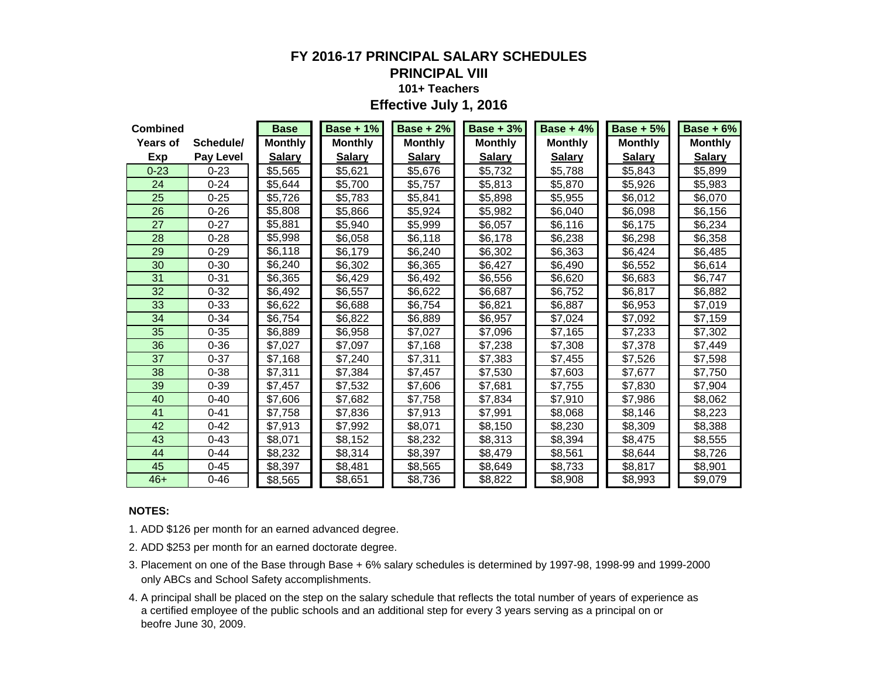# FY 2016-17 PRINCIPAL SALARY SCHEDULES

## PRINCIPAL VIII

### 101+ Teachers

### Effective July 1, 2016

| Combined Years of Exp | Schedule/ Pay Level | Base Monthly Salary | Base + 1% Monthly Salary | Base + 2% Monthly Salary | Base + 3% Monthly Salary | Base + 4% Monthly Salary | Base + 5% Monthly Salary | Base + 6% Monthly Salary |
|---|---|---|---|---|---|---|---|---|
| 0-23 | 0-23 | $5,565 | $5,621 | $5,676 | $5,732 | $5,788 | $5,843 | $5,899 |
| 24 | 0-24 | $5,644 | $5,700 | $5,757 | $5,813 | $5,870 | $5,926 | $5,983 |
| 25 | 0-25 | $5,726 | $5,783 | $5,841 | $5,898 | $5,955 | $6,012 | $6,070 |
| 26 | 0-26 | $5,808 | $5,866 | $5,924 | $5,982 | $6,040 | $6,098 | $6,156 |
| 27 | 0-27 | $5,881 | $5,940 | $5,999 | $6,057 | $6,116 | $6,175 | $6,234 |
| 28 | 0-28 | $5,998 | $6,058 | $6,118 | $6,178 | $6,238 | $6,298 | $6,358 |
| 29 | 0-29 | $6,118 | $6,179 | $6,240 | $6,302 | $6,363 | $6,424 | $6,485 |
| 30 | 0-30 | $6,240 | $6,302 | $6,365 | $6,427 | $6,490 | $6,552 | $6,614 |
| 31 | 0-31 | $6,365 | $6,429 | $6,492 | $6,556 | $6,620 | $6,683 | $6,747 |
| 32 | 0-32 | $6,492 | $6,557 | $6,622 | $6,687 | $6,752 | $6,817 | $6,882 |
| 33 | 0-33 | $6,622 | $6,688 | $6,754 | $6,821 | $6,887 | $6,953 | $7,019 |
| 34 | 0-34 | $6,754 | $6,822 | $6,889 | $6,957 | $7,024 | $7,092 | $7,159 |
| 35 | 0-35 | $6,889 | $6,958 | $7,027 | $7,096 | $7,165 | $7,233 | $7,302 |
| 36 | 0-36 | $7,027 | $7,097 | $7,168 | $7,238 | $7,308 | $7,378 | $7,449 |
| 37 | 0-37 | $7,168 | $7,240 | $7,311 | $7,383 | $7,455 | $7,526 | $7,598 |
| 38 | 0-38 | $7,311 | $7,384 | $7,457 | $7,530 | $7,603 | $7,677 | $7,750 |
| 39 | 0-39 | $7,457 | $7,532 | $7,606 | $7,681 | $7,755 | $7,830 | $7,904 |
| 40 | 0-40 | $7,606 | $7,682 | $7,758 | $7,834 | $7,910 | $7,986 | $8,062 |
| 41 | 0-41 | $7,758 | $7,836 | $7,913 | $7,991 | $8,068 | $8,146 | $8,223 |
| 42 | 0-42 | $7,913 | $7,992 | $8,071 | $8,150 | $8,230 | $8,309 | $8,388 |
| 43 | 0-43 | $8,071 | $8,152 | $8,232 | $8,313 | $8,394 | $8,475 | $8,555 |
| 44 | 0-44 | $8,232 | $8,314 | $8,397 | $8,479 | $8,561 | $8,644 | $8,726 |
| 45 | 0-45 | $8,397 | $8,481 | $8,565 | $8,649 | $8,733 | $8,817 | $8,901 |
| 46+ | 0-46 | $8,565 | $8,651 | $8,736 | $8,822 | $8,908 | $8,993 | $9,079 |

**NOTES:**

1. ADD $126 per month for an earned advanced degree.
2. ADD $253 per month for an earned doctorate degree.
3. Placement on one of the Base through Base + 6% salary schedules is determined by 1997-98, 1998-99 and 1999-2000 only ABCs and School Safety accomplishments.
4. A principal shall be placed on the step on the salary schedule that reflects the total number of years of experience as a certified employee of the public schools and an additional step for every 3 years serving as a principal on or beofre June 30, 2009.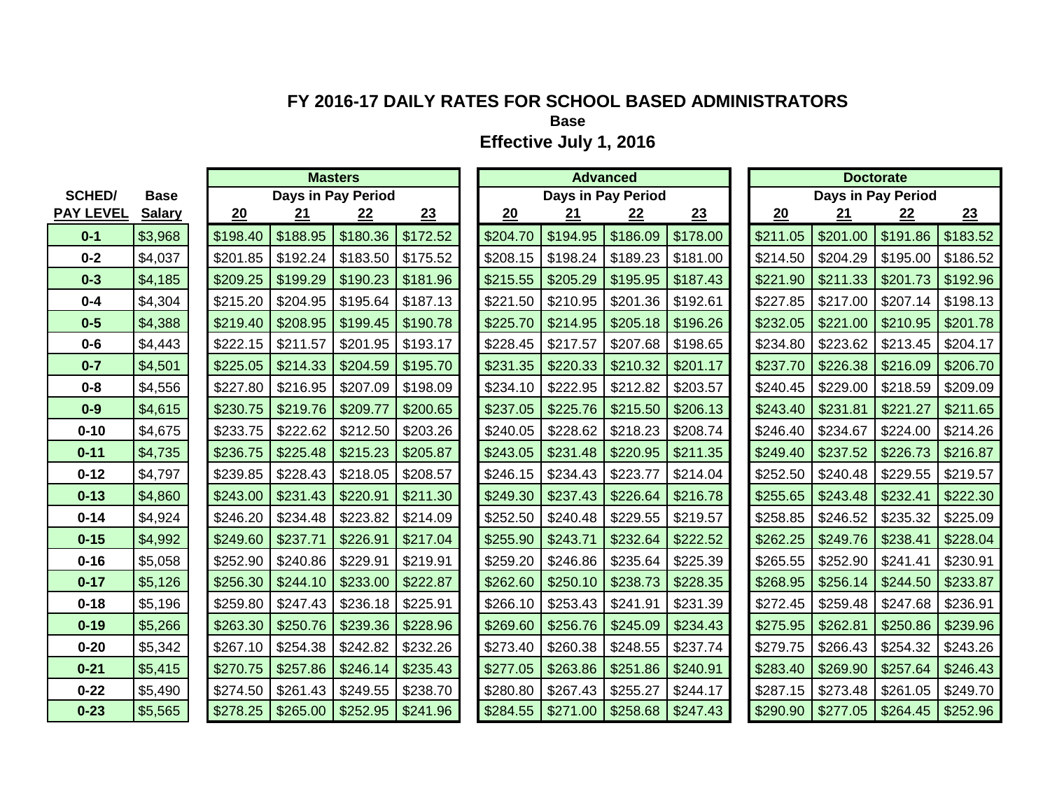# FY 2016-17 DAILY RATES FOR SCHOOL BASED ADMINISTRATORS

**Base**

**Effective July 1, 2016**

| SCHED/ PAY LEVEL | Base Salary | Masters | | | | Advanced | | | | Doctorate | | | |
|---|---|---|---|---|---|---|---|---|---|---|---|---|---|
| | | Days in Pay Period | | | | Days in Pay Period | | | | Days in Pay Period | | | |
| | | 20 | 21 | 22 | 23 | 20 | 21 | 22 | 23 | 20 | 21 | 22 | 23 |
| 0-1 | $3,968 | $198.40 | $188.95 | $180.36 | $172.52 | $204.70 | $194.95 | $186.09 | $178.00 | $211.05 | $201.00 | $191.86 | $183.52 |
| 0-2 | $4,037 | $201.85 | $192.24 | $183.50 | $175.52 | $208.15 | $198.24 | $189.23 | $181.00 | $214.50 | $204.29 | $195.00 | $186.52 |
| 0-3 | $4,185 | $209.25 | $199.29 | $190.23 | $181.96 | $215.55 | $205.29 | $195.95 | $187.43 | $221.90 | $211.33 | $201.73 | $192.96 |
| 0-4 | $4,304 | $215.20 | $204.95 | $195.64 | $187.13 | $221.50 | $210.95 | $201.36 | $192.61 | $227.85 | $217.00 | $207.14 | $198.13 |
| 0-5 | $4,388 | $219.40 | $208.95 | $199.45 | $190.78 | $225.70 | $214.95 | $205.18 | $196.26 | $232.05 | $221.00 | $210.95 | $201.78 |
| 0-6 | $4,443 | $222.15 | $211.57 | $201.95 | $193.17 | $228.45 | $217.57 | $207.68 | $198.65 | $234.80 | $223.62 | $213.45 | $204.17 |
| 0-7 | $4,501 | $225.05 | $214.33 | $204.59 | $195.70 | $231.35 | $220.33 | $210.32 | $201.17 | $237.70 | $226.38 | $216.09 | $206.70 |
| 0-8 | $4,556 | $227.80 | $216.95 | $207.09 | $198.09 | $234.10 | $222.95 | $212.82 | $203.57 | $240.45 | $229.00 | $218.59 | $209.09 |
| 0-9 | $4,615 | $230.75 | $219.76 | $209.77 | $200.65 | $237.05 | $225.76 | $215.50 | $206.13 | $243.40 | $231.81 | $221.27 | $211.65 |
| 0-10 | $4,675 | $233.75 | $222.62 | $212.50 | $203.26 | $240.05 | $228.62 | $218.23 | $208.74 | $246.40 | $234.67 | $224.00 | $214.26 |
| 0-11 | $4,735 | $236.75 | $225.48 | $215.23 | $205.87 | $243.05 | $231.48 | $220.95 | $211.35 | $249.40 | $237.52 | $226.73 | $216.87 |
| 0-12 | $4,797 | $239.85 | $228.43 | $218.05 | $208.57 | $246.15 | $234.43 | $223.77 | $214.04 | $252.50 | $240.48 | $229.55 | $219.57 |
| 0-13 | $4,860 | $243.00 | $231.43 | $220.91 | $211.30 | $249.30 | $237.43 | $226.64 | $216.78 | $255.65 | $243.48 | $232.41 | $222.30 |
| 0-14 | $4,924 | $246.20 | $234.48 | $223.82 | $214.09 | $252.50 | $240.48 | $229.55 | $219.57 | $258.85 | $246.52 | $235.32 | $225.09 |
| 0-15 | $4,992 | $249.60 | $237.71 | $226.91 | $217.04 | $255.90 | $243.71 | $232.64 | $222.52 | $262.25 | $249.76 | $238.41 | $228.04 |
| 0-16 | $5,058 | $252.90 | $240.86 | $229.91 | $219.91 | $259.20 | $246.86 | $235.64 | $225.39 | $265.55 | $252.90 | $241.41 | $230.91 |
| 0-17 | $5,126 | $256.30 | $244.10 | $233.00 | $222.87 | $262.60 | $250.10 | $238.73 | $228.35 | $268.95 | $256.14 | $244.50 | $233.87 |
| 0-18 | $5,196 | $259.80 | $247.43 | $236.18 | $225.91 | $266.10 | $253.43 | $241.91 | $231.39 | $272.45 | $259.48 | $247.68 | $236.91 |
| 0-19 | $5,266 | $263.30 | $250.76 | $239.36 | $228.96 | $269.60 | $256.76 | $245.09 | $234.43 | $275.95 | $262.81 | $250.86 | $239.96 |
| 0-20 | $5,342 | $267.10 | $254.38 | $242.82 | $232.26 | $273.40 | $260.38 | $248.55 | $237.74 | $279.75 | $266.43 | $254.32 | $243.26 |
| 0-21 | $5,415 | $270.75 | $257.86 | $246.14 | $235.43 | $277.05 | $263.86 | $251.86 | $240.91 | $283.40 | $269.90 | $257.64 | $246.43 |
| 0-22 | $5,490 | $274.50 | $261.43 | $249.55 | $238.70 | $280.80 | $267.43 | $255.27 | $244.17 | $287.15 | $273.48 | $261.05 | $249.70 |
| 0-23 | $5,565 | $278.25 | $265.00 | $252.95 | $241.96 | $284.55 | $271.00 | $258.68 | $247.43 | $290.90 | $277.05 | $264.45 | $252.96 |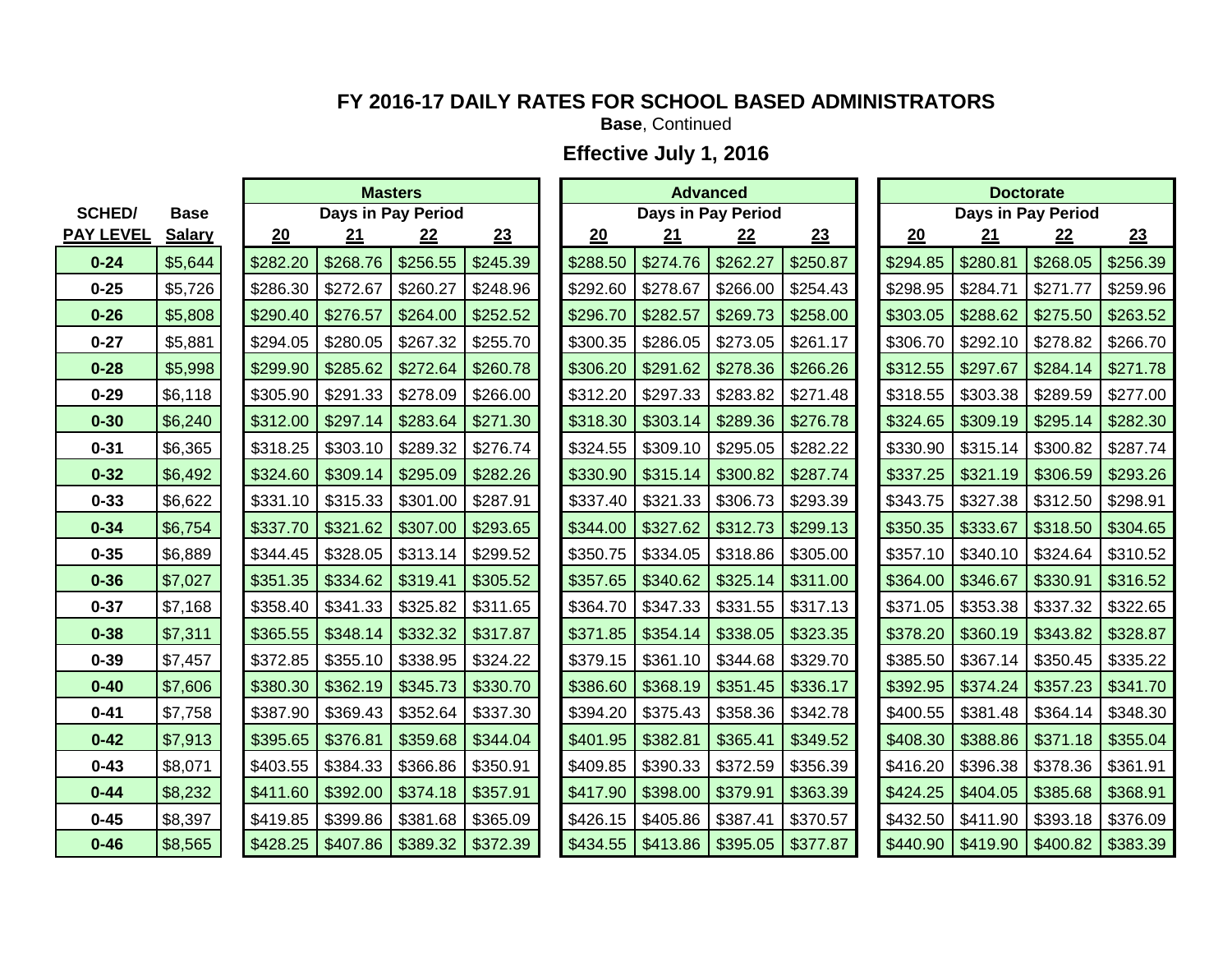## FY 2016-17 DAILY RATES FOR SCHOOL BASED ADMINISTRATORS

**Base**, Continued

### Effective July 1, 2016

| SCHED/ PAY LEVEL | Base Salary | Masters | | | | Advanced | | | | Doctorate | | | |
|---|---|---|---|---|---|---|---|---|---|---|---|---|---|
| | | Days in Pay Period | | | | Days in Pay Period | | | | Days in Pay Period | | | |
| | | 20 | 21 | 22 | 23 | 20 | 21 | 22 | 23 | 20 | 21 | 22 | 23 |
| 0-24 | $5,644 | $282.20 | $268.76 | $256.55 | $245.39 | $288.50 | $274.76 | $262.27 | $250.87 | $294.85 | $280.81 | $268.05 | $256.39 |
| 0-25 | $5,726 | $286.30 | $272.67 | $260.27 | $248.96 | $292.60 | $278.67 | $266.00 | $254.43 | $298.95 | $284.71 | $271.77 | $259.96 |
| 0-26 | $5,808 | $290.40 | $276.57 | $264.00 | $252.52 | $296.70 | $282.57 | $269.73 | $258.00 | $303.05 | $288.62 | $275.50 | $263.52 |
| 0-27 | $5,881 | $294.05 | $280.05 | $267.32 | $255.70 | $300.35 | $286.05 | $273.05 | $261.17 | $306.70 | $292.10 | $278.82 | $266.70 |
| 0-28 | $5,998 | $299.90 | $285.62 | $272.64 | $260.78 | $306.20 | $291.62 | $278.36 | $266.26 | $312.55 | $297.67 | $284.14 | $271.78 |
| 0-29 | $6,118 | $305.90 | $291.33 | $278.09 | $266.00 | $312.20 | $297.33 | $283.82 | $271.48 | $318.55 | $303.38 | $289.59 | $277.00 |
| 0-30 | $6,240 | $312.00 | $297.14 | $283.64 | $271.30 | $318.30 | $303.14 | $289.36 | $276.78 | $324.65 | $309.19 | $295.14 | $282.30 |
| 0-31 | $6,365 | $318.25 | $303.10 | $289.32 | $276.74 | $324.55 | $309.10 | $295.05 | $282.22 | $330.90 | $315.14 | $300.82 | $287.74 |
| 0-32 | $6,492 | $324.60 | $309.14 | $295.09 | $282.26 | $330.90 | $315.14 | $300.82 | $287.74 | $337.25 | $321.19 | $306.59 | $293.26 |
| 0-33 | $6,622 | $331.10 | $315.33 | $301.00 | $287.91 | $337.40 | $321.33 | $306.73 | $293.39 | $343.75 | $327.38 | $312.50 | $298.91 |
| 0-34 | $6,754 | $337.70 | $321.62 | $307.00 | $293.65 | $344.00 | $327.62 | $312.73 | $299.13 | $350.35 | $333.67 | $318.50 | $304.65 |
| 0-35 | $6,889 | $344.45 | $328.05 | $313.14 | $299.52 | $350.75 | $334.05 | $318.86 | $305.00 | $357.10 | $340.10 | $324.64 | $310.52 |
| 0-36 | $7,027 | $351.35 | $334.62 | $319.41 | $305.52 | $357.65 | $340.62 | $325.14 | $311.00 | $364.00 | $346.67 | $330.91 | $316.52 |
| 0-37 | $7,168 | $358.40 | $341.33 | $325.82 | $311.65 | $364.70 | $347.33 | $331.55 | $317.13 | $371.05 | $353.38 | $337.32 | $322.65 |
| 0-38 | $7,311 | $365.55 | $348.14 | $332.32 | $317.87 | $371.85 | $354.14 | $338.05 | $323.35 | $378.20 | $360.19 | $343.82 | $328.87 |
| 0-39 | $7,457 | $372.85 | $355.10 | $338.95 | $324.22 | $379.15 | $361.10 | $344.68 | $329.70 | $385.50 | $367.14 | $350.45 | $335.22 |
| 0-40 | $7,606 | $380.30 | $362.19 | $345.73 | $330.70 | $386.60 | $368.19 | $351.45 | $336.17 | $392.95 | $374.24 | $357.23 | $341.70 |
| 0-41 | $7,758 | $387.90 | $369.43 | $352.64 | $337.30 | $394.20 | $375.43 | $358.36 | $342.78 | $400.55 | $381.48 | $364.14 | $348.30 |
| 0-42 | $7,913 | $395.65 | $376.81 | $359.68 | $344.04 | $401.95 | $382.81 | $365.41 | $349.52 | $408.30 | $388.86 | $371.18 | $355.04 |
| 0-43 | $8,071 | $403.55 | $384.33 | $366.86 | $350.91 | $409.85 | $390.33 | $372.59 | $356.39 | $416.20 | $396.38 | $378.36 | $361.91 |
| 0-44 | $8,232 | $411.60 | $392.00 | $374.18 | $357.91 | $417.90 | $398.00 | $379.91 | $363.39 | $424.25 | $404.05 | $385.68 | $368.91 |
| 0-45 | $8,397 | $419.85 | $399.86 | $381.68 | $365.09 | $426.15 | $405.86 | $387.41 | $370.57 | $432.50 | $411.90 | $393.18 | $376.09 |
| 0-46 | $8,565 | $428.25 | $407.86 | $389.32 | $372.39 | $434.55 | $413.86 | $395.05 | $377.87 | $440.90 | $419.90 | $400.82 | $383.39 |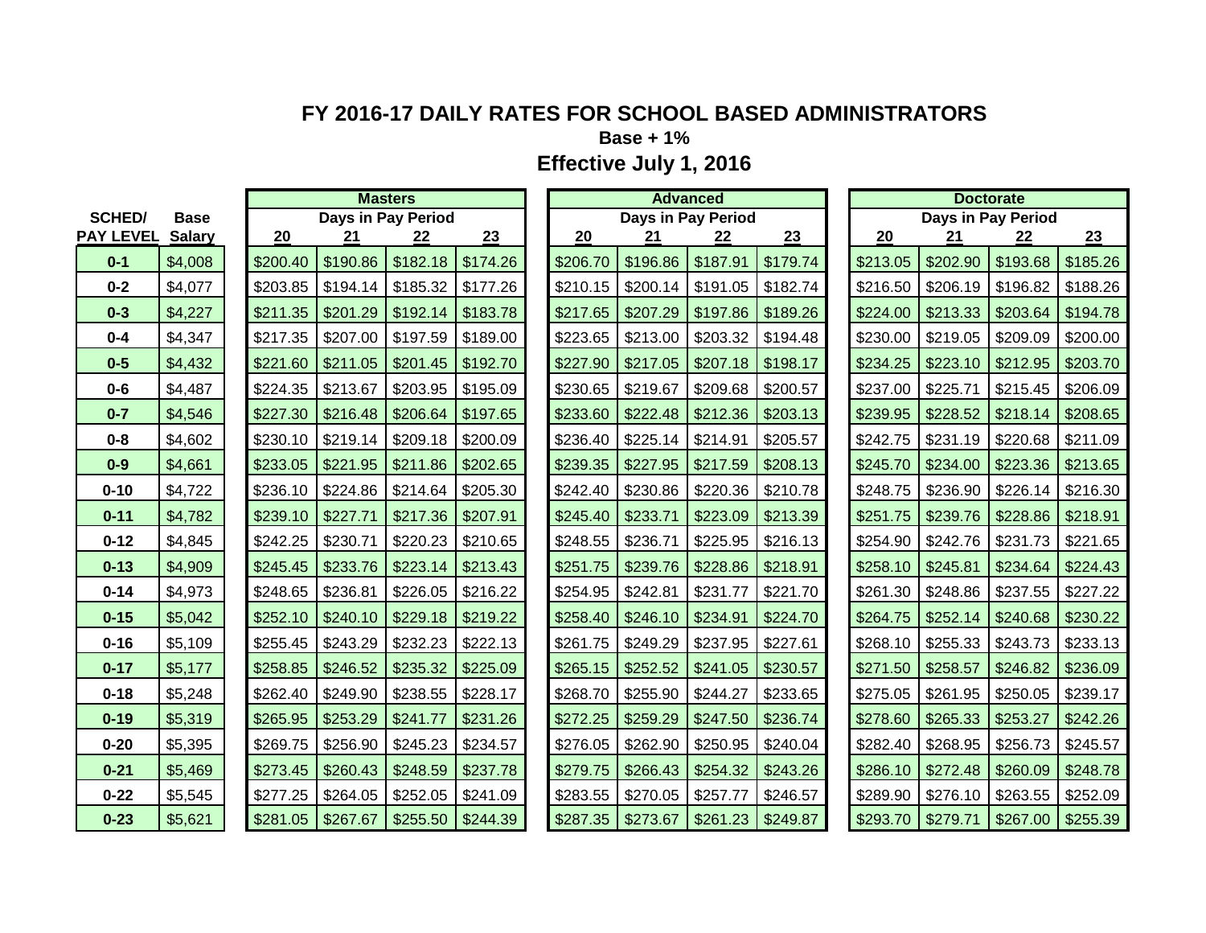# FY 2016-17 DAILY RATES FOR SCHOOL BASED ADMINISTRATORS

**Base + 1%**

**Effective July 1, 2016**

| SCHED/ PAY LEVEL | Base Salary | Masters | | | | Advanced | | | | Doctorate | | | |
|---|---|---|---|---|---|---|---|---|---|---|---|---|---|
| | | Days in Pay Period | | | | Days in Pay Period | | | | Days in Pay Period | | | |
| | | 20 | 21 | 22 | 23 | 20 | 21 | 22 | 23 | 20 | 21 | 22 | 23 |
| 0-1 | $4,008 | $200.40 | $190.86 | $182.18 | $174.26 | $206.70 | $196.86 | $187.91 | $179.74 | $213.05 | $202.90 | $193.68 | $185.26 |
| 0-2 | $4,077 | $203.85 | $194.14 | $185.32 | $177.26 | $210.15 | $200.14 | $191.05 | $182.74 | $216.50 | $206.19 | $196.82 | $188.26 |
| 0-3 | $4,227 | $211.35 | $201.29 | $192.14 | $183.78 | $217.65 | $207.29 | $197.86 | $189.26 | $224.00 | $213.33 | $203.64 | $194.78 |
| 0-4 | $4,347 | $217.35 | $207.00 | $197.59 | $189.00 | $223.65 | $213.00 | $203.32 | $194.48 | $230.00 | $219.05 | $209.09 | $200.00 |
| 0-5 | $4,432 | $221.60 | $211.05 | $201.45 | $192.70 | $227.90 | $217.05 | $207.18 | $198.17 | $234.25 | $223.10 | $212.95 | $203.70 |
| 0-6 | $4,487 | $224.35 | $213.67 | $203.95 | $195.09 | $230.65 | $219.67 | $209.68 | $200.57 | $237.00 | $225.71 | $215.45 | $206.09 |
| 0-7 | $4,546 | $227.30 | $216.48 | $206.64 | $197.65 | $233.60 | $222.48 | $212.36 | $203.13 | $239.95 | $228.52 | $218.14 | $208.65 |
| 0-8 | $4,602 | $230.10 | $219.14 | $209.18 | $200.09 | $236.40 | $225.14 | $214.91 | $205.57 | $242.75 | $231.19 | $220.68 | $211.09 |
| 0-9 | $4,661 | $233.05 | $221.95 | $211.86 | $202.65 | $239.35 | $227.95 | $217.59 | $208.13 | $245.70 | $234.00 | $223.36 | $213.65 |
| 0-10 | $4,722 | $236.10 | $224.86 | $214.64 | $205.30 | $242.40 | $230.86 | $220.36 | $210.78 | $248.75 | $236.90 | $226.14 | $216.30 |
| 0-11 | $4,782 | $239.10 | $227.71 | $217.36 | $207.91 | $245.40 | $233.71 | $223.09 | $213.39 | $251.75 | $239.76 | $228.86 | $218.91 |
| 0-12 | $4,845 | $242.25 | $230.71 | $220.23 | $210.65 | $248.55 | $236.71 | $225.95 | $216.13 | $254.90 | $242.76 | $231.73 | $221.65 |
| 0-13 | $4,909 | $245.45 | $233.76 | $223.14 | $213.43 | $251.75 | $239.76 | $228.86 | $218.91 | $258.10 | $245.81 | $234.64 | $224.43 |
| 0-14 | $4,973 | $248.65 | $236.81 | $226.05 | $216.22 | $254.95 | $242.81 | $231.77 | $221.70 | $261.30 | $248.86 | $237.55 | $227.22 |
| 0-15 | $5,042 | $252.10 | $240.10 | $229.18 | $219.22 | $258.40 | $246.10 | $234.91 | $224.70 | $264.75 | $252.14 | $240.68 | $230.22 |
| 0-16 | $5,109 | $255.45 | $243.29 | $232.23 | $222.13 | $261.75 | $249.29 | $237.95 | $227.61 | $268.10 | $255.33 | $243.73 | $233.13 |
| 0-17 | $5,177 | $258.85 | $246.52 | $235.32 | $225.09 | $265.15 | $252.52 | $241.05 | $230.57 | $271.50 | $258.57 | $246.82 | $236.09 |
| 0-18 | $5,248 | $262.40 | $249.90 | $238.55 | $228.17 | $268.70 | $255.90 | $244.27 | $233.65 | $275.05 | $261.95 | $250.05 | $239.17 |
| 0-19 | $5,319 | $265.95 | $253.29 | $241.77 | $231.26 | $272.25 | $259.29 | $247.50 | $236.74 | $278.60 | $265.33 | $253.27 | $242.26 |
| 0-20 | $5,395 | $269.75 | $256.90 | $245.23 | $234.57 | $276.05 | $262.90 | $250.95 | $240.04 | $282.40 | $268.95 | $256.73 | $245.57 |
| 0-21 | $5,469 | $273.45 | $260.43 | $248.59 | $237.78 | $279.75 | $266.43 | $254.32 | $243.26 | $286.10 | $272.48 | $260.09 | $248.78 |
| 0-22 | $5,545 | $277.25 | $264.05 | $252.05 | $241.09 | $283.55 | $270.05 | $257.77 | $246.57 | $289.90 | $276.10 | $263.55 | $252.09 |
| 0-23 | $5,621 | $281.05 | $267.67 | $255.50 | $244.39 | $287.35 | $273.67 | $261.23 | $249.87 | $293.70 | $279.71 | $267.00 | $255.39 |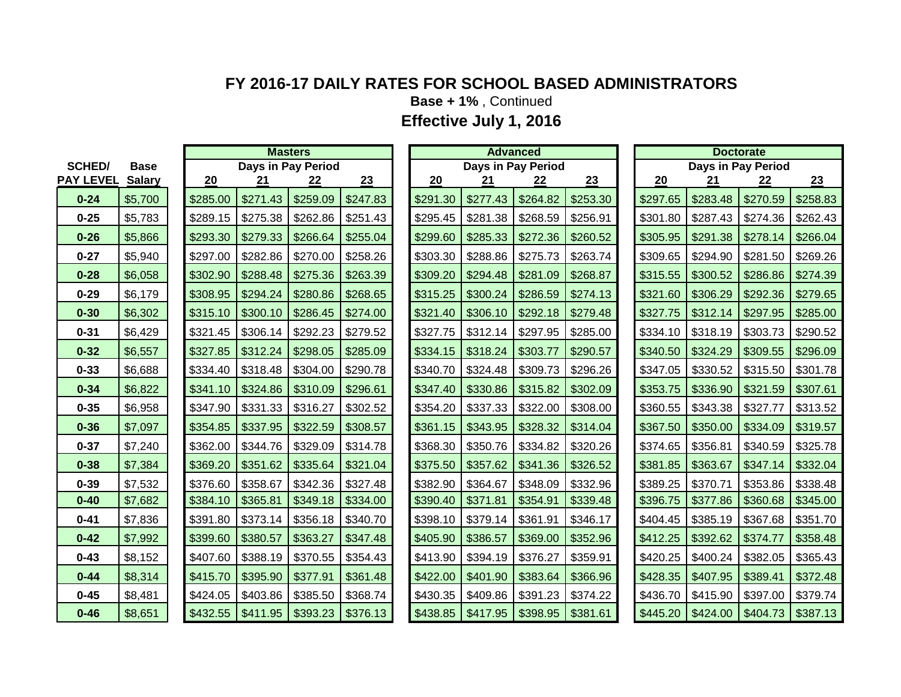# FY 2016-17 DAILY RATES FOR SCHOOL BASED ADMINISTRATORS

**Base + 1%** , Continued

**Effective July 1, 2016**

| SCHED/ PAY LEVEL | Base Salary | Masters | | | | Advanced | | | | Doctorate | | | |
|---|---|---|---|---|---|---|---|---|---|---|---|---|---|
| | | Days in Pay Period | | | | Days in Pay Period | | | | Days in Pay Period | | | |
| | | 20 | 21 | 22 | 23 | 20 | 21 | 22 | 23 | 20 | 21 | 22 | 23 |
| 0-24 | $5,700 | $285.00 | $271.43 | $259.09 | $247.83 | $291.30 | $277.43 | $264.82 | $253.30 | $297.65 | $283.48 | $270.59 | $258.83 |
| 0-25 | $5,783 | $289.15 | $275.38 | $262.86 | $251.43 | $295.45 | $281.38 | $268.59 | $256.91 | $301.80 | $287.43 | $274.36 | $262.43 |
| 0-26 | $5,866 | $293.30 | $279.33 | $266.64 | $255.04 | $299.60 | $285.33 | $272.36 | $260.52 | $305.95 | $291.38 | $278.14 | $266.04 |
| 0-27 | $5,940 | $297.00 | $282.86 | $270.00 | $258.26 | $303.30 | $288.86 | $275.73 | $263.74 | $309.65 | $294.90 | $281.50 | $269.26 |
| 0-28 | $6,058 | $302.90 | $288.48 | $275.36 | $263.39 | $309.20 | $294.48 | $281.09 | $268.87 | $315.55 | $300.52 | $286.86 | $274.39 |
| 0-29 | $6,179 | $308.95 | $294.24 | $280.86 | $268.65 | $315.25 | $300.24 | $286.59 | $274.13 | $321.60 | $306.29 | $292.36 | $279.65 |
| 0-30 | $6,302 | $315.10 | $300.10 | $286.45 | $274.00 | $321.40 | $306.10 | $292.18 | $279.48 | $327.75 | $312.14 | $297.95 | $285.00 |
| 0-31 | $6,429 | $321.45 | $306.14 | $292.23 | $279.52 | $327.75 | $312.14 | $297.95 | $285.00 | $334.10 | $318.19 | $303.73 | $290.52 |
| 0-32 | $6,557 | $327.85 | $312.24 | $298.05 | $285.09 | $334.15 | $318.24 | $303.77 | $290.57 | $340.50 | $324.29 | $309.55 | $296.09 |
| 0-33 | $6,688 | $334.40 | $318.48 | $304.00 | $290.78 | $340.70 | $324.48 | $309.73 | $296.26 | $347.05 | $330.52 | $315.50 | $301.78 |
| 0-34 | $6,822 | $341.10 | $324.86 | $310.09 | $296.61 | $347.40 | $330.86 | $315.82 | $302.09 | $353.75 | $336.90 | $321.59 | $307.61 |
| 0-35 | $6,958 | $347.90 | $331.33 | $316.27 | $302.52 | $354.20 | $337.33 | $322.00 | $308.00 | $360.55 | $343.38 | $327.77 | $313.52 |
| 0-36 | $7,097 | $354.85 | $337.95 | $322.59 | $308.57 | $361.15 | $343.95 | $328.32 | $314.04 | $367.50 | $350.00 | $334.09 | $319.57 |
| 0-37 | $7,240 | $362.00 | $344.76 | $329.09 | $314.78 | $368.30 | $350.76 | $334.82 | $320.26 | $374.65 | $356.81 | $340.59 | $325.78 |
| 0-38 | $7,384 | $369.20 | $351.62 | $335.64 | $321.04 | $375.50 | $357.62 | $341.36 | $326.52 | $381.85 | $363.67 | $347.14 | $332.04 |
| 0-39 | $7,532 | $376.60 | $358.67 | $342.36 | $327.48 | $382.90 | $364.67 | $348.09 | $332.96 | $389.25 | $370.71 | $353.86 | $338.48 |
| 0-40 | $7,682 | $384.10 | $365.81 | $349.18 | $334.00 | $390.40 | $371.81 | $354.91 | $339.48 | $396.75 | $377.86 | $360.68 | $345.00 |
| 0-41 | $7,836 | $391.80 | $373.14 | $356.18 | $340.70 | $398.10 | $379.14 | $361.91 | $346.17 | $404.45 | $385.19 | $367.68 | $351.70 |
| 0-42 | $7,992 | $399.60 | $380.57 | $363.27 | $347.48 | $405.90 | $386.57 | $369.00 | $352.96 | $412.25 | $392.62 | $374.77 | $358.48 |
| 0-43 | $8,152 | $407.60 | $388.19 | $370.55 | $354.43 | $413.90 | $394.19 | $376.27 | $359.91 | $420.25 | $400.24 | $382.05 | $365.43 |
| 0-44 | $8,314 | $415.70 | $395.90 | $377.91 | $361.48 | $422.00 | $401.90 | $383.64 | $366.96 | $428.35 | $407.95 | $389.41 | $372.48 |
| 0-45 | $8,481 | $424.05 | $403.86 | $385.50 | $368.74 | $430.35 | $409.86 | $391.23 | $374.22 | $436.70 | $415.90 | $397.00 | $379.74 |
| 0-46 | $8,651 | $432.55 | $411.95 | $393.23 | $376.13 | $438.85 | $417.95 | $398.95 | $381.61 | $445.20 | $424.00 | $404.73 | $387.13 |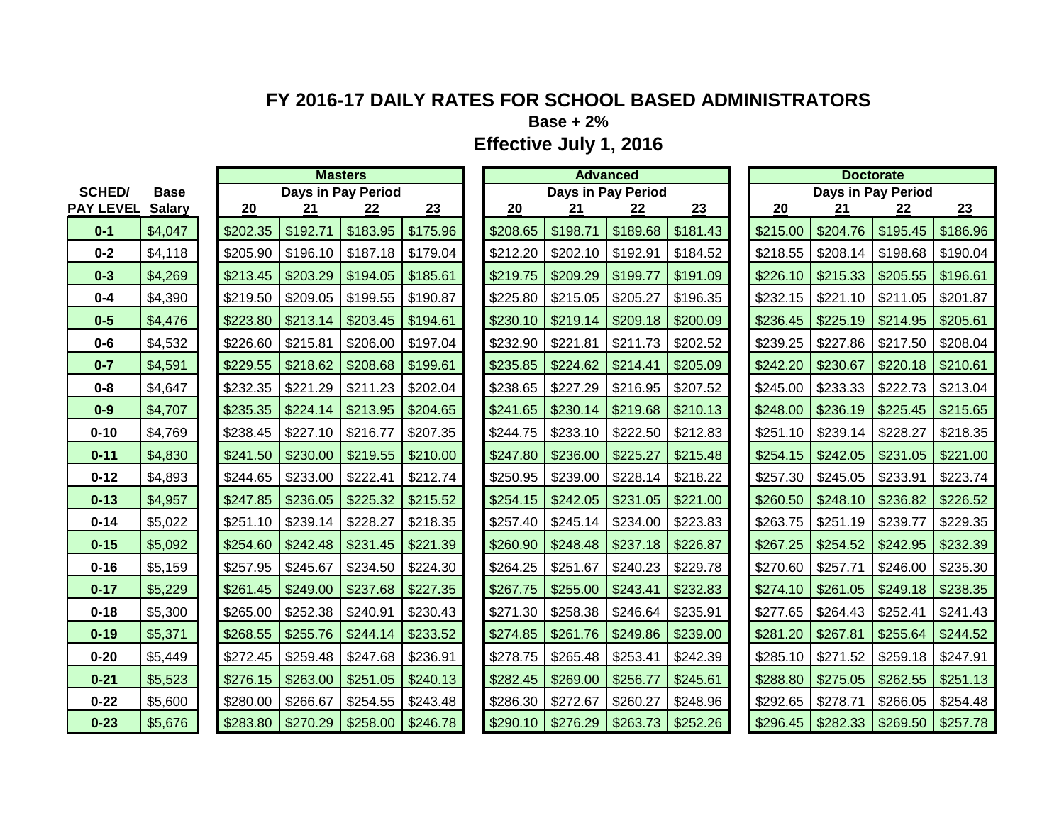# FY 2016-17 DAILY RATES FOR SCHOOL BASED ADMINISTRATORS

**Base + 2%**

**Effective July 1, 2016**

| SCHED/ PAY LEVEL | Base Salary | Masters Days in Pay Period 20 | 21 | 22 | 23 | Advanced Days in Pay Period 20 | 21 | 22 | 23 | Doctorate Days in Pay Period 20 | 21 | 22 | 23 |
|---|---|---|---|---|---|---|---|---|---|---|---|---|---|
| 0-1 | $4,047 | $202.35 | $192.71 | $183.95 | $175.96 | $208.65 | $198.71 | $189.68 | $181.43 | $215.00 | $204.76 | $195.45 | $186.96 |
| 0-2 | $4,118 | $205.90 | $196.10 | $187.18 | $179.04 | $212.20 | $202.10 | $192.91 | $184.52 | $218.55 | $208.14 | $198.68 | $190.04 |
| 0-3 | $4,269 | $213.45 | $203.29 | $194.05 | $185.61 | $219.75 | $209.29 | $199.77 | $191.09 | $226.10 | $215.33 | $205.55 | $196.61 |
| 0-4 | $4,390 | $219.50 | $209.05 | $199.55 | $190.87 | $225.80 | $215.05 | $205.27 | $196.35 | $232.15 | $221.10 | $211.05 | $201.87 |
| 0-5 | $4,476 | $223.80 | $213.14 | $203.45 | $194.61 | $230.10 | $219.14 | $209.18 | $200.09 | $236.45 | $225.19 | $214.95 | $205.61 |
| 0-6 | $4,532 | $226.60 | $215.81 | $206.00 | $197.04 | $232.90 | $221.81 | $211.73 | $202.52 | $239.25 | $227.86 | $217.50 | $208.04 |
| 0-7 | $4,591 | $229.55 | $218.62 | $208.68 | $199.61 | $235.85 | $224.62 | $214.41 | $205.09 | $242.20 | $230.67 | $220.18 | $210.61 |
| 0-8 | $4,647 | $232.35 | $221.29 | $211.23 | $202.04 | $238.65 | $227.29 | $216.95 | $207.52 | $245.00 | $233.33 | $222.73 | $213.04 |
| 0-9 | $4,707 | $235.35 | $224.14 | $213.95 | $204.65 | $241.65 | $230.14 | $219.68 | $210.13 | $248.00 | $236.19 | $225.45 | $215.65 |
| 0-10 | $4,769 | $238.45 | $227.10 | $216.77 | $207.35 | $244.75 | $233.10 | $222.50 | $212.83 | $251.10 | $239.14 | $228.27 | $218.35 |
| 0-11 | $4,830 | $241.50 | $230.00 | $219.55 | $210.00 | $247.80 | $236.00 | $225.27 | $215.48 | $254.15 | $242.05 | $231.05 | $221.00 |
| 0-12 | $4,893 | $244.65 | $233.00 | $222.41 | $212.74 | $250.95 | $239.00 | $228.14 | $218.22 | $257.30 | $245.05 | $233.91 | $223.74 |
| 0-13 | $4,957 | $247.85 | $236.05 | $225.32 | $215.52 | $254.15 | $242.05 | $231.05 | $221.00 | $260.50 | $248.10 | $236.82 | $226.52 |
| 0-14 | $5,022 | $251.10 | $239.14 | $228.27 | $218.35 | $257.40 | $245.14 | $234.00 | $223.83 | $263.75 | $251.19 | $239.77 | $229.35 |
| 0-15 | $5,092 | $254.60 | $242.48 | $231.45 | $221.39 | $260.90 | $248.48 | $237.18 | $226.87 | $267.25 | $254.52 | $242.95 | $232.39 |
| 0-16 | $5,159 | $257.95 | $245.67 | $234.50 | $224.30 | $264.25 | $251.67 | $240.23 | $229.78 | $270.60 | $257.71 | $246.00 | $235.30 |
| 0-17 | $5,229 | $261.45 | $249.00 | $237.68 | $227.35 | $267.75 | $255.00 | $243.41 | $232.83 | $274.10 | $261.05 | $249.18 | $238.35 |
| 0-18 | $5,300 | $265.00 | $252.38 | $240.91 | $230.43 | $271.30 | $258.38 | $246.64 | $235.91 | $277.65 | $264.43 | $252.41 | $241.43 |
| 0-19 | $5,371 | $268.55 | $255.76 | $244.14 | $233.52 | $274.85 | $261.76 | $249.86 | $239.00 | $281.20 | $267.81 | $255.64 | $244.52 |
| 0-20 | $5,449 | $272.45 | $259.48 | $247.68 | $236.91 | $278.75 | $265.48 | $253.41 | $242.39 | $285.10 | $271.52 | $259.18 | $247.91 |
| 0-21 | $5,523 | $276.15 | $263.00 | $251.05 | $240.13 | $282.45 | $269.00 | $256.77 | $245.61 | $288.80 | $275.05 | $262.55 | $251.13 |
| 0-22 | $5,600 | $280.00 | $266.67 | $254.55 | $243.48 | $286.30 | $272.67 | $260.27 | $248.96 | $292.65 | $278.71 | $266.05 | $254.48 |
| 0-23 | $5,676 | $283.80 | $270.29 | $258.00 | $246.78 | $290.10 | $276.29 | $263.73 | $252.26 | $296.45 | $282.33 | $269.50 | $257.78 |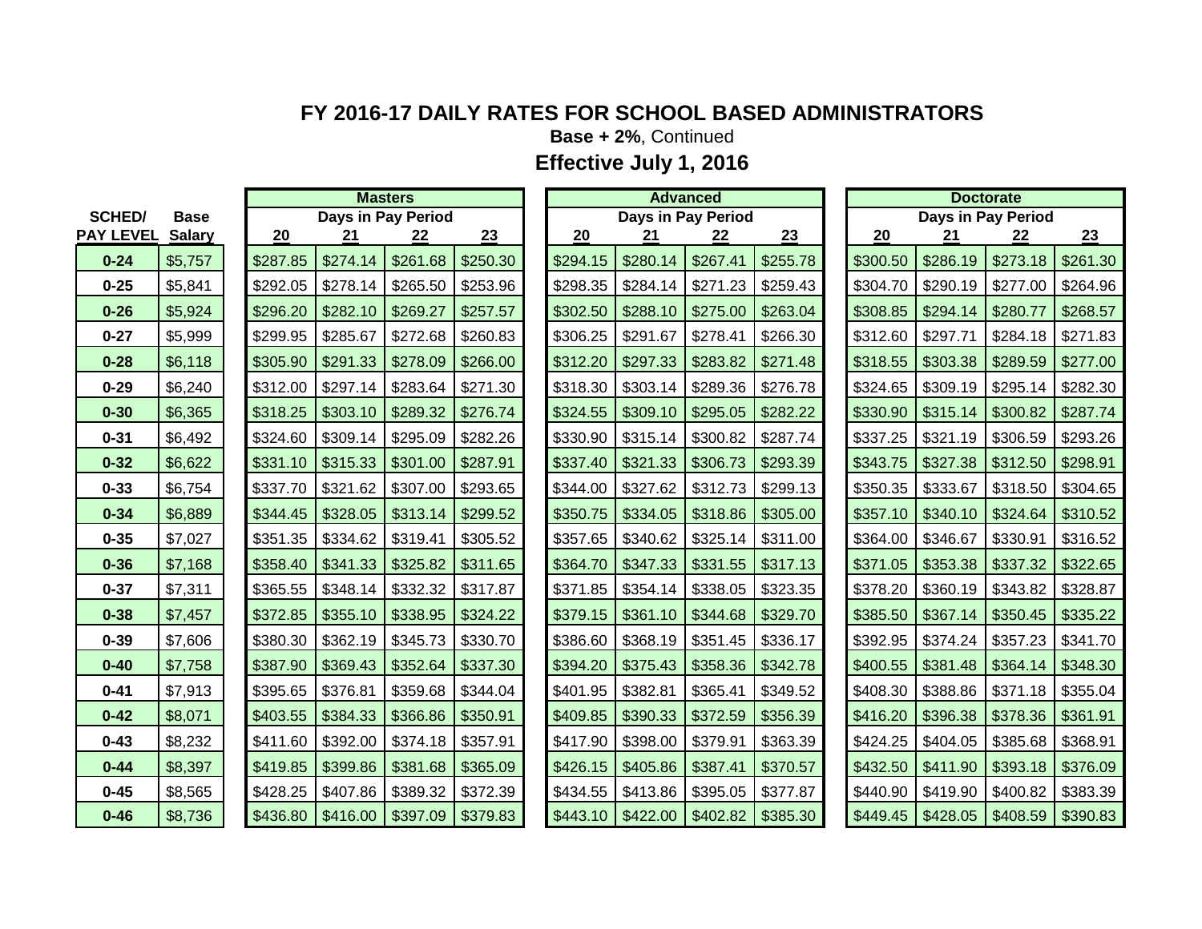# FY 2016-17 DAILY RATES FOR SCHOOL BASED ADMINISTRATORS

**Base + 2%**, Continued

## Effective July 1, 2016

| SCHED/ PAY LEVEL | Base Salary | Masters | | | | Advanced | | | | Doctorate | | | |
|---|---|---|---|---|---|---|---|---|---|---|---|---|---|
| | | Days in Pay Period | | | | Days in Pay Period | | | | Days in Pay Period | | | |
| | | 20 | 21 | 22 | 23 | 20 | 21 | 22 | 23 | 20 | 21 | 22 | 23 |
| 0-24 | $5,757 | $287.85 | $274.14 | $261.68 | $250.30 | $294.15 | $280.14 | $267.41 | $255.78 | $300.50 | $286.19 | $273.18 | $261.30 |
| 0-25 | $5,841 | $292.05 | $278.14 | $265.50 | $253.96 | $298.35 | $284.14 | $271.23 | $259.43 | $304.70 | $290.19 | $277.00 | $264.96 |
| 0-26 | $5,924 | $296.20 | $282.10 | $269.27 | $257.57 | $302.50 | $288.10 | $275.00 | $263.04 | $308.85 | $294.14 | $280.77 | $268.57 |
| 0-27 | $5,999 | $299.95 | $285.67 | $272.68 | $260.83 | $306.25 | $291.67 | $278.41 | $266.30 | $312.60 | $297.71 | $284.18 | $271.83 |
| 0-28 | $6,118 | $305.90 | $291.33 | $278.09 | $266.00 | $312.20 | $297.33 | $283.82 | $271.48 | $318.55 | $303.38 | $289.59 | $277.00 |
| 0-29 | $6,240 | $312.00 | $297.14 | $283.64 | $271.30 | $318.30 | $303.14 | $289.36 | $276.78 | $324.65 | $309.19 | $295.14 | $282.30 |
| 0-30 | $6,365 | $318.25 | $303.10 | $289.32 | $276.74 | $324.55 | $309.10 | $295.05 | $282.22 | $330.90 | $315.14 | $300.82 | $287.74 |
| 0-31 | $6,492 | $324.60 | $309.14 | $295.09 | $282.26 | $330.90 | $315.14 | $300.82 | $287.74 | $337.25 | $321.19 | $306.59 | $293.26 |
| 0-32 | $6,622 | $331.10 | $315.33 | $301.00 | $287.91 | $337.40 | $321.33 | $306.73 | $293.39 | $343.75 | $327.38 | $312.50 | $298.91 |
| 0-33 | $6,754 | $337.70 | $321.62 | $307.00 | $293.65 | $344.00 | $327.62 | $312.73 | $299.13 | $350.35 | $333.67 | $318.50 | $304.65 |
| 0-34 | $6,889 | $344.45 | $328.05 | $313.14 | $299.52 | $350.75 | $334.05 | $318.86 | $305.00 | $357.10 | $340.10 | $324.64 | $310.52 |
| 0-35 | $7,027 | $351.35 | $334.62 | $319.41 | $305.52 | $357.65 | $340.62 | $325.14 | $311.00 | $364.00 | $346.67 | $330.91 | $316.52 |
| 0-36 | $7,168 | $358.40 | $341.33 | $325.82 | $311.65 | $364.70 | $347.33 | $331.55 | $317.13 | $371.05 | $353.38 | $337.32 | $322.65 |
| 0-37 | $7,311 | $365.55 | $348.14 | $332.32 | $317.87 | $371.85 | $354.14 | $338.05 | $323.35 | $378.20 | $360.19 | $343.82 | $328.87 |
| 0-38 | $7,457 | $372.85 | $355.10 | $338.95 | $324.22 | $379.15 | $361.10 | $344.68 | $329.70 | $385.50 | $367.14 | $350.45 | $335.22 |
| 0-39 | $7,606 | $380.30 | $362.19 | $345.73 | $330.70 | $386.60 | $368.19 | $351.45 | $336.17 | $392.95 | $374.24 | $357.23 | $341.70 |
| 0-40 | $7,758 | $387.90 | $369.43 | $352.64 | $337.30 | $394.20 | $375.43 | $358.36 | $342.78 | $400.55 | $381.48 | $364.14 | $348.30 |
| 0-41 | $7,913 | $395.65 | $376.81 | $359.68 | $344.04 | $401.95 | $382.81 | $365.41 | $349.52 | $408.30 | $388.86 | $371.18 | $355.04 |
| 0-42 | $8,071 | $403.55 | $384.33 | $366.86 | $350.91 | $409.85 | $390.33 | $372.59 | $356.39 | $416.20 | $396.38 | $378.36 | $361.91 |
| 0-43 | $8,232 | $411.60 | $392.00 | $374.18 | $357.91 | $417.90 | $398.00 | $379.91 | $363.39 | $424.25 | $404.05 | $385.68 | $368.91 |
| 0-44 | $8,397 | $419.85 | $399.86 | $381.68 | $365.09 | $426.15 | $405.86 | $387.41 | $370.57 | $432.50 | $411.90 | $393.18 | $376.09 |
| 0-45 | $8,565 | $428.25 | $407.86 | $389.32 | $372.39 | $434.55 | $413.86 | $395.05 | $377.87 | $440.90 | $419.90 | $400.82 | $383.39 |
| 0-46 | $8,736 | $436.80 | $416.00 | $397.09 | $379.83 | $443.10 | $422.00 | $402.82 | $385.30 | $449.45 | $428.05 | $408.59 | $390.83 |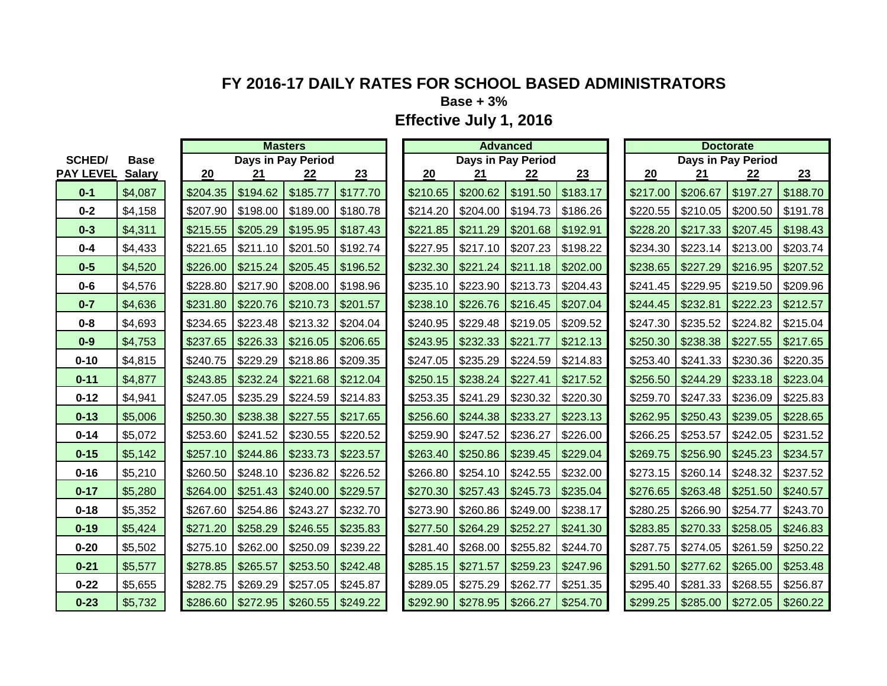# FY 2016-17 DAILY RATES FOR SCHOOL BASED ADMINISTRATORS

**Base + 3%**

**Effective July 1, 2016**

| SCHED/ PAY LEVEL | Base Salary | Masters | | | | Advanced | | | | Doctorate | | | |
|---|---|---|---|---|---|---|---|---|---|---|---|---|---|
| | | Days in Pay Period | | | | Days in Pay Period | | | | Days in Pay Period | | | |
| | | 20 | 21 | 22 | 23 | 20 | 21 | 22 | 23 | 20 | 21 | 22 | 23 |
| 0-1 | $4,087 | $204.35 | $194.62 | $185.77 | $177.70 | $210.65 | $200.62 | $191.50 | $183.17 | $217.00 | $206.67 | $197.27 | $188.70 |
| 0-2 | $4,158 | $207.90 | $198.00 | $189.00 | $180.78 | $214.20 | $204.00 | $194.73 | $186.26 | $220.55 | $210.05 | $200.50 | $191.78 |
| 0-3 | $4,311 | $215.55 | $205.29 | $195.95 | $187.43 | $221.85 | $211.29 | $201.68 | $192.91 | $228.20 | $217.33 | $207.45 | $198.43 |
| 0-4 | $4,433 | $221.65 | $211.10 | $201.50 | $192.74 | $227.95 | $217.10 | $207.23 | $198.22 | $234.30 | $223.14 | $213.00 | $203.74 |
| 0-5 | $4,520 | $226.00 | $215.24 | $205.45 | $196.52 | $232.30 | $221.24 | $211.18 | $202.00 | $238.65 | $227.29 | $216.95 | $207.52 |
| 0-6 | $4,576 | $228.80 | $217.90 | $208.00 | $198.96 | $235.10 | $223.90 | $213.73 | $204.43 | $241.45 | $229.95 | $219.50 | $209.96 |
| 0-7 | $4,636 | $231.80 | $220.76 | $210.73 | $201.57 | $238.10 | $226.76 | $216.45 | $207.04 | $244.45 | $232.81 | $222.23 | $212.57 |
| 0-8 | $4,693 | $234.65 | $223.48 | $213.32 | $204.04 | $240.95 | $229.48 | $219.05 | $209.52 | $247.30 | $235.52 | $224.82 | $215.04 |
| 0-9 | $4,753 | $237.65 | $226.33 | $216.05 | $206.65 | $243.95 | $232.33 | $221.77 | $212.13 | $250.30 | $238.38 | $227.55 | $217.65 |
| 0-10 | $4,815 | $240.75 | $229.29 | $218.86 | $209.35 | $247.05 | $235.29 | $224.59 | $214.83 | $253.40 | $241.33 | $230.36 | $220.35 |
| 0-11 | $4,877 | $243.85 | $232.24 | $221.68 | $212.04 | $250.15 | $238.24 | $227.41 | $217.52 | $256.50 | $244.29 | $233.18 | $223.04 |
| 0-12 | $4,941 | $247.05 | $235.29 | $224.59 | $214.83 | $253.35 | $241.29 | $230.32 | $220.30 | $259.70 | $247.33 | $236.09 | $225.83 |
| 0-13 | $5,006 | $250.30 | $238.38 | $227.55 | $217.65 | $256.60 | $244.38 | $233.27 | $223.13 | $262.95 | $250.43 | $239.05 | $228.65 |
| 0-14 | $5,072 | $253.60 | $241.52 | $230.55 | $220.52 | $259.90 | $247.52 | $236.27 | $226.00 | $266.25 | $253.57 | $242.05 | $231.52 |
| 0-15 | $5,142 | $257.10 | $244.86 | $233.73 | $223.57 | $263.40 | $250.86 | $239.45 | $229.04 | $269.75 | $256.90 | $245.23 | $234.57 |
| 0-16 | $5,210 | $260.50 | $248.10 | $236.82 | $226.52 | $266.80 | $254.10 | $242.55 | $232.00 | $273.15 | $260.14 | $248.32 | $237.52 |
| 0-17 | $5,280 | $264.00 | $251.43 | $240.00 | $229.57 | $270.30 | $257.43 | $245.73 | $235.04 | $276.65 | $263.48 | $251.50 | $240.57 |
| 0-18 | $5,352 | $267.60 | $254.86 | $243.27 | $232.70 | $273.90 | $260.86 | $249.00 | $238.17 | $280.25 | $266.90 | $254.77 | $243.70 |
| 0-19 | $5,424 | $271.20 | $258.29 | $246.55 | $235.83 | $277.50 | $264.29 | $252.27 | $241.30 | $283.85 | $270.33 | $258.05 | $246.83 |
| 0-20 | $5,502 | $275.10 | $262.00 | $250.09 | $239.22 | $281.40 | $268.00 | $255.82 | $244.70 | $287.75 | $274.05 | $261.59 | $250.22 |
| 0-21 | $5,577 | $278.85 | $265.57 | $253.50 | $242.48 | $285.15 | $271.57 | $259.23 | $247.96 | $291.50 | $277.62 | $265.00 | $253.48 |
| 0-22 | $5,655 | $282.75 | $269.29 | $257.05 | $245.87 | $289.05 | $275.29 | $262.77 | $251.35 | $295.40 | $281.33 | $268.55 | $256.87 |
| 0-23 | $5,732 | $286.60 | $272.95 | $260.55 | $249.22 | $292.90 | $278.95 | $266.27 | $254.70 | $299.25 | $285.00 | $272.05 | $260.22 |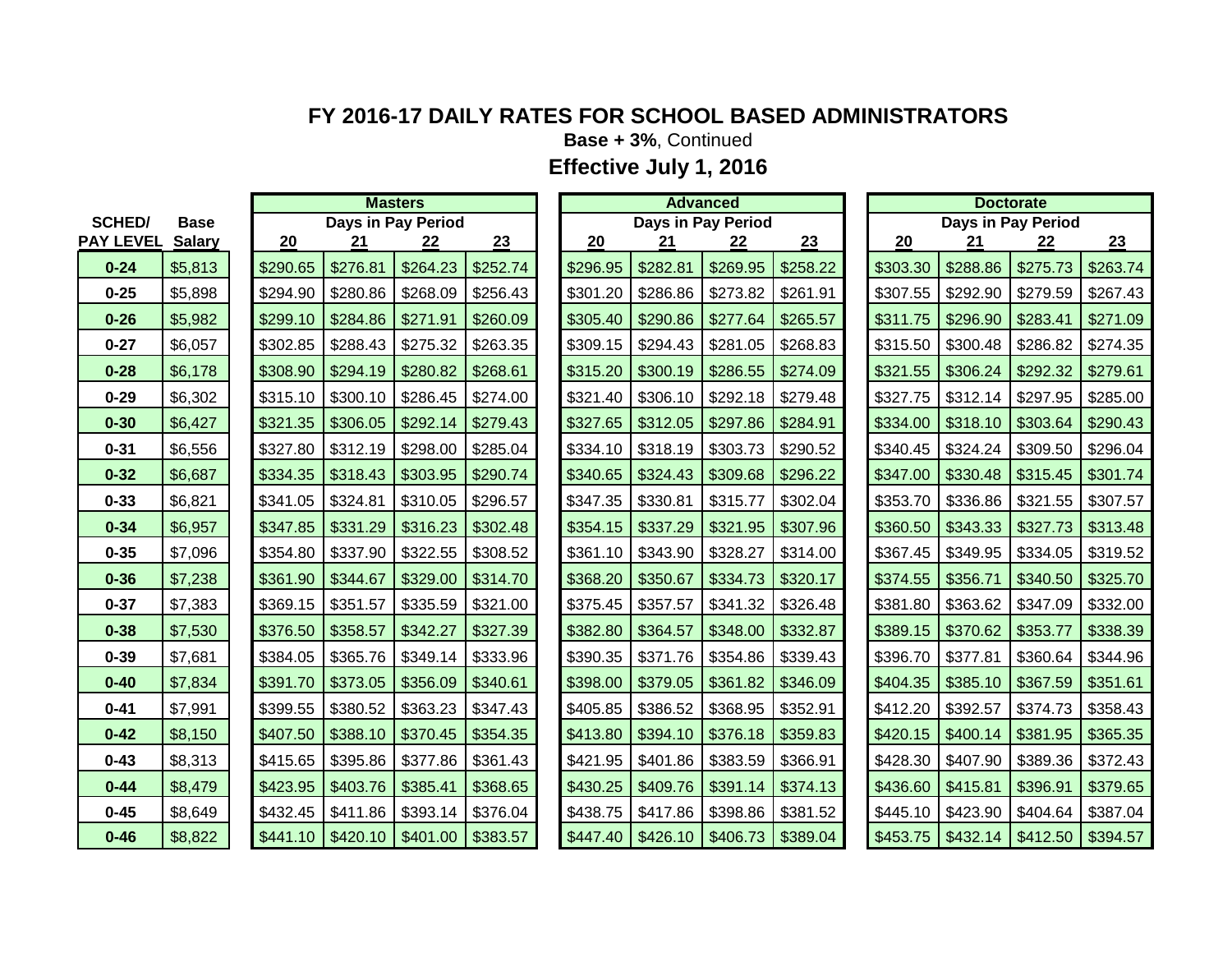# FY 2016-17 DAILY RATES FOR SCHOOL BASED ADMINISTRATORS

**Base + 3%**, Continued

**Effective July 1, 2016**

| SCHED/ PAY LEVEL | Base Salary | Masters | | | | Advanced | | | | Doctorate | | | |
|---|---|---|---|---|---|---|---|---|---|---|---|---|---|
| | | Days in Pay Period | | | | Days in Pay Period | | | | Days in Pay Period | | | |
| | | 20 | 21 | 22 | 23 | 20 | 21 | 22 | 23 | 20 | 21 | 22 | 23 |
| 0-24 | $5,813 | $290.65 | $276.81 | $264.23 | $252.74 | $296.95 | $282.81 | $269.95 | $258.22 | $303.30 | $288.86 | $275.73 | $263.74 |
| 0-25 | $5,898 | $294.90 | $280.86 | $268.09 | $256.43 | $301.20 | $286.86 | $273.82 | $261.91 | $307.55 | $292.90 | $279.59 | $267.43 |
| 0-26 | $5,982 | $299.10 | $284.86 | $271.91 | $260.09 | $305.40 | $290.86 | $277.64 | $265.57 | $311.75 | $296.90 | $283.41 | $271.09 |
| 0-27 | $6,057 | $302.85 | $288.43 | $275.32 | $263.35 | $309.15 | $294.43 | $281.05 | $268.83 | $315.50 | $300.48 | $286.82 | $274.35 |
| 0-28 | $6,178 | $308.90 | $294.19 | $280.82 | $268.61 | $315.20 | $300.19 | $286.55 | $274.09 | $321.55 | $306.24 | $292.32 | $279.61 |
| 0-29 | $6,302 | $315.10 | $300.10 | $286.45 | $274.00 | $321.40 | $306.10 | $292.18 | $279.48 | $327.75 | $312.14 | $297.95 | $285.00 |
| 0-30 | $6,427 | $321.35 | $306.05 | $292.14 | $279.43 | $327.65 | $312.05 | $297.86 | $284.91 | $334.00 | $318.10 | $303.64 | $290.43 |
| 0-31 | $6,556 | $327.80 | $312.19 | $298.00 | $285.04 | $334.10 | $318.19 | $303.73 | $290.52 | $340.45 | $324.24 | $309.50 | $296.04 |
| 0-32 | $6,687 | $334.35 | $318.43 | $303.95 | $290.74 | $340.65 | $324.43 | $309.68 | $296.22 | $347.00 | $330.48 | $315.45 | $301.74 |
| 0-33 | $6,821 | $341.05 | $324.81 | $310.05 | $296.57 | $347.35 | $330.81 | $315.77 | $302.04 | $353.70 | $336.86 | $321.55 | $307.57 |
| 0-34 | $6,957 | $347.85 | $331.29 | $316.23 | $302.48 | $354.15 | $337.29 | $321.95 | $307.96 | $360.50 | $343.33 | $327.73 | $313.48 |
| 0-35 | $7,096 | $354.80 | $337.90 | $322.55 | $308.52 | $361.10 | $343.90 | $328.27 | $314.00 | $367.45 | $349.95 | $334.05 | $319.52 |
| 0-36 | $7,238 | $361.90 | $344.67 | $329.00 | $314.70 | $368.20 | $350.67 | $334.73 | $320.17 | $374.55 | $356.71 | $340.50 | $325.70 |
| 0-37 | $7,383 | $369.15 | $351.57 | $335.59 | $321.00 | $375.45 | $357.57 | $341.32 | $326.48 | $381.80 | $363.62 | $347.09 | $332.00 |
| 0-38 | $7,530 | $376.50 | $358.57 | $342.27 | $327.39 | $382.80 | $364.57 | $348.00 | $332.87 | $389.15 | $370.62 | $353.77 | $338.39 |
| 0-39 | $7,681 | $384.05 | $365.76 | $349.14 | $333.96 | $390.35 | $371.76 | $354.86 | $339.43 | $396.70 | $377.81 | $360.64 | $344.96 |
| 0-40 | $7,834 | $391.70 | $373.05 | $356.09 | $340.61 | $398.00 | $379.05 | $361.82 | $346.09 | $404.35 | $385.10 | $367.59 | $351.61 |
| 0-41 | $7,991 | $399.55 | $380.52 | $363.23 | $347.43 | $405.85 | $386.52 | $368.95 | $352.91 | $412.20 | $392.57 | $374.73 | $358.43 |
| 0-42 | $8,150 | $407.50 | $388.10 | $370.45 | $354.35 | $413.80 | $394.10 | $376.18 | $359.83 | $420.15 | $400.14 | $381.95 | $365.35 |
| 0-43 | $8,313 | $415.65 | $395.86 | $377.86 | $361.43 | $421.95 | $401.86 | $383.59 | $366.91 | $428.30 | $407.90 | $389.36 | $372.43 |
| 0-44 | $8,479 | $423.95 | $403.76 | $385.41 | $368.65 | $430.25 | $409.76 | $391.14 | $374.13 | $436.60 | $415.81 | $396.91 | $379.65 |
| 0-45 | $8,649 | $432.45 | $411.86 | $393.14 | $376.04 | $438.75 | $417.86 | $398.86 | $381.52 | $445.10 | $423.90 | $404.64 | $387.04 |
| 0-46 | $8,822 | $441.10 | $420.10 | $401.00 | $383.57 | $447.40 | $426.10 | $406.73 | $389.04 | $453.75 | $432.14 | $412.50 | $394.57 |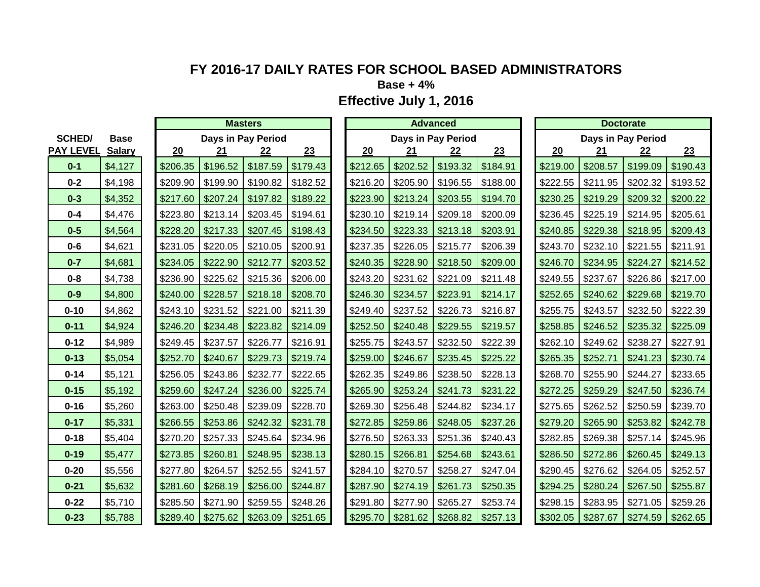# FY 2016-17 DAILY RATES FOR SCHOOL BASED ADMINISTRATORS

**Base + 4%**

## Effective July 1, 2016

| SCHED/ | Base | Masters | | | | Advanced | | | | Doctorate | | | |
|---|---|---|---|---|---|---|---|---|---|---|---|---|---|
| | | Days in Pay Period | | | | Days in Pay Period | | | | Days in Pay Period | | | |
| PAY LEVEL | Salary | 20 | 21 | 22 | 23 | 20 | 21 | 22 | 23 | 20 | 21 | 22 | 23 |
| 0-1 | $4,127 | $206.35 | $196.52 | $187.59 | $179.43 | $212.65 | $202.52 | $193.32 | $184.91 | $219.00 | $208.57 | $199.09 | $190.43 |
| 0-2 | $4,198 | $209.90 | $199.90 | $190.82 | $182.52 | $216.20 | $205.90 | $196.55 | $188.00 | $222.55 | $211.95 | $202.32 | $193.52 |
| 0-3 | $4,352 | $217.60 | $207.24 | $197.82 | $189.22 | $223.90 | $213.24 | $203.55 | $194.70 | $230.25 | $219.29 | $209.32 | $200.22 |
| 0-4 | $4,476 | $223.80 | $213.14 | $203.45 | $194.61 | $230.10 | $219.14 | $209.18 | $200.09 | $236.45 | $225.19 | $214.95 | $205.61 |
| 0-5 | $4,564 | $228.20 | $217.33 | $207.45 | $198.43 | $234.50 | $223.33 | $213.18 | $203.91 | $240.85 | $229.38 | $218.95 | $209.43 |
| 0-6 | $4,621 | $231.05 | $220.05 | $210.05 | $200.91 | $237.35 | $226.05 | $215.77 | $206.39 | $243.70 | $232.10 | $221.55 | $211.91 |
| 0-7 | $4,681 | $234.05 | $222.90 | $212.77 | $203.52 | $240.35 | $228.90 | $218.50 | $209.00 | $246.70 | $234.95 | $224.27 | $214.52 |
| 0-8 | $4,738 | $236.90 | $225.62 | $215.36 | $206.00 | $243.20 | $231.62 | $221.09 | $211.48 | $249.55 | $237.67 | $226.86 | $217.00 |
| 0-9 | $4,800 | $240.00 | $228.57 | $218.18 | $208.70 | $246.30 | $234.57 | $223.91 | $214.17 | $252.65 | $240.62 | $229.68 | $219.70 |
| 0-10 | $4,862 | $243.10 | $231.52 | $221.00 | $211.39 | $249.40 | $237.52 | $226.73 | $216.87 | $255.75 | $243.57 | $232.50 | $222.39 |
| 0-11 | $4,924 | $246.20 | $234.48 | $223.82 | $214.09 | $252.50 | $240.48 | $229.55 | $219.57 | $258.85 | $246.52 | $235.32 | $225.09 |
| 0-12 | $4,989 | $249.45 | $237.57 | $226.77 | $216.91 | $255.75 | $243.57 | $232.50 | $222.39 | $262.10 | $249.62 | $238.27 | $227.91 |
| 0-13 | $5,054 | $252.70 | $240.67 | $229.73 | $219.74 | $259.00 | $246.67 | $235.45 | $225.22 | $265.35 | $252.71 | $241.23 | $230.74 |
| 0-14 | $5,121 | $256.05 | $243.86 | $232.77 | $222.65 | $262.35 | $249.86 | $238.50 | $228.13 | $268.70 | $255.90 | $244.27 | $233.65 |
| 0-15 | $5,192 | $259.60 | $247.24 | $236.00 | $225.74 | $265.90 | $253.24 | $241.73 | $231.22 | $272.25 | $259.29 | $247.50 | $236.74 |
| 0-16 | $5,260 | $263.00 | $250.48 | $239.09 | $228.70 | $269.30 | $256.48 | $244.82 | $234.17 | $275.65 | $262.52 | $250.59 | $239.70 |
| 0-17 | $5,331 | $266.55 | $253.86 | $242.32 | $231.78 | $272.85 | $259.86 | $248.05 | $237.26 | $279.20 | $265.90 | $253.82 | $242.78 |
| 0-18 | $5,404 | $270.20 | $257.33 | $245.64 | $234.96 | $276.50 | $263.33 | $251.36 | $240.43 | $282.85 | $269.38 | $257.14 | $245.96 |
| 0-19 | $5,477 | $273.85 | $260.81 | $248.95 | $238.13 | $280.15 | $266.81 | $254.68 | $243.61 | $286.50 | $272.86 | $260.45 | $249.13 |
| 0-20 | $5,556 | $277.80 | $264.57 | $252.55 | $241.57 | $284.10 | $270.57 | $258.27 | $247.04 | $290.45 | $276.62 | $264.05 | $252.57 |
| 0-21 | $5,632 | $281.60 | $268.19 | $256.00 | $244.87 | $287.90 | $274.19 | $261.73 | $250.35 | $294.25 | $280.24 | $267.50 | $255.87 |
| 0-22 | $5,710 | $285.50 | $271.90 | $259.55 | $248.26 | $291.80 | $277.90 | $265.27 | $253.74 | $298.15 | $283.95 | $271.05 | $259.26 |
| 0-23 | $5,788 | $289.40 | $275.62 | $263.09 | $251.65 | $295.70 | $281.62 | $268.82 | $257.13 | $302.05 | $287.67 | $274.59 | $262.65 |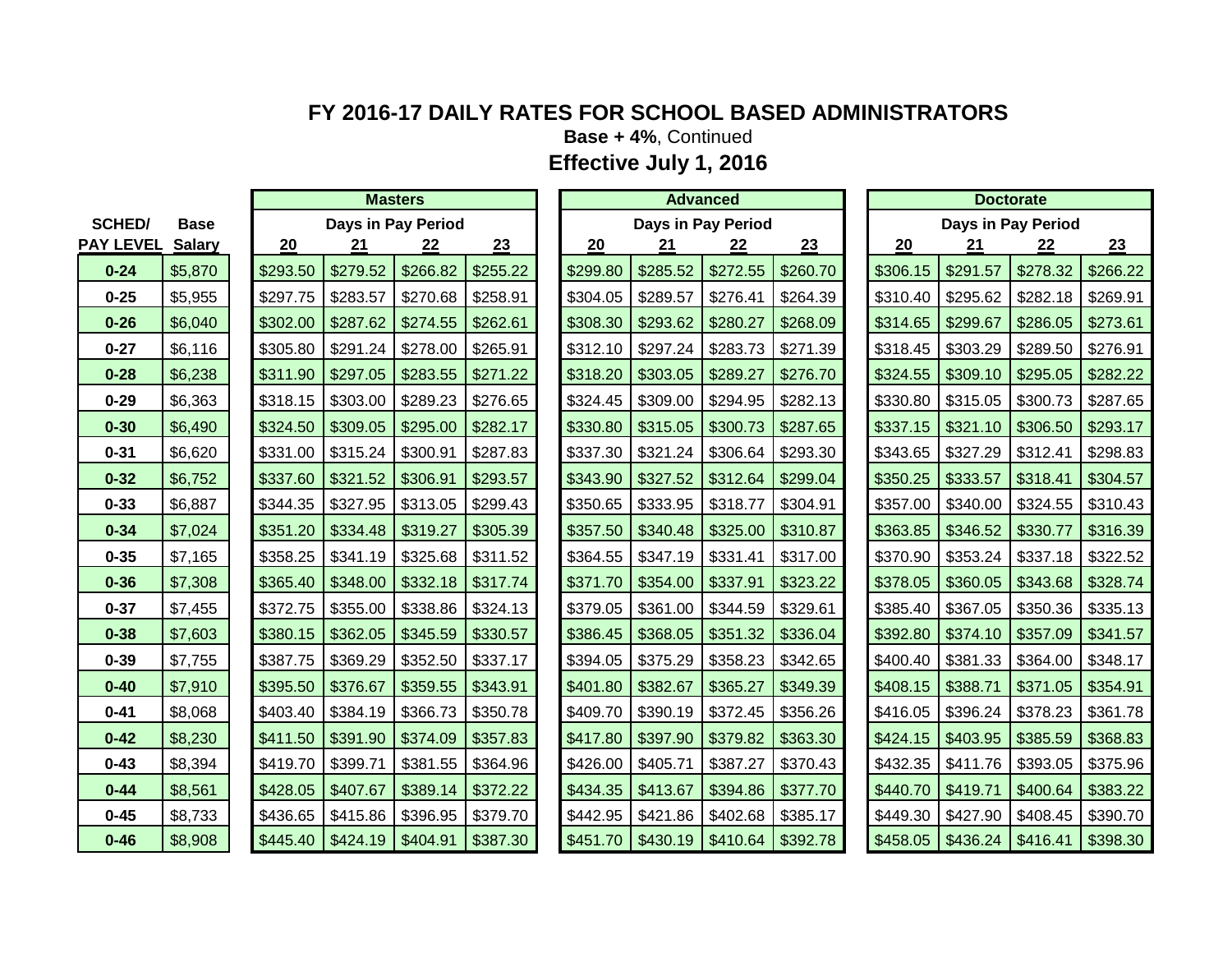# FY 2016-17 DAILY RATES FOR SCHOOL BASED ADMINISTRATORS

**Base + 4%**, Continued

## Effective July 1, 2016

| SCHED/ PAY LEVEL | Base Salary | Masters | | | | Advanced | | | | Doctorate | | | |
|---|---|---|---|---|---|---|---|---|---|---|---|---|---|
| | | Days in Pay Period | | | | Days in Pay Period | | | | Days in Pay Period | | | |
| | | 20 | 21 | 22 | 23 | 20 | 21 | 22 | 23 | 20 | 21 | 22 | 23 |
| 0-24 | $5,870 | $293.50 | $279.52 | $266.82 | $255.22 | $299.80 | $285.52 | $272.55 | $260.70 | $306.15 | $291.57 | $278.32 | $266.22 |
| 0-25 | $5,955 | $297.75 | $283.57 | $270.68 | $258.91 | $304.05 | $289.57 | $276.41 | $264.39 | $310.40 | $295.62 | $282.18 | $269.91 |
| 0-26 | $6,040 | $302.00 | $287.62 | $274.55 | $262.61 | $308.30 | $293.62 | $280.27 | $268.09 | $314.65 | $299.67 | $286.05 | $273.61 |
| 0-27 | $6,116 | $305.80 | $291.24 | $278.00 | $265.91 | $312.10 | $297.24 | $283.73 | $271.39 | $318.45 | $303.29 | $289.50 | $276.91 |
| 0-28 | $6,238 | $311.90 | $297.05 | $283.55 | $271.22 | $318.20 | $303.05 | $289.27 | $276.70 | $324.55 | $309.10 | $295.05 | $282.22 |
| 0-29 | $6,363 | $318.15 | $303.00 | $289.23 | $276.65 | $324.45 | $309.00 | $294.95 | $282.13 | $330.80 | $315.05 | $300.73 | $287.65 |
| 0-30 | $6,490 | $324.50 | $309.05 | $295.00 | $282.17 | $330.80 | $315.05 | $300.73 | $287.65 | $337.15 | $321.10 | $306.50 | $293.17 |
| 0-31 | $6,620 | $331.00 | $315.24 | $300.91 | $287.83 | $337.30 | $321.24 | $306.64 | $293.30 | $343.65 | $327.29 | $312.41 | $298.83 |
| 0-32 | $6,752 | $337.60 | $321.52 | $306.91 | $293.57 | $343.90 | $327.52 | $312.64 | $299.04 | $350.25 | $333.57 | $318.41 | $304.57 |
| 0-33 | $6,887 | $344.35 | $327.95 | $313.05 | $299.43 | $350.65 | $333.95 | $318.77 | $304.91 | $357.00 | $340.00 | $324.55 | $310.43 |
| 0-34 | $7,024 | $351.20 | $334.48 | $319.27 | $305.39 | $357.50 | $340.48 | $325.00 | $310.87 | $363.85 | $346.52 | $330.77 | $316.39 |
| 0-35 | $7,165 | $358.25 | $341.19 | $325.68 | $311.52 | $364.55 | $347.19 | $331.41 | $317.00 | $370.90 | $353.24 | $337.18 | $322.52 |
| 0-36 | $7,308 | $365.40 | $348.00 | $332.18 | $317.74 | $371.70 | $354.00 | $337.91 | $323.22 | $378.05 | $360.05 | $343.68 | $328.74 |
| 0-37 | $7,455 | $372.75 | $355.00 | $338.86 | $324.13 | $379.05 | $361.00 | $344.59 | $329.61 | $385.40 | $367.05 | $350.36 | $335.13 |
| 0-38 | $7,603 | $380.15 | $362.05 | $345.59 | $330.57 | $386.45 | $368.05 | $351.32 | $336.04 | $392.80 | $374.10 | $357.09 | $341.57 |
| 0-39 | $7,755 | $387.75 | $369.29 | $352.50 | $337.17 | $394.05 | $375.29 | $358.23 | $342.65 | $400.40 | $381.33 | $364.00 | $348.17 |
| 0-40 | $7,910 | $395.50 | $376.67 | $359.55 | $343.91 | $401.80 | $382.67 | $365.27 | $349.39 | $408.15 | $388.71 | $371.05 | $354.91 |
| 0-41 | $8,068 | $403.40 | $384.19 | $366.73 | $350.78 | $409.70 | $390.19 | $372.45 | $356.26 | $416.05 | $396.24 | $378.23 | $361.78 |
| 0-42 | $8,230 | $411.50 | $391.90 | $374.09 | $357.83 | $417.80 | $397.90 | $379.82 | $363.30 | $424.15 | $403.95 | $385.59 | $368.83 |
| 0-43 | $8,394 | $419.70 | $399.71 | $381.55 | $364.96 | $426.00 | $405.71 | $387.27 | $370.43 | $432.35 | $411.76 | $393.05 | $375.96 |
| 0-44 | $8,561 | $428.05 | $407.67 | $389.14 | $372.22 | $434.35 | $413.67 | $394.86 | $377.70 | $440.70 | $419.71 | $400.64 | $383.22 |
| 0-45 | $8,733 | $436.65 | $415.86 | $396.95 | $379.70 | $442.95 | $421.86 | $402.68 | $385.17 | $449.30 | $427.90 | $408.45 | $390.70 |
| 0-46 | $8,908 | $445.40 | $424.19 | $404.91 | $387.30 | $451.70 | $430.19 | $410.64 | $392.78 | $458.05 | $436.24 | $416.41 | $398.30 |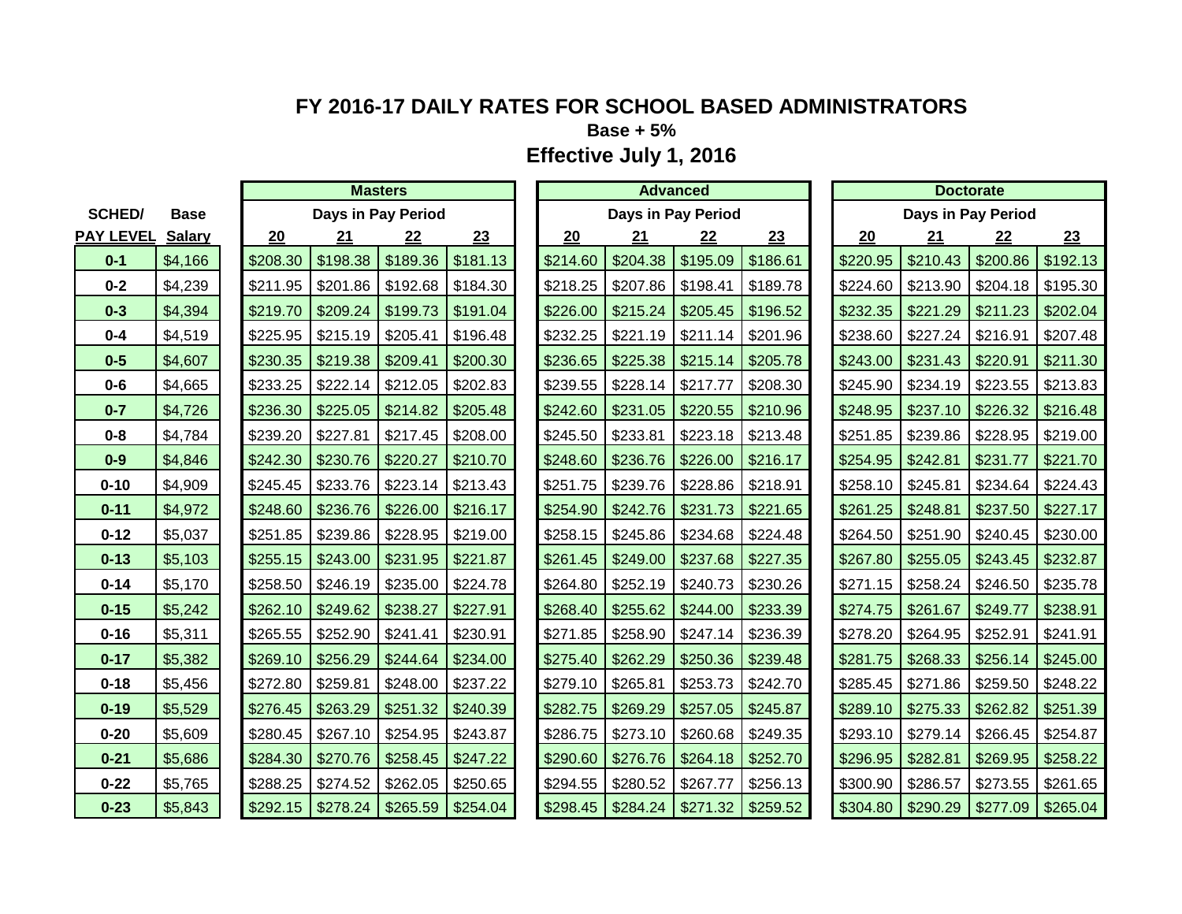# FY 2016-17 DAILY RATES FOR SCHOOL BASED ADMINISTRATORS

## Base + 5%

## Effective July 1, 2016

| SCHED/ | Base | Masters | | | | Advanced | | | | Doctorate | | | |
|---|---|---|---|---|---|---|---|---|---|---|---|---|---|
| | | Days in Pay Period | | | | Days in Pay Period | | | | Days in Pay Period | | | |
| PAY LEVEL | Salary | 20 | 21 | 22 | 23 | 20 | 21 | 22 | 23 | 20 | 21 | 22 | 23 |
| 0-1 | $4,166 | $208.30 | $198.38 | $189.36 | $181.13 | $214.60 | $204.38 | $195.09 | $186.61 | $220.95 | $210.43 | $200.86 | $192.13 |
| 0-2 | $4,239 | $211.95 | $201.86 | $192.68 | $184.30 | $218.25 | $207.86 | $198.41 | $189.78 | $224.60 | $213.90 | $204.18 | $195.30 |
| 0-3 | $4,394 | $219.70 | $209.24 | $199.73 | $191.04 | $226.00 | $215.24 | $205.45 | $196.52 | $232.35 | $221.29 | $211.23 | $202.04 |
| 0-4 | $4,519 | $225.95 | $215.19 | $205.41 | $196.48 | $232.25 | $221.19 | $211.14 | $201.96 | $238.60 | $227.24 | $216.91 | $207.48 |
| 0-5 | $4,607 | $230.35 | $219.38 | $209.41 | $200.30 | $236.65 | $225.38 | $215.14 | $205.78 | $243.00 | $231.43 | $220.91 | $211.30 |
| 0-6 | $4,665 | $233.25 | $222.14 | $212.05 | $202.83 | $239.55 | $228.14 | $217.77 | $208.30 | $245.90 | $234.19 | $223.55 | $213.83 |
| 0-7 | $4,726 | $236.30 | $225.05 | $214.82 | $205.48 | $242.60 | $231.05 | $220.55 | $210.96 | $248.95 | $237.10 | $226.32 | $216.48 |
| 0-8 | $4,784 | $239.20 | $227.81 | $217.45 | $208.00 | $245.50 | $233.81 | $223.18 | $213.48 | $251.85 | $239.86 | $228.95 | $219.00 |
| 0-9 | $4,846 | $242.30 | $230.76 | $220.27 | $210.70 | $248.60 | $236.76 | $226.00 | $216.17 | $254.95 | $242.81 | $231.77 | $221.70 |
| 0-10 | $4,909 | $245.45 | $233.76 | $223.14 | $213.43 | $251.75 | $239.76 | $228.86 | $218.91 | $258.10 | $245.81 | $234.64 | $224.43 |
| 0-11 | $4,972 | $248.60 | $236.76 | $226.00 | $216.17 | $254.90 | $242.76 | $231.73 | $221.65 | $261.25 | $248.81 | $237.50 | $227.17 |
| 0-12 | $5,037 | $251.85 | $239.86 | $228.95 | $219.00 | $258.15 | $245.86 | $234.68 | $224.48 | $264.50 | $251.90 | $240.45 | $230.00 |
| 0-13 | $5,103 | $255.15 | $243.00 | $231.95 | $221.87 | $261.45 | $249.00 | $237.68 | $227.35 | $267.80 | $255.05 | $243.45 | $232.87 |
| 0-14 | $5,170 | $258.50 | $246.19 | $235.00 | $224.78 | $264.80 | $252.19 | $240.73 | $230.26 | $271.15 | $258.24 | $246.50 | $235.78 |
| 0-15 | $5,242 | $262.10 | $249.62 | $238.27 | $227.91 | $268.40 | $255.62 | $244.00 | $233.39 | $274.75 | $261.67 | $249.77 | $238.91 |
| 0-16 | $5,311 | $265.55 | $252.90 | $241.41 | $230.91 | $271.85 | $258.90 | $247.14 | $236.39 | $278.20 | $264.95 | $252.91 | $241.91 |
| 0-17 | $5,382 | $269.10 | $256.29 | $244.64 | $234.00 | $275.40 | $262.29 | $250.36 | $239.48 | $281.75 | $268.33 | $256.14 | $245.00 |
| 0-18 | $5,456 | $272.80 | $259.81 | $248.00 | $237.22 | $279.10 | $265.81 | $253.73 | $242.70 | $285.45 | $271.86 | $259.50 | $248.22 |
| 0-19 | $5,529 | $276.45 | $263.29 | $251.32 | $240.39 | $282.75 | $269.29 | $257.05 | $245.87 | $289.10 | $275.33 | $262.82 | $251.39 |
| 0-20 | $5,609 | $280.45 | $267.10 | $254.95 | $243.87 | $286.75 | $273.10 | $260.68 | $249.35 | $293.10 | $279.14 | $266.45 | $254.87 |
| 0-21 | $5,686 | $284.30 | $270.76 | $258.45 | $247.22 | $290.60 | $276.76 | $264.18 | $252.70 | $296.95 | $282.81 | $269.95 | $258.22 |
| 0-22 | $5,765 | $288.25 | $274.52 | $262.05 | $250.65 | $294.55 | $280.52 | $267.77 | $256.13 | $300.90 | $286.57 | $273.55 | $261.65 |
| 0-23 | $5,843 | $292.15 | $278.24 | $265.59 | $254.04 | $298.45 | $284.24 | $271.32 | $259.52 | $304.80 | $290.29 | $277.09 | $265.04 |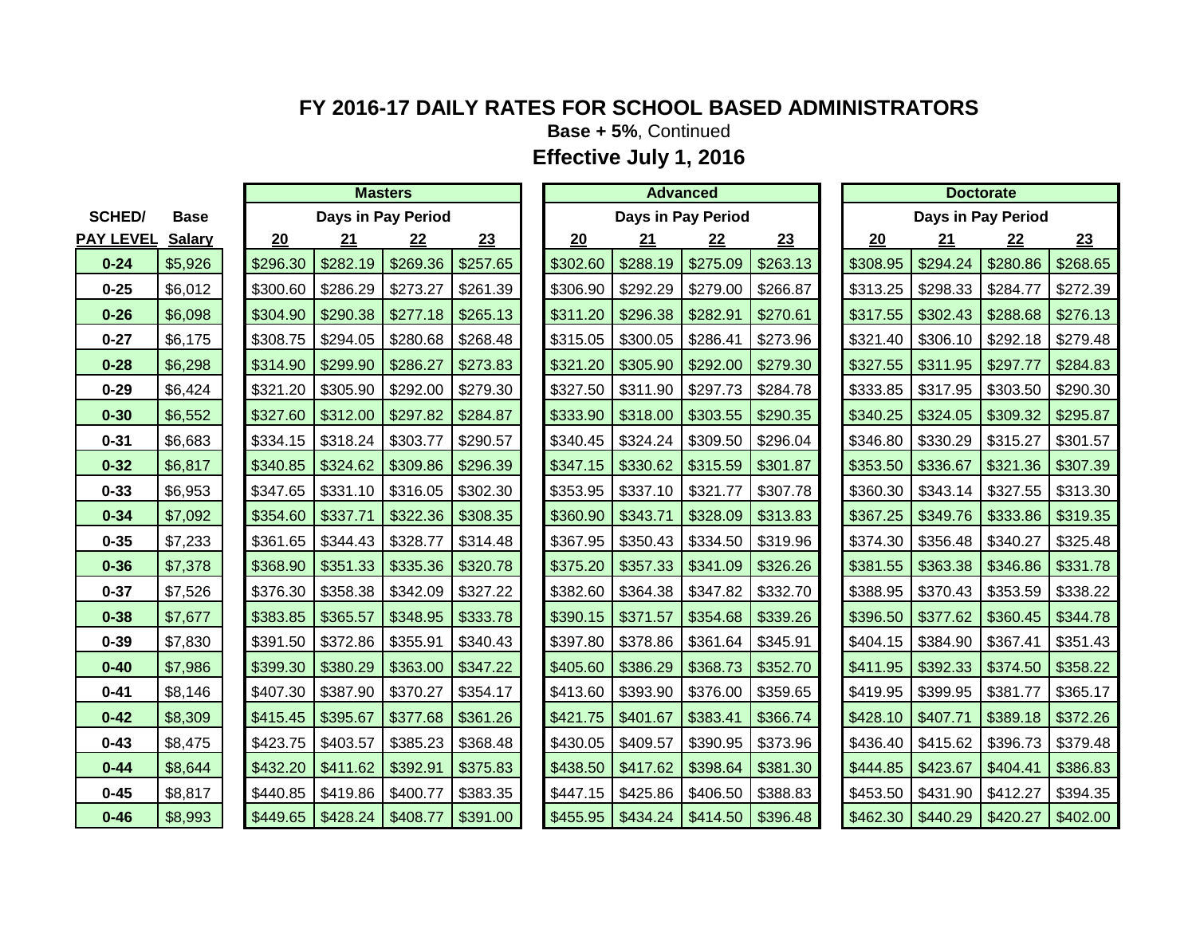# FY 2016-17 DAILY RATES FOR SCHOOL BASED ADMINISTRATORS

**Base + 5%**, Continued

## Effective July 1, 2016

| SCHED/ | Base | Masters | | | | Advanced | | | | Doctorate | | | |
|---|---|---|---|---|---|---|---|---|---|---|---|---|---|
| | | Days in Pay Period | | | | Days in Pay Period | | | | Days in Pay Period | | | |
| PAY LEVEL | Salary | 20 | 21 | 22 | 23 | 20 | 21 | 22 | 23 | 20 | 21 | 22 | 23 |
| 0-24 | $5,926 | $296.30 | $282.19 | $269.36 | $257.65 | $302.60 | $288.19 | $275.09 | $263.13 | $308.95 | $294.24 | $280.86 | $268.65 |
| 0-25 | $6,012 | $300.60 | $286.29 | $273.27 | $261.39 | $306.90 | $292.29 | $279.00 | $266.87 | $313.25 | $298.33 | $284.77 | $272.39 |
| 0-26 | $6,098 | $304.90 | $290.38 | $277.18 | $265.13 | $311.20 | $296.38 | $282.91 | $270.61 | $317.55 | $302.43 | $288.68 | $276.13 |
| 0-27 | $6,175 | $308.75 | $294.05 | $280.68 | $268.48 | $315.05 | $300.05 | $286.41 | $273.96 | $321.40 | $306.10 | $292.18 | $279.48 |
| 0-28 | $6,298 | $314.90 | $299.90 | $286.27 | $273.83 | $321.20 | $305.90 | $292.00 | $279.30 | $327.55 | $311.95 | $297.77 | $284.83 |
| 0-29 | $6,424 | $321.20 | $305.90 | $292.00 | $279.30 | $327.50 | $311.90 | $297.73 | $284.78 | $333.85 | $317.95 | $303.50 | $290.30 |
| 0-30 | $6,552 | $327.60 | $312.00 | $297.82 | $284.87 | $333.90 | $318.00 | $303.55 | $290.35 | $340.25 | $324.05 | $309.32 | $295.87 |
| 0-31 | $6,683 | $334.15 | $318.24 | $303.77 | $290.57 | $340.45 | $324.24 | $309.50 | $296.04 | $346.80 | $330.29 | $315.27 | $301.57 |
| 0-32 | $6,817 | $340.85 | $324.62 | $309.86 | $296.39 | $347.15 | $330.62 | $315.59 | $301.87 | $353.50 | $336.67 | $321.36 | $307.39 |
| 0-33 | $6,953 | $347.65 | $331.10 | $316.05 | $302.30 | $353.95 | $337.10 | $321.77 | $307.78 | $360.30 | $343.14 | $327.55 | $313.30 |
| 0-34 | $7,092 | $354.60 | $337.71 | $322.36 | $308.35 | $360.90 | $343.71 | $328.09 | $313.83 | $367.25 | $349.76 | $333.86 | $319.35 |
| 0-35 | $7,233 | $361.65 | $344.43 | $328.77 | $314.48 | $367.95 | $350.43 | $334.50 | $319.96 | $374.30 | $356.48 | $340.27 | $325.48 |
| 0-36 | $7,378 | $368.90 | $351.33 | $335.36 | $320.78 | $375.20 | $357.33 | $341.09 | $326.26 | $381.55 | $363.38 | $346.86 | $331.78 |
| 0-37 | $7,526 | $376.30 | $358.38 | $342.09 | $327.22 | $382.60 | $364.38 | $347.82 | $332.70 | $388.95 | $370.43 | $353.59 | $338.22 |
| 0-38 | $7,677 | $383.85 | $365.57 | $348.95 | $333.78 | $390.15 | $371.57 | $354.68 | $339.26 | $396.50 | $377.62 | $360.45 | $344.78 |
| 0-39 | $7,830 | $391.50 | $372.86 | $355.91 | $340.43 | $397.80 | $378.86 | $361.64 | $345.91 | $404.15 | $384.90 | $367.41 | $351.43 |
| 0-40 | $7,986 | $399.30 | $380.29 | $363.00 | $347.22 | $405.60 | $386.29 | $368.73 | $352.70 | $411.95 | $392.33 | $374.50 | $358.22 |
| 0-41 | $8,146 | $407.30 | $387.90 | $370.27 | $354.17 | $413.60 | $393.90 | $376.00 | $359.65 | $419.95 | $399.95 | $381.77 | $365.17 |
| 0-42 | $8,309 | $415.45 | $395.67 | $377.68 | $361.26 | $421.75 | $401.67 | $383.41 | $366.74 | $428.10 | $407.71 | $389.18 | $372.26 |
| 0-43 | $8,475 | $423.75 | $403.57 | $385.23 | $368.48 | $430.05 | $409.57 | $390.95 | $373.96 | $436.40 | $415.62 | $396.73 | $379.48 |
| 0-44 | $8,644 | $432.20 | $411.62 | $392.91 | $375.83 | $438.50 | $417.62 | $398.64 | $381.30 | $444.85 | $423.67 | $404.41 | $386.83 |
| 0-45 | $8,817 | $440.85 | $419.86 | $400.77 | $383.35 | $447.15 | $425.86 | $406.50 | $388.83 | $453.50 | $431.90 | $412.27 | $394.35 |
| 0-46 | $8,993 | $449.65 | $428.24 | $408.77 | $391.00 | $455.95 | $434.24 | $414.50 | $396.48 | $462.30 | $440.29 | $420.27 | $402.00 |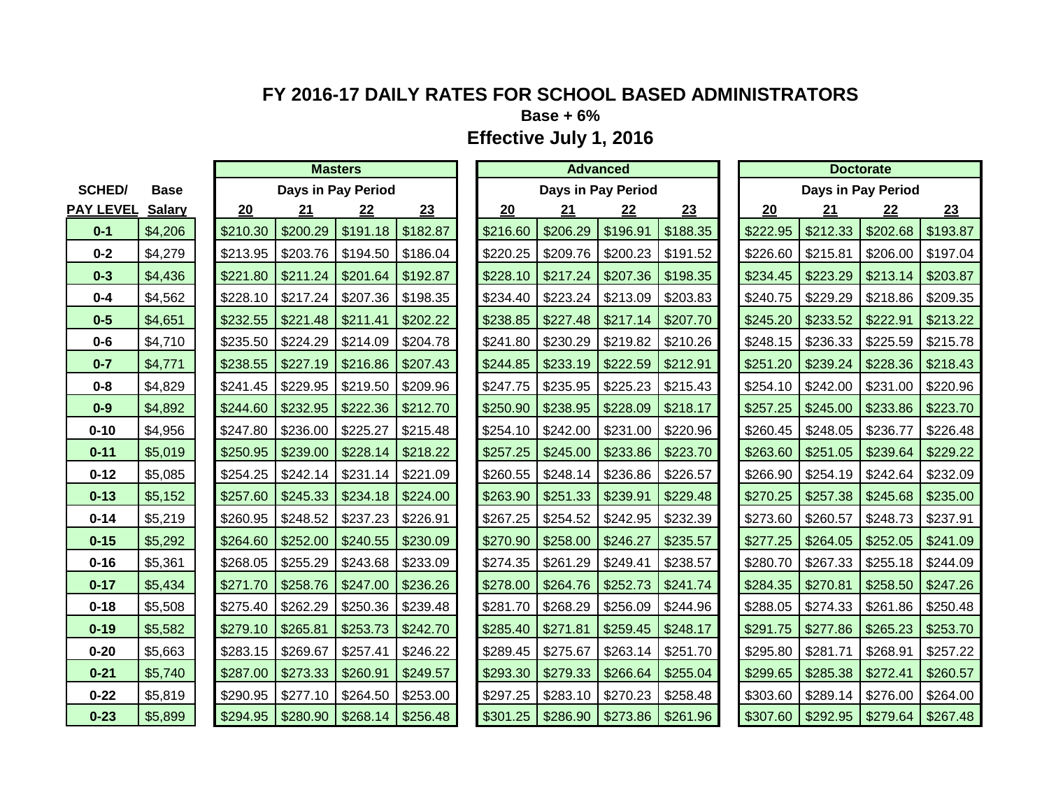# FY 2016-17 DAILY RATES FOR SCHOOL BASED ADMINISTRATORS

**Base + 6%**

## Effective July 1, 2016

| SCHED/ PAY LEVEL | Base Salary | Masters | | | | Advanced | | | | Doctorate | | | |
|---|---|---|---|---|---|---|---|---|---|---|---|---|---|
| | | Days in Pay Period | | | | Days in Pay Period | | | | Days in Pay Period | | | |
| | | 20 | 21 | 22 | 23 | 20 | 21 | 22 | 23 | 20 | 21 | 22 | 23 |
| 0-1 | $4,206 | $210.30 | $200.29 | $191.18 | $182.87 | $216.60 | $206.29 | $196.91 | $188.35 | $222.95 | $212.33 | $202.68 | $193.87 |
| 0-2 | $4,279 | $213.95 | $203.76 | $194.50 | $186.04 | $220.25 | $209.76 | $200.23 | $191.52 | $226.60 | $215.81 | $206.00 | $197.04 |
| 0-3 | $4,436 | $221.80 | $211.24 | $201.64 | $192.87 | $228.10 | $217.24 | $207.36 | $198.35 | $234.45 | $223.29 | $213.14 | $203.87 |
| 0-4 | $4,562 | $228.10 | $217.24 | $207.36 | $198.35 | $234.40 | $223.24 | $213.09 | $203.83 | $240.75 | $229.29 | $218.86 | $209.35 |
| 0-5 | $4,651 | $232.55 | $221.48 | $211.41 | $202.22 | $238.85 | $227.48 | $217.14 | $207.70 | $245.20 | $233.52 | $222.91 | $213.22 |
| 0-6 | $4,710 | $235.50 | $224.29 | $214.09 | $204.78 | $241.80 | $230.29 | $219.82 | $210.26 | $248.15 | $236.33 | $225.59 | $215.78 |
| 0-7 | $4,771 | $238.55 | $227.19 | $216.86 | $207.43 | $244.85 | $233.19 | $222.59 | $212.91 | $251.20 | $239.24 | $228.36 | $218.43 |
| 0-8 | $4,829 | $241.45 | $229.95 | $219.50 | $209.96 | $247.75 | $235.95 | $225.23 | $215.43 | $254.10 | $242.00 | $231.00 | $220.96 |
| 0-9 | $4,892 | $244.60 | $232.95 | $222.36 | $212.70 | $250.90 | $238.95 | $228.09 | $218.17 | $257.25 | $245.00 | $233.86 | $223.70 |
| 0-10 | $4,956 | $247.80 | $236.00 | $225.27 | $215.48 | $254.10 | $242.00 | $231.00 | $220.96 | $260.45 | $248.05 | $236.77 | $226.48 |
| 0-11 | $5,019 | $250.95 | $239.00 | $228.14 | $218.22 | $257.25 | $245.00 | $233.86 | $223.70 | $263.60 | $251.05 | $239.64 | $229.22 |
| 0-12 | $5,085 | $254.25 | $242.14 | $231.14 | $221.09 | $260.55 | $248.14 | $236.86 | $226.57 | $266.90 | $254.19 | $242.64 | $232.09 |
| 0-13 | $5,152 | $257.60 | $245.33 | $234.18 | $224.00 | $263.90 | $251.33 | $239.91 | $229.48 | $270.25 | $257.38 | $245.68 | $235.00 |
| 0-14 | $5,219 | $260.95 | $248.52 | $237.23 | $226.91 | $267.25 | $254.52 | $242.95 | $232.39 | $273.60 | $260.57 | $248.73 | $237.91 |
| 0-15 | $5,292 | $264.60 | $252.00 | $240.55 | $230.09 | $270.90 | $258.00 | $246.27 | $235.57 | $277.25 | $264.05 | $252.05 | $241.09 |
| 0-16 | $5,361 | $268.05 | $255.29 | $243.68 | $233.09 | $274.35 | $261.29 | $249.41 | $238.57 | $280.70 | $267.33 | $255.18 | $244.09 |
| 0-17 | $5,434 | $271.70 | $258.76 | $247.00 | $236.26 | $278.00 | $264.76 | $252.73 | $241.74 | $284.35 | $270.81 | $258.50 | $247.26 |
| 0-18 | $5,508 | $275.40 | $262.29 | $250.36 | $239.48 | $281.70 | $268.29 | $256.09 | $244.96 | $288.05 | $274.33 | $261.86 | $250.48 |
| 0-19 | $5,582 | $279.10 | $265.81 | $253.73 | $242.70 | $285.40 | $271.81 | $259.45 | $248.17 | $291.75 | $277.86 | $265.23 | $253.70 |
| 0-20 | $5,663 | $283.15 | $269.67 | $257.41 | $246.22 | $289.45 | $275.67 | $263.14 | $251.70 | $295.80 | $281.71 | $268.91 | $257.22 |
| 0-21 | $5,740 | $287.00 | $273.33 | $260.91 | $249.57 | $293.30 | $279.33 | $266.64 | $255.04 | $299.65 | $285.38 | $272.41 | $260.57 |
| 0-22 | $5,819 | $290.95 | $277.10 | $264.50 | $253.00 | $297.25 | $283.10 | $270.23 | $258.48 | $303.60 | $289.14 | $276.00 | $264.00 |
| 0-23 | $5,899 | $294.95 | $280.90 | $268.14 | $256.48 | $301.25 | $286.90 | $273.86 | $261.96 | $307.60 | $292.95 | $279.64 | $267.48 |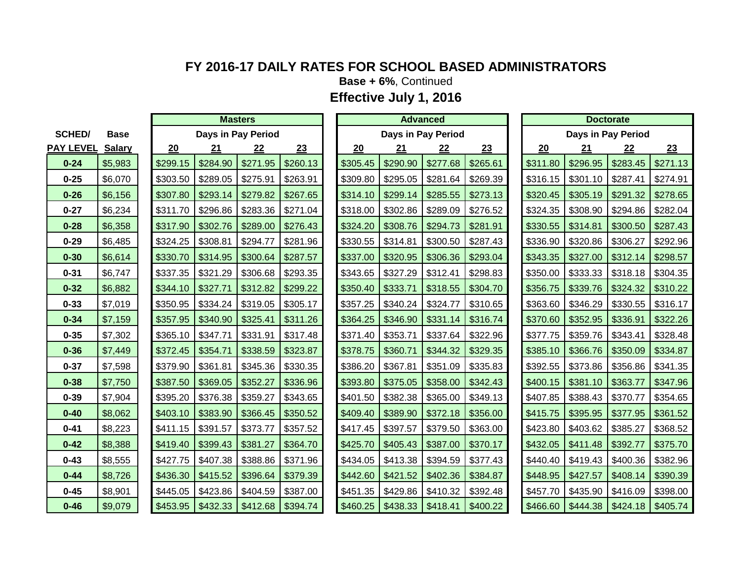# FY 2016-17 DAILY RATES FOR SCHOOL BASED ADMINISTRATORS

**Base + 6%**, Continued

**Effective July 1, 2016**

| SCHED/ | Base | Masters | | | | Advanced | | | | Doctorate | | | |
|---|---|---|---|---|---|---|---|---|---|---|---|---|---|
| | | Days in Pay Period | | | | Days in Pay Period | | | | Days in Pay Period | | | |
| PAY LEVEL | Salary | 20 | 21 | 22 | 23 | 20 | 21 | 22 | 23 | 20 | 21 | 22 | 23 |
| 0-24 | $5,983 | $299.15 | $284.90 | $271.95 | $260.13 | $305.45 | $290.90 | $277.68 | $265.61 | $311.80 | $296.95 | $283.45 | $271.13 |
| 0-25 | $6,070 | $303.50 | $289.05 | $275.91 | $263.91 | $309.80 | $295.05 | $281.64 | $269.39 | $316.15 | $301.10 | $287.41 | $274.91 |
| 0-26 | $6,156 | $307.80 | $293.14 | $279.82 | $267.65 | $314.10 | $299.14 | $285.55 | $273.13 | $320.45 | $305.19 | $291.32 | $278.65 |
| 0-27 | $6,234 | $311.70 | $296.86 | $283.36 | $271.04 | $318.00 | $302.86 | $289.09 | $276.52 | $324.35 | $308.90 | $294.86 | $282.04 |
| 0-28 | $6,358 | $317.90 | $302.76 | $289.00 | $276.43 | $324.20 | $308.76 | $294.73 | $281.91 | $330.55 | $314.81 | $300.50 | $287.43 |
| 0-29 | $6,485 | $324.25 | $308.81 | $294.77 | $281.96 | $330.55 | $314.81 | $300.50 | $287.43 | $336.90 | $320.86 | $306.27 | $292.96 |
| 0-30 | $6,614 | $330.70 | $314.95 | $300.64 | $287.57 | $337.00 | $320.95 | $306.36 | $293.04 | $343.35 | $327.00 | $312.14 | $298.57 |
| 0-31 | $6,747 | $337.35 | $321.29 | $306.68 | $293.35 | $343.65 | $327.29 | $312.41 | $298.83 | $350.00 | $333.33 | $318.18 | $304.35 |
| 0-32 | $6,882 | $344.10 | $327.71 | $312.82 | $299.22 | $350.40 | $333.71 | $318.55 | $304.70 | $356.75 | $339.76 | $324.32 | $310.22 |
| 0-33 | $7,019 | $350.95 | $334.24 | $319.05 | $305.17 | $357.25 | $340.24 | $324.77 | $310.65 | $363.60 | $346.29 | $330.55 | $316.17 |
| 0-34 | $7,159 | $357.95 | $340.90 | $325.41 | $311.26 | $364.25 | $346.90 | $331.14 | $316.74 | $370.60 | $352.95 | $336.91 | $322.26 |
| 0-35 | $7,302 | $365.10 | $347.71 | $331.91 | $317.48 | $371.40 | $353.71 | $337.64 | $322.96 | $377.75 | $359.76 | $343.41 | $328.48 |
| 0-36 | $7,449 | $372.45 | $354.71 | $338.59 | $323.87 | $378.75 | $360.71 | $344.32 | $329.35 | $385.10 | $366.76 | $350.09 | $334.87 |
| 0-37 | $7,598 | $379.90 | $361.81 | $345.36 | $330.35 | $386.20 | $367.81 | $351.09 | $335.83 | $392.55 | $373.86 | $356.86 | $341.35 |
| 0-38 | $7,750 | $387.50 | $369.05 | $352.27 | $336.96 | $393.80 | $375.05 | $358.00 | $342.43 | $400.15 | $381.10 | $363.77 | $347.96 |
| 0-39 | $7,904 | $395.20 | $376.38 | $359.27 | $343.65 | $401.50 | $382.38 | $365.00 | $349.13 | $407.85 | $388.43 | $370.77 | $354.65 |
| 0-40 | $8,062 | $403.10 | $383.90 | $366.45 | $350.52 | $409.40 | $389.90 | $372.18 | $356.00 | $415.75 | $395.95 | $377.95 | $361.52 |
| 0-41 | $8,223 | $411.15 | $391.57 | $373.77 | $357.52 | $417.45 | $397.57 | $379.50 | $363.00 | $423.80 | $403.62 | $385.27 | $368.52 |
| 0-42 | $8,388 | $419.40 | $399.43 | $381.27 | $364.70 | $425.70 | $405.43 | $387.00 | $370.17 | $432.05 | $411.48 | $392.77 | $375.70 |
| 0-43 | $8,555 | $427.75 | $407.38 | $388.86 | $371.96 | $434.05 | $413.38 | $394.59 | $377.43 | $440.40 | $419.43 | $400.36 | $382.96 |
| 0-44 | $8,726 | $436.30 | $415.52 | $396.64 | $379.39 | $442.60 | $421.52 | $402.36 | $384.87 | $448.95 | $427.57 | $408.14 | $390.39 |
| 0-45 | $8,901 | $445.05 | $423.86 | $404.59 | $387.00 | $451.35 | $429.86 | $410.32 | $392.48 | $457.70 | $435.90 | $416.09 | $398.00 |
| 0-46 | $9,079 | $453.95 | $432.33 | $412.68 | $394.74 | $460.25 | $438.33 | $418.41 | $400.22 | $466.60 | $444.38 | $424.18 | $405.74 |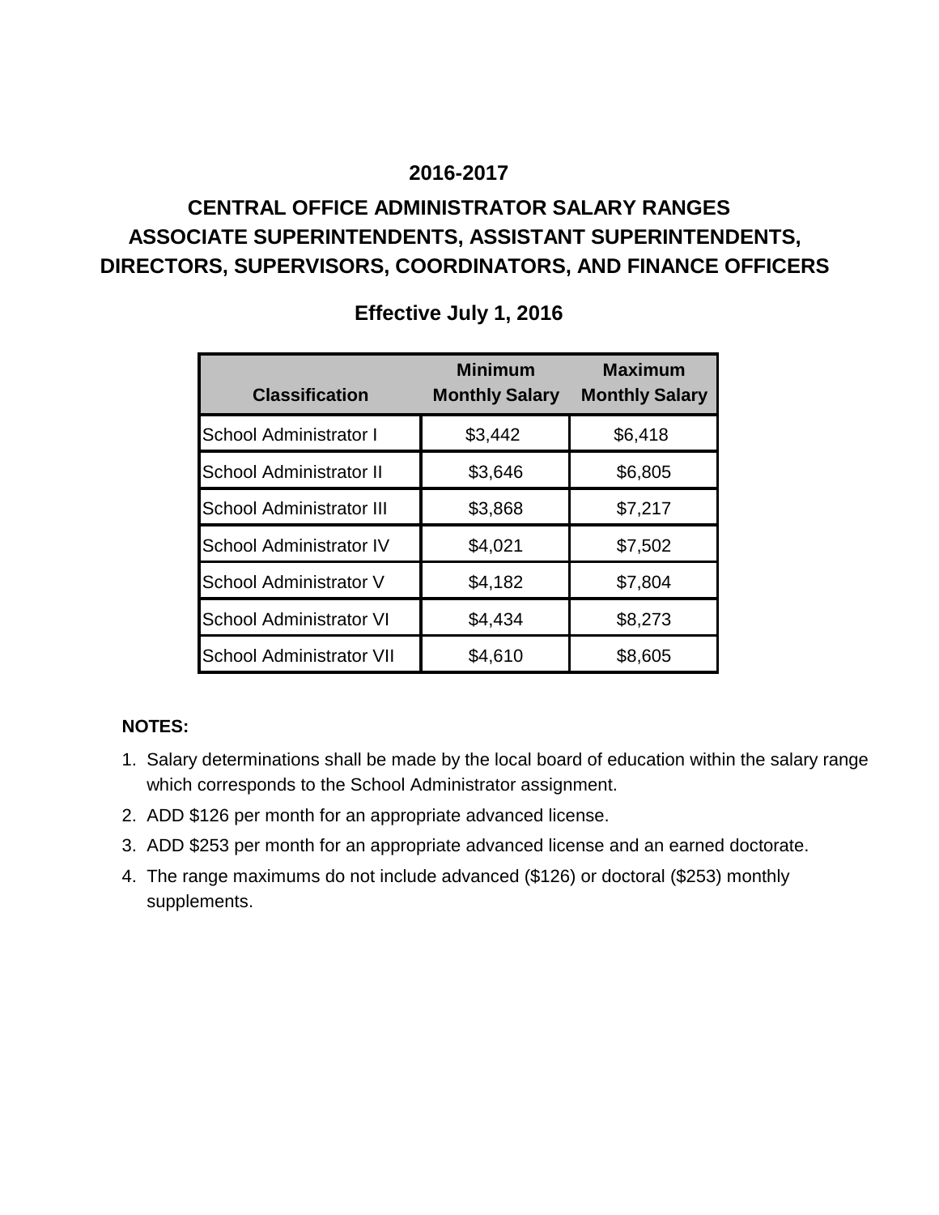## 2016-2017

## CENTRAL OFFICE ADMINISTRATOR SALARY RANGES
## ASSOCIATE SUPERINTENDENTS, ASSISTANT SUPERINTENDENTS, DIRECTORS, SUPERVISORS, COORDINATORS, AND FINANCE OFFICERS

### Effective July 1, 2016

| Classification | Minimum Monthly Salary | Maximum Monthly Salary |
|---|---|---|
| School Administrator I | $3,442 | $6,418 |
| School Administrator II | $3,646 | $6,805 |
| School Administrator III | $3,868 | $7,217 |
| School Administrator IV | $4,021 | $7,502 |
| School Administrator V | $4,182 | $7,804 |
| School Administrator VI | $4,434 | $8,273 |
| School Administrator VII | $4,610 | $8,605 |

**NOTES:**

1. Salary determinations shall be made by the local board of education within the salary range which corresponds to the School Administrator assignment.
2. ADD $126 per month for an appropriate advanced license.
3. ADD $253 per month for an appropriate advanced license and an earned doctorate.
4. The range maximums do not include advanced ($126) or doctoral ($253) monthly supplements.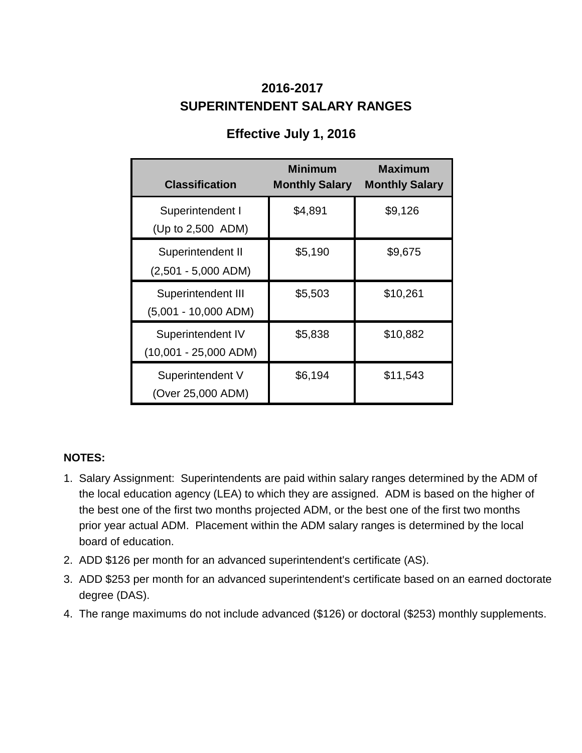# 2016-2017
# SUPERINTENDENT SALARY RANGES

## Effective July 1, 2016

| Classification | Minimum Monthly Salary | Maximum Monthly Salary |
|---|---|---|
| Superintendent I (Up to 2,500 ADM) | $4,891 | $9,126 |
| Superintendent II (2,501 - 5,000 ADM) | $5,190 | $9,675 |
| Superintendent III (5,001 - 10,000 ADM) | $5,503 | $10,261 |
| Superintendent IV (10,001 - 25,000 ADM) | $5,838 | $10,882 |
| Superintendent V (Over 25,000 ADM) | $6,194 | $11,543 |

**NOTES:**

1. Salary Assignment: Superintendents are paid within salary ranges determined by the ADM of the local education agency (LEA) to which they are assigned. ADM is based on the higher of the best one of the first two months projected ADM, or the best one of the first two months prior year actual ADM. Placement within the ADM salary ranges is determined by the local board of education.
2. ADD $126 per month for an advanced superintendent's certificate (AS).
3. ADD $253 per month for an advanced superintendent's certificate based on an earned doctorate degree (DAS).
4. The range maximums do not include advanced ($126) or doctoral ($253) monthly supplements.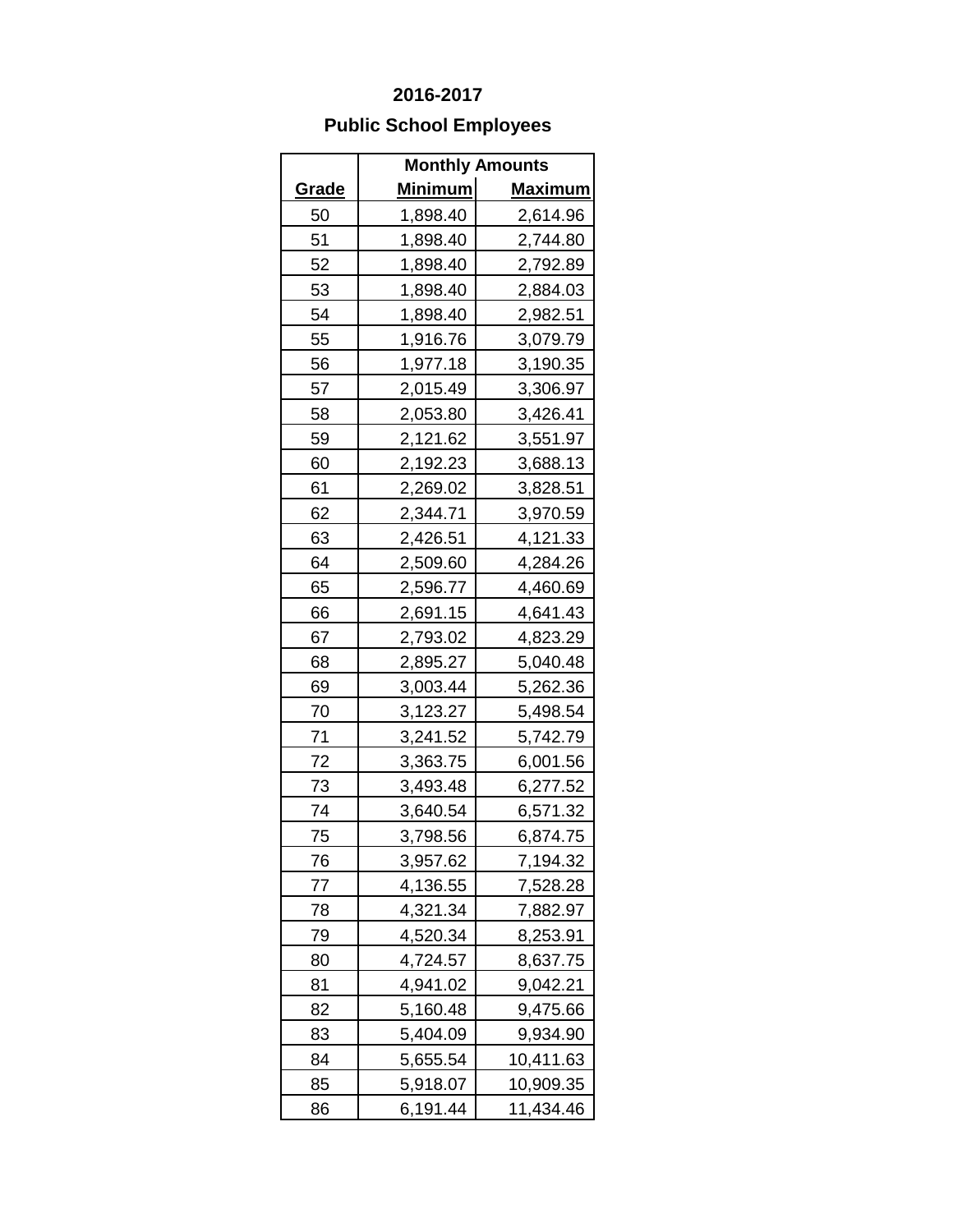## 2016-2017

## Public School Employees

| | Monthly Amounts | |
|---|---|---|
| **Grade** | **Minimum** | **Maximum** |
| 50 | 1,898.40 | 2,614.96 |
| 51 | 1,898.40 | 2,744.80 |
| 52 | 1,898.40 | 2,792.89 |
| 53 | 1,898.40 | 2,884.03 |
| 54 | 1,898.40 | 2,982.51 |
| 55 | 1,916.76 | 3,079.79 |
| 56 | 1,977.18 | 3,190.35 |
| 57 | 2,015.49 | 3,306.97 |
| 58 | 2,053.80 | 3,426.41 |
| 59 | 2,121.62 | 3,551.97 |
| 60 | 2,192.23 | 3,688.13 |
| 61 | 2,269.02 | 3,828.51 |
| 62 | 2,344.71 | 3,970.59 |
| 63 | 2,426.51 | 4,121.33 |
| 64 | 2,509.60 | 4,284.26 |
| 65 | 2,596.77 | 4,460.69 |
| 66 | 2,691.15 | 4,641.43 |
| 67 | 2,793.02 | 4,823.29 |
| 68 | 2,895.27 | 5,040.48 |
| 69 | 3,003.44 | 5,262.36 |
| 70 | 3,123.27 | 5,498.54 |
| 71 | 3,241.52 | 5,742.79 |
| 72 | 3,363.75 | 6,001.56 |
| 73 | 3,493.48 | 6,277.52 |
| 74 | 3,640.54 | 6,571.32 |
| 75 | 3,798.56 | 6,874.75 |
| 76 | 3,957.62 | 7,194.32 |
| 77 | 4,136.55 | 7,528.28 |
| 78 | 4,321.34 | 7,882.97 |
| 79 | 4,520.34 | 8,253.91 |
| 80 | 4,724.57 | 8,637.75 |
| 81 | 4,941.02 | 9,042.21 |
| 82 | 5,160.48 | 9,475.66 |
| 83 | 5,404.09 | 9,934.90 |
| 84 | 5,655.54 | 10,411.63 |
| 85 | 5,918.07 | 10,909.35 |
| 86 | 6,191.44 | 11,434.46 |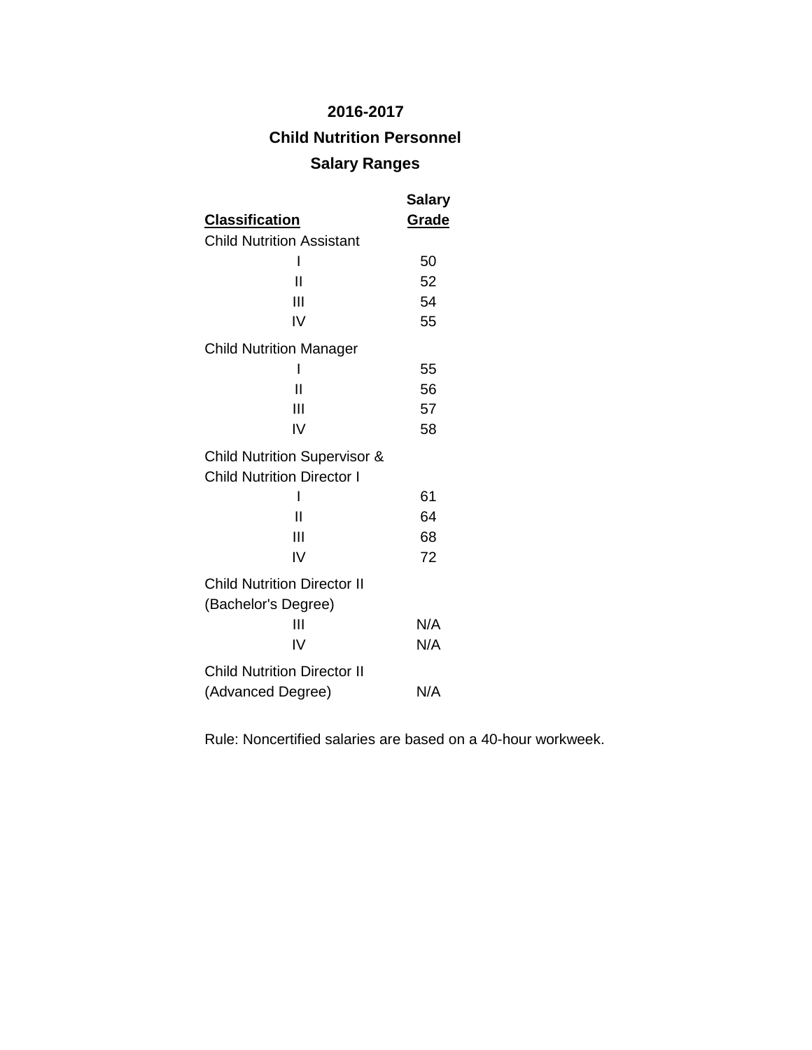# 2016-2017
## Child Nutrition Personnel
## Salary Ranges

| Classification | Salary Grade |
|---|---|
| Child Nutrition Assistant | |
| I | 50 |
| II | 52 |
| III | 54 |
| IV | 55 |
| Child Nutrition Manager | |
| I | 55 |
| II | 56 |
| III | 57 |
| IV | 58 |
| Child Nutrition Supervisor & Child Nutrition Director I | |
| I | 61 |
| II | 64 |
| III | 68 |
| IV | 72 |
| Child Nutrition Director II (Bachelor's Degree) | |
| III | N/A |
| IV | N/A |
| Child Nutrition Director II (Advanced Degree) | N/A |

Rule: Noncertified salaries are based on a 40-hour workweek.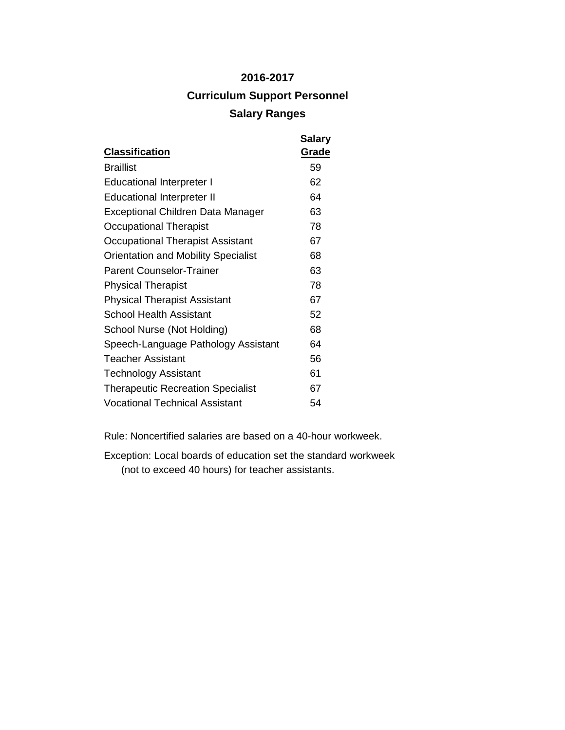# 2016-2017

## Curriculum Support Personnel

## Salary Ranges

| Classification | Salary Grade |
|---|---|
| Braillist | 59 |
| Educational Interpreter I | 62 |
| Educational Interpreter II | 64 |
| Exceptional Children Data Manager | 63 |
| Occupational Therapist | 78 |
| Occupational Therapist Assistant | 67 |
| Orientation and Mobility Specialist | 68 |
| Parent Counselor-Trainer | 63 |
| Physical Therapist | 78 |
| Physical Therapist Assistant | 67 |
| School Health Assistant | 52 |
| School Nurse (Not Holding) | 68 |
| Speech-Language Pathology Assistant | 64 |
| Teacher Assistant | 56 |
| Technology Assistant | 61 |
| Therapeutic Recreation Specialist | 67 |
| Vocational Technical Assistant | 54 |

Rule: Noncertified salaries are based on a 40-hour workweek.

Exception: Local boards of education set the standard workweek (not to exceed 40 hours) for teacher assistants.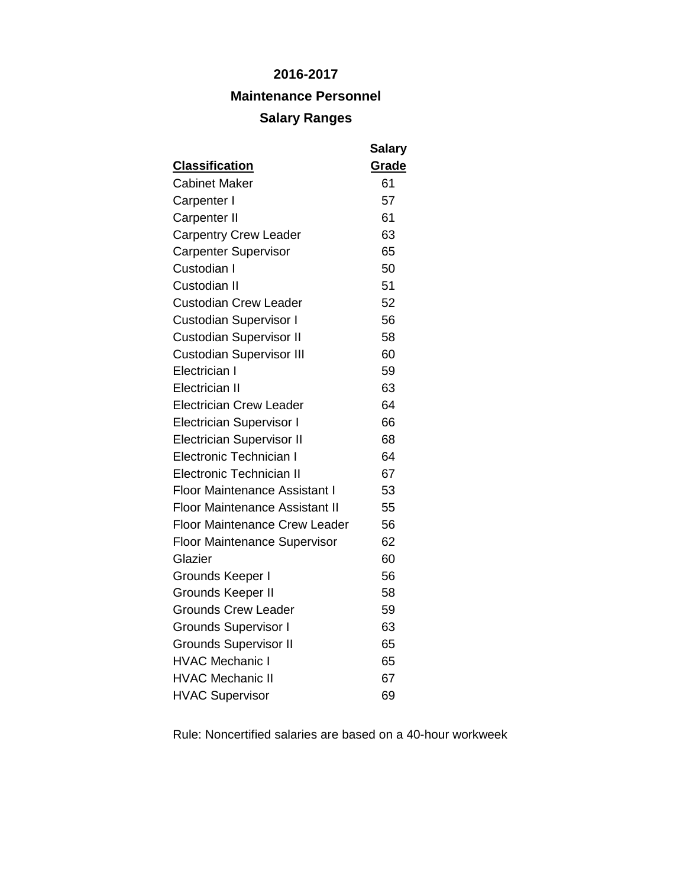# 2016-2017

## Maintenance Personnel

## Salary Ranges

| Classification | Salary Grade |
|---|---|
| Cabinet Maker | 61 |
| Carpenter I | 57 |
| Carpenter II | 61 |
| Carpentry Crew Leader | 63 |
| Carpenter Supervisor | 65 |
| Custodian I | 50 |
| Custodian II | 51 |
| Custodian Crew Leader | 52 |
| Custodian Supervisor I | 56 |
| Custodian Supervisor II | 58 |
| Custodian Supervisor III | 60 |
| Electrician I | 59 |
| Electrician II | 63 |
| Electrician Crew Leader | 64 |
| Electrician Supervisor I | 66 |
| Electrician Supervisor II | 68 |
| Electronic Technician I | 64 |
| Electronic Technician II | 67 |
| Floor Maintenance Assistant I | 53 |
| Floor Maintenance Assistant II | 55 |
| Floor Maintenance Crew Leader | 56 |
| Floor Maintenance Supervisor | 62 |
| Glazier | 60 |
| Grounds Keeper I | 56 |
| Grounds Keeper II | 58 |
| Grounds Crew Leader | 59 |
| Grounds Supervisor I | 63 |
| Grounds Supervisor II | 65 |
| HVAC Mechanic I | 65 |
| HVAC Mechanic II | 67 |
| HVAC Supervisor | 69 |

Rule: Noncertified salaries are based on a 40-hour workweek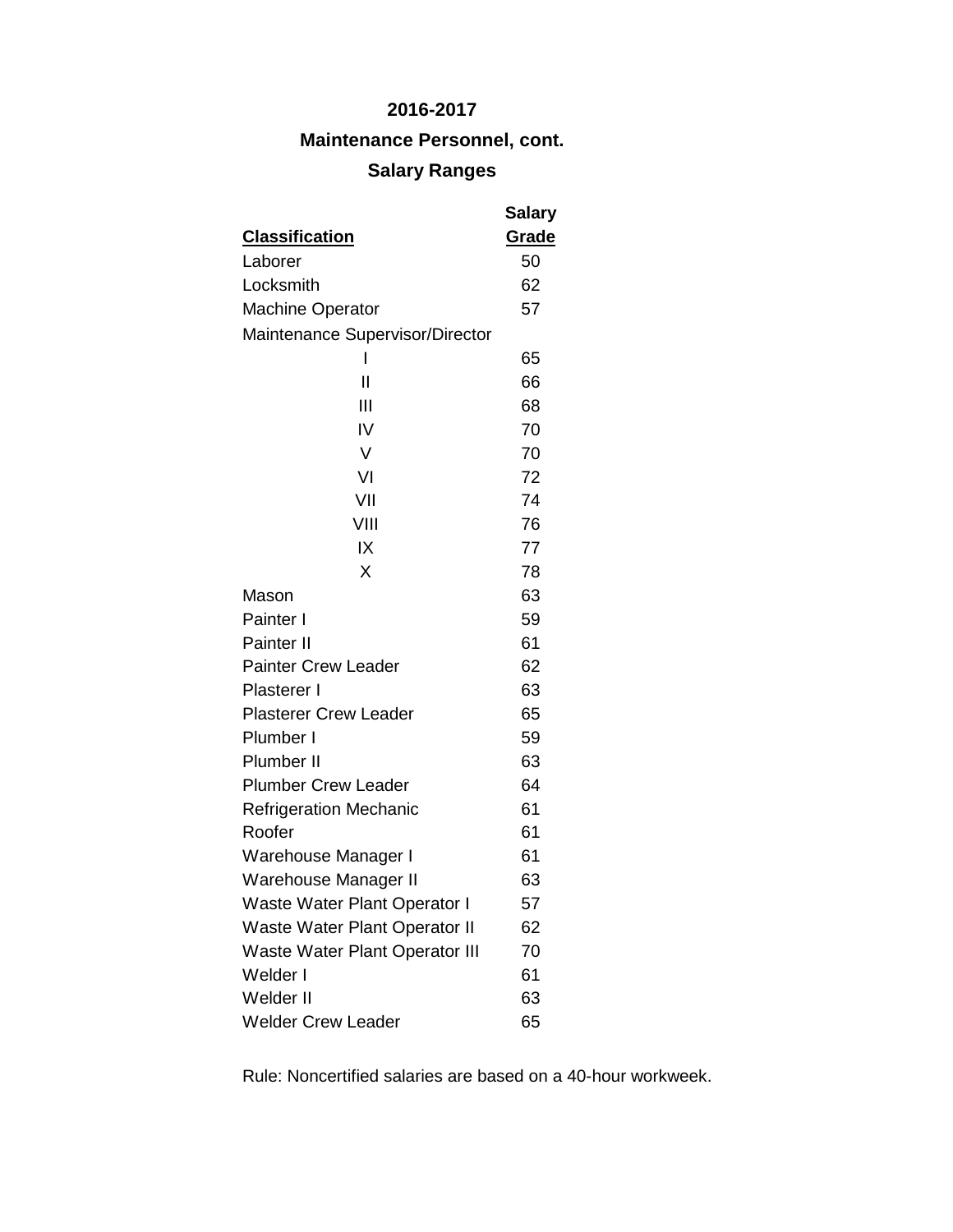**2016-2017**

**Maintenance Personnel, cont.**

**Salary Ranges**

| Classification | Salary Grade |
| --- | --- |
| Laborer | 50 |
| Locksmith | 62 |
| Machine Operator | 57 |
| Maintenance Supervisor/Director | |
| I | 65 |
| II | 66 |
| III | 68 |
| IV | 70 |
| V | 70 |
| VI | 72 |
| VII | 74 |
| VIII | 76 |
| IX | 77 |
| X | 78 |
| Mason | 63 |
| Painter I | 59 |
| Painter II | 61 |
| Painter Crew Leader | 62 |
| Plasterer I | 63 |
| Plasterer Crew Leader | 65 |
| Plumber I | 59 |
| Plumber II | 63 |
| Plumber Crew Leader | 64 |
| Refrigeration Mechanic | 61 |
| Roofer | 61 |
| Warehouse Manager I | 61 |
| Warehouse Manager II | 63 |
| Waste Water Plant Operator I | 57 |
| Waste Water Plant Operator II | 62 |
| Waste Water Plant Operator III | 70 |
| Welder I | 61 |
| Welder II | 63 |
| Welder Crew Leader | 65 |

Rule: Noncertified salaries are based on a 40-hour workweek.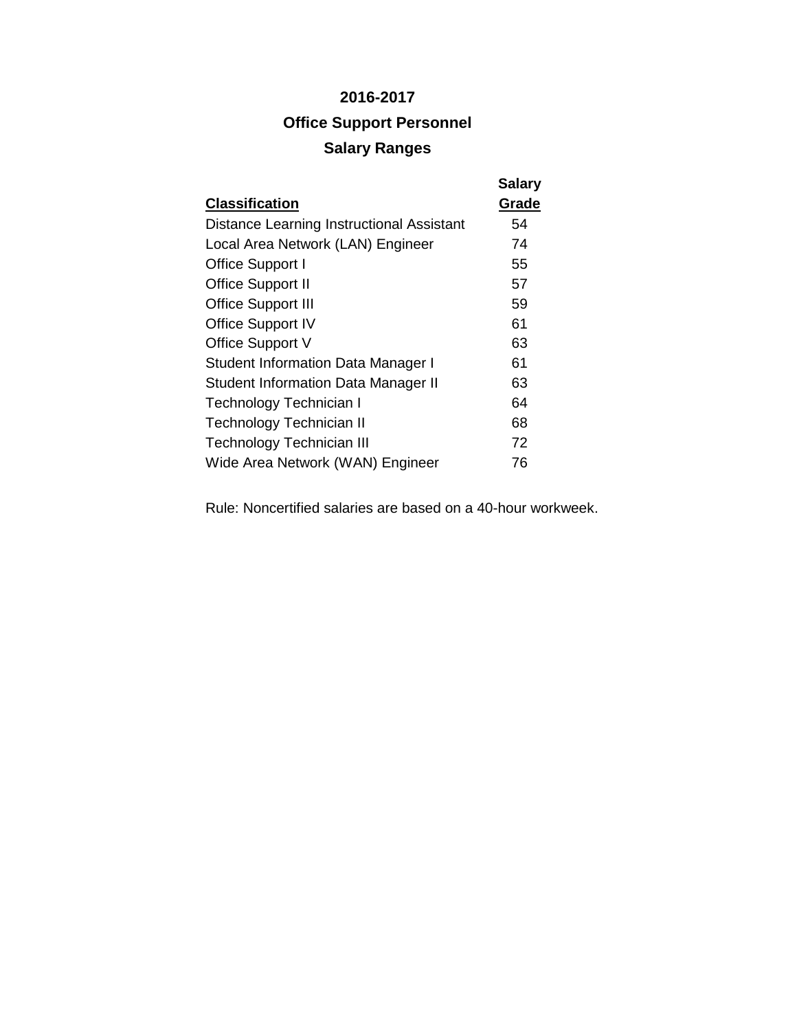# 2016-2017

## Office Support Personnel

## Salary Ranges

| Classification | Salary Grade |
|---|---|
| Distance Learning Instructional Assistant | 54 |
| Local Area Network (LAN) Engineer | 74 |
| Office Support I | 55 |
| Office Support II | 57 |
| Office Support III | 59 |
| Office Support IV | 61 |
| Office Support V | 63 |
| Student Information Data Manager I | 61 |
| Student Information Data Manager II | 63 |
| Technology Technician I | 64 |
| Technology Technician II | 68 |
| Technology Technician III | 72 |
| Wide Area Network (WAN) Engineer | 76 |

Rule: Noncertified salaries are based on a 40-hour workweek.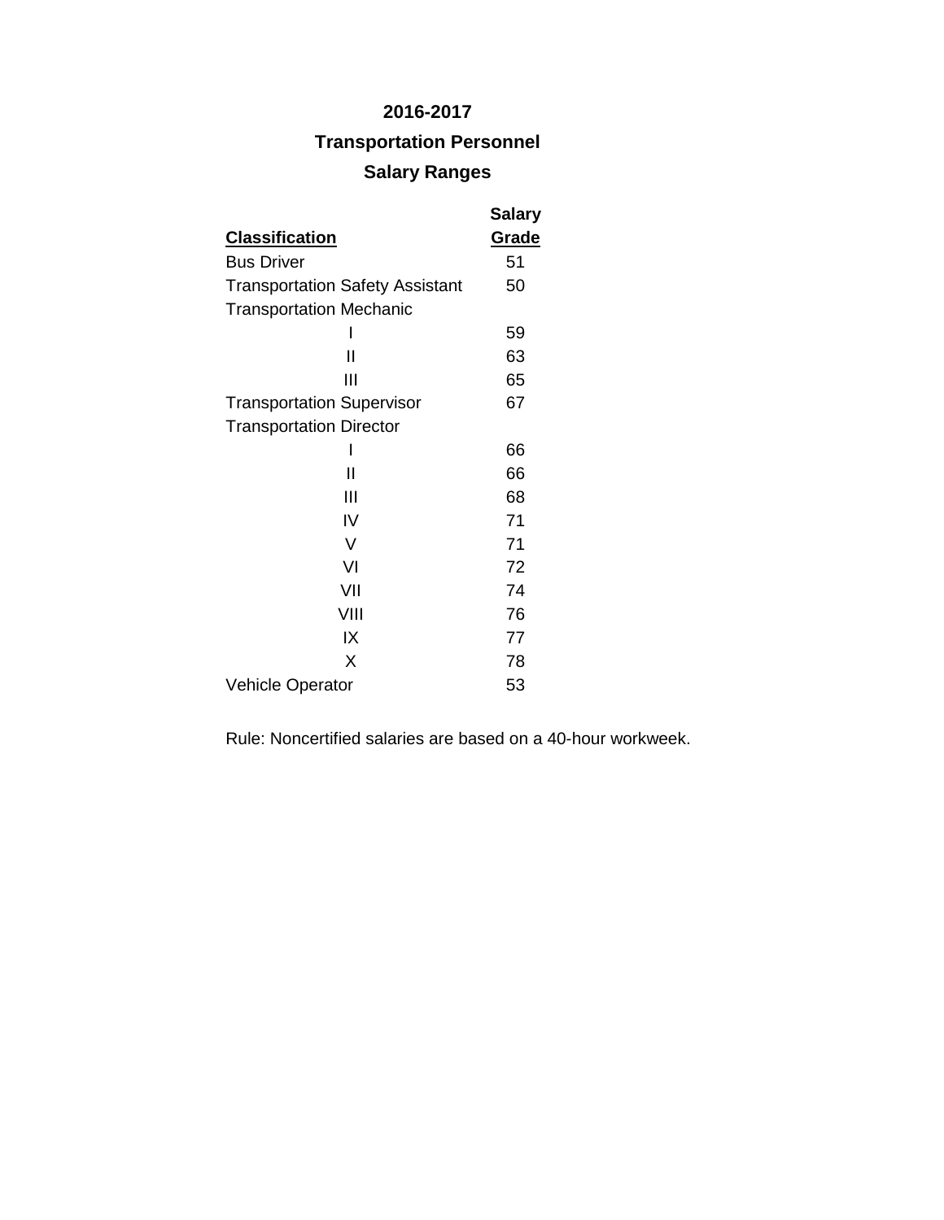# 2016-2017

## Transportation Personnel

## Salary Ranges

| Classification | Salary Grade |
|---|---|
| Bus Driver | 51 |
| Transportation Safety Assistant | 50 |
| Transportation Mechanic | |
| I | 59 |
| II | 63 |
| III | 65 |
| Transportation Supervisor | 67 |
| Transportation Director | |
| I | 66 |
| II | 66 |
| III | 68 |
| IV | 71 |
| V | 71 |
| VI | 72 |
| VII | 74 |
| VIII | 76 |
| IX | 77 |
| X | 78 |
| Vehicle Operator | 53 |

Rule: Noncertified salaries are based on a 40-hour workweek.